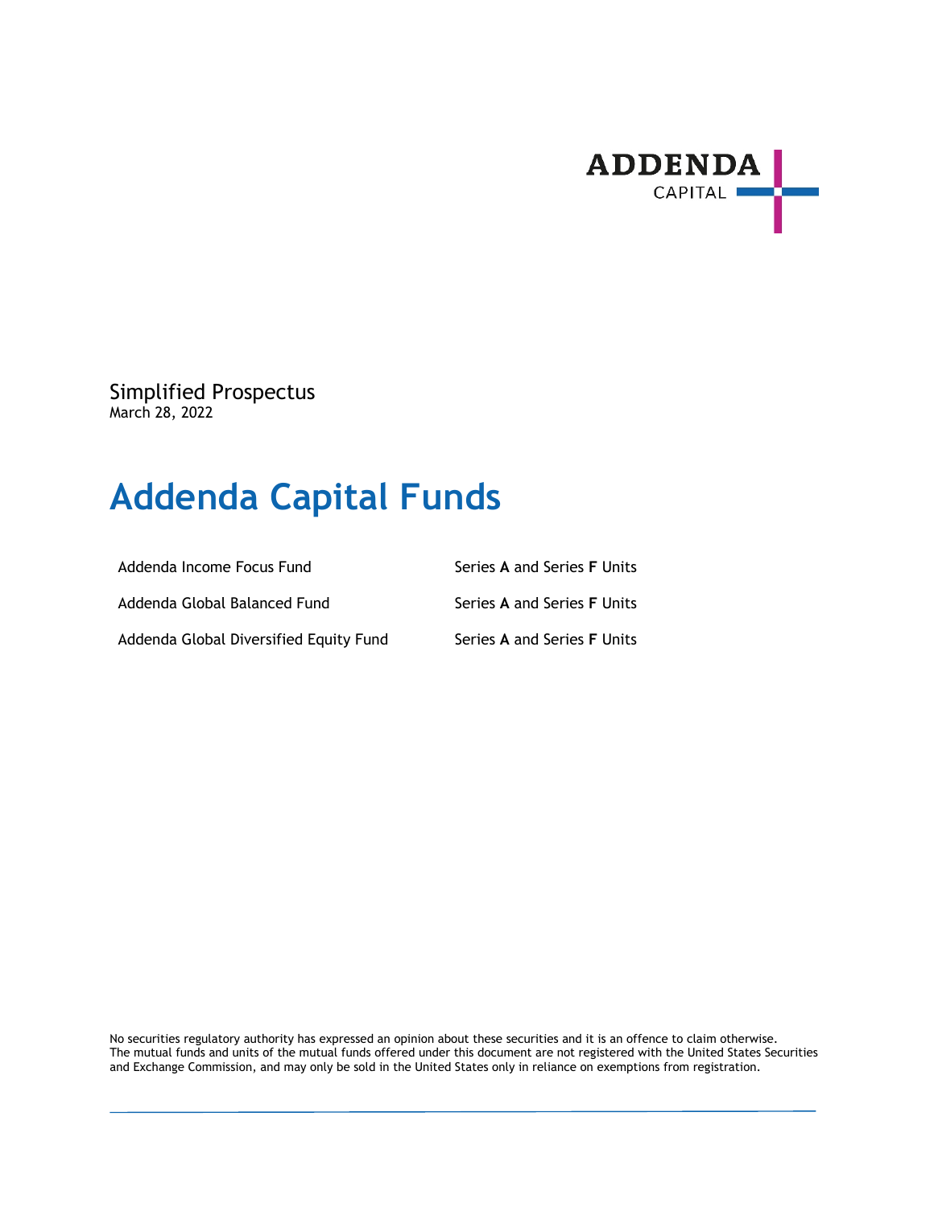ADDENDA CAPITAL

Simplified Prospectus
March 28, 2022

# Addenda Capital Funds

| | |
|---|---|
| Addenda Income Focus Fund | Series **A** and Series **F** Units |
| Addenda Global Balanced Fund | Series **A** and Series **F** Units |
| Addenda Global Diversified Equity Fund | Series **A** and Series **F** Units |

No securities regulatory authority has expressed an opinion about these securities and it is an offence to claim otherwise. The mutual funds and units of the mutual funds offered under this document are not registered with the United States Securities and Exchange Commission, and may only be sold in the United States only in reliance on exemptions from registration.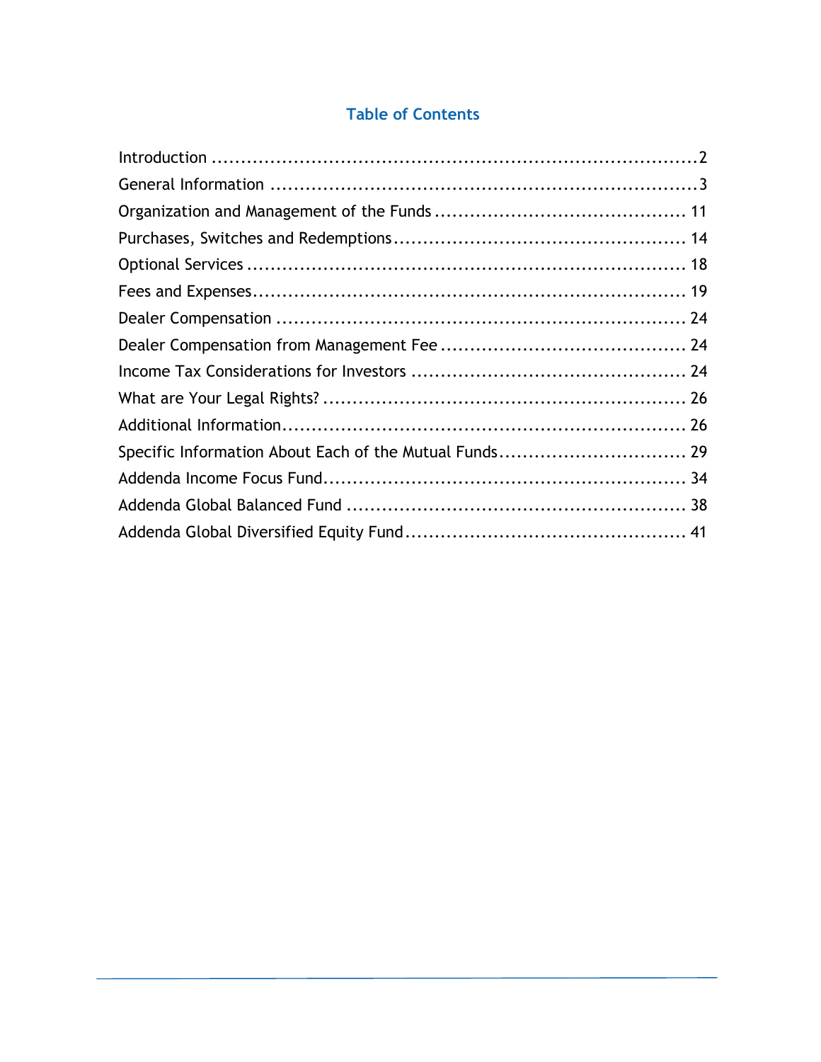# Table of Contents

| Section | Page |
| --- | --- |
| Introduction | 2 |
| General Information | 3 |
| Organization and Management of the Funds | 11 |
| Purchases, Switches and Redemptions | 14 |
| Optional Services | 18 |
| Fees and Expenses | 19 |
| Dealer Compensation | 24 |
| Dealer Compensation from Management Fee | 24 |
| Income Tax Considerations for Investors | 24 |
| What are Your Legal Rights? | 26 |
| Additional Information | 26 |
| Specific Information About Each of the Mutual Funds | 29 |
| Addenda Income Focus Fund | 34 |
| Addenda Global Balanced Fund | 38 |
| Addenda Global Diversified Equity Fund | 41 |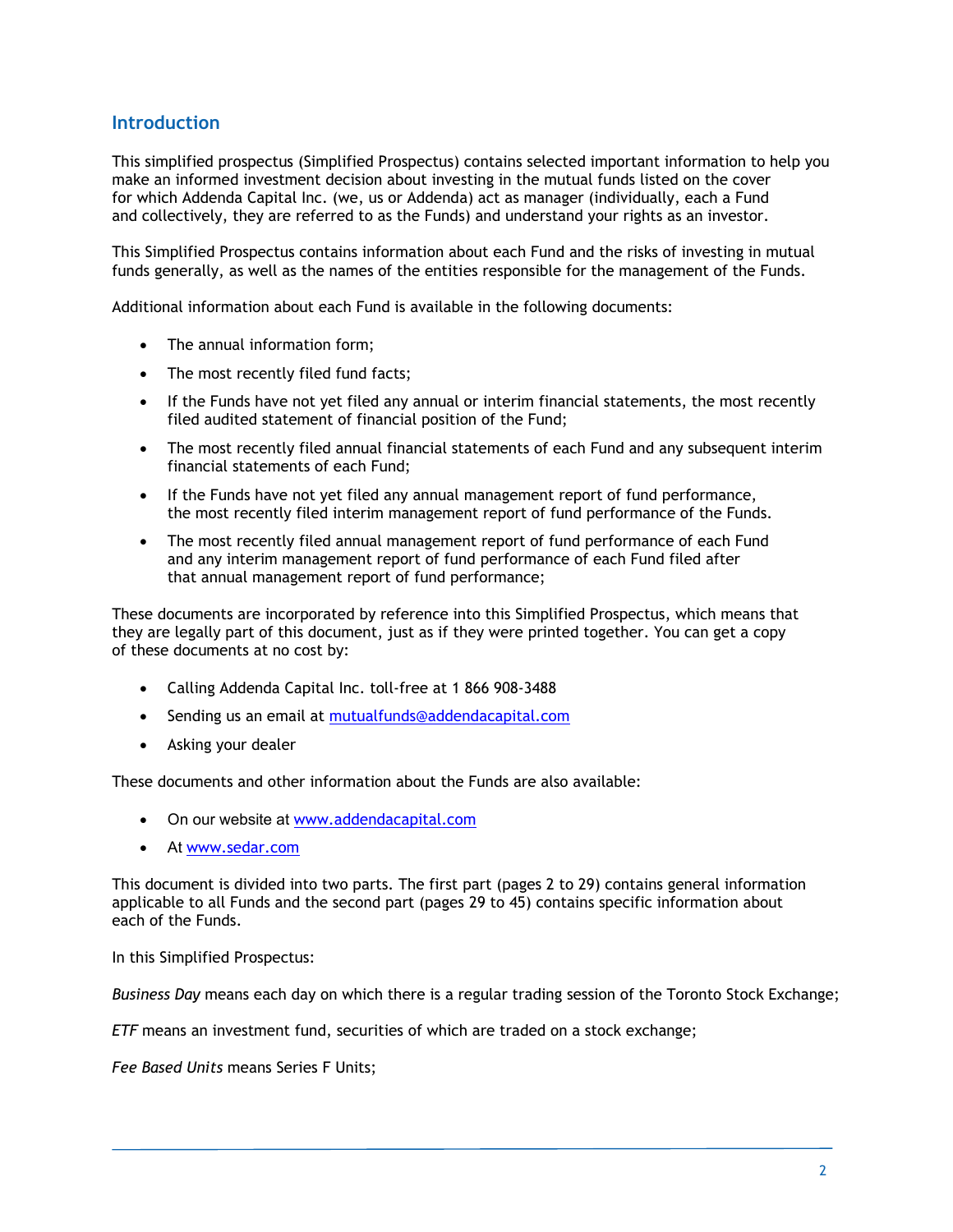## Introduction

This simplified prospectus (Simplified Prospectus) contains selected important information to help you make an informed investment decision about investing in the mutual funds listed on the cover for which Addenda Capital Inc. (we, us or Addenda) act as manager (individually, each a Fund and collectively, they are referred to as the Funds) and understand your rights as an investor.

This Simplified Prospectus contains information about each Fund and the risks of investing in mutual funds generally, as well as the names of the entities responsible for the management of the Funds.

Additional information about each Fund is available in the following documents:

- The annual information form;
- The most recently filed fund facts;
- If the Funds have not yet filed any annual or interim financial statements, the most recently filed audited statement of financial position of the Fund;
- The most recently filed annual financial statements of each Fund and any subsequent interim financial statements of each Fund;
- If the Funds have not yet filed any annual management report of fund performance, the most recently filed interim management report of fund performance of the Funds.
- The most recently filed annual management report of fund performance of each Fund and any interim management report of fund performance of each Fund filed after that annual management report of fund performance;

These documents are incorporated by reference into this Simplified Prospectus, which means that they are legally part of this document, just as if they were printed together. You can get a copy of these documents at no cost by:

- Calling Addenda Capital Inc. toll-free at 1 866 908-3488
- Sending us an email at mutualfunds@addendacapital.com
- Asking your dealer

These documents and other information about the Funds are also available:

- On our website at www.addendacapital.com
- At www.sedar.com

This document is divided into two parts. The first part (pages 2 to 29) contains general information applicable to all Funds and the second part (pages 29 to 45) contains specific information about each of the Funds.

In this Simplified Prospectus:

*Business Day* means each day on which there is a regular trading session of the Toronto Stock Exchange;

*ETF* means an investment fund, securities of which are traded on a stock exchange;

*Fee Based Units* means Series F Units;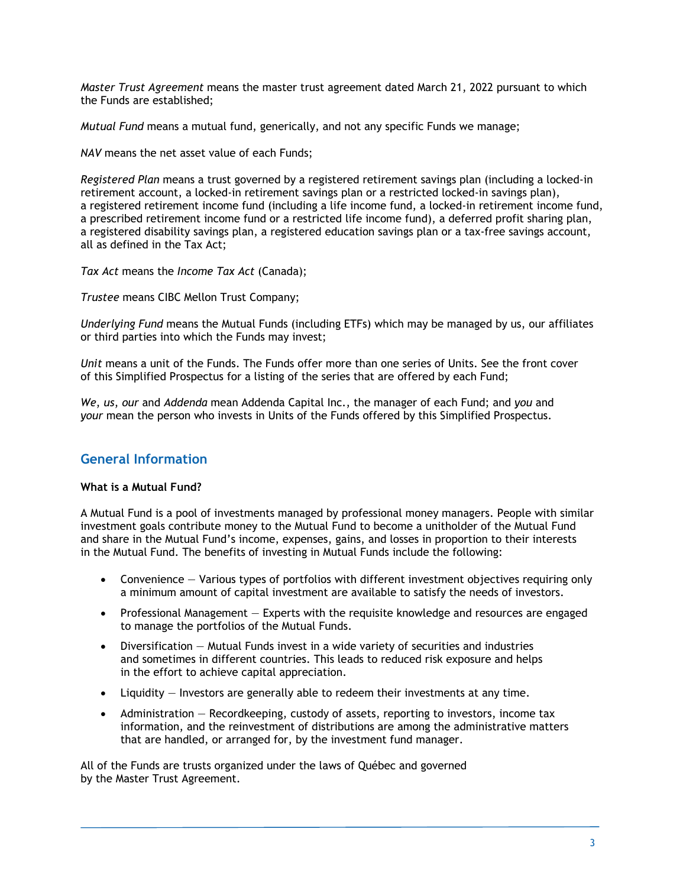*Master Trust Agreement* means the master trust agreement dated March 21, 2022 pursuant to which the Funds are established;

*Mutual Fund* means a mutual fund, generically, and not any specific Funds we manage;

*NAV* means the net asset value of each Funds;

*Registered Plan* means a trust governed by a registered retirement savings plan (including a locked-in retirement account, a locked-in retirement savings plan or a restricted locked-in savings plan), a registered retirement income fund (including a life income fund, a locked-in retirement income fund, a prescribed retirement income fund or a restricted life income fund), a deferred profit sharing plan, a registered disability savings plan, a registered education savings plan or a tax-free savings account, all as defined in the Tax Act;

*Tax Act* means the *Income Tax Act* (Canada);

*Trustee* means CIBC Mellon Trust Company;

*Underlying Fund* means the Mutual Funds (including ETFs) which may be managed by us, our affiliates or third parties into which the Funds may invest;

*Unit* means a unit of the Funds. The Funds offer more than one series of Units. See the front cover of this Simplified Prospectus for a listing of the series that are offered by each Fund;

*We*, *us*, *our* and *Addenda* mean Addenda Capital Inc., the manager of each Fund; and *you* and *your* mean the person who invests in Units of the Funds offered by this Simplified Prospectus.

## General Information

**What is a Mutual Fund?**

A Mutual Fund is a pool of investments managed by professional money managers. People with similar investment goals contribute money to the Mutual Fund to become a unitholder of the Mutual Fund and share in the Mutual Fund's income, expenses, gains, and losses in proportion to their interests in the Mutual Fund. The benefits of investing in Mutual Funds include the following:

- Convenience — Various types of portfolios with different investment objectives requiring only a minimum amount of capital investment are available to satisfy the needs of investors.
- Professional Management — Experts with the requisite knowledge and resources are engaged to manage the portfolios of the Mutual Funds.
- Diversification — Mutual Funds invest in a wide variety of securities and industries and sometimes in different countries. This leads to reduced risk exposure and helps in the effort to achieve capital appreciation.
- Liquidity — Investors are generally able to redeem their investments at any time.
- Administration — Recordkeeping, custody of assets, reporting to investors, income tax information, and the reinvestment of distributions are among the administrative matters that are handled, or arranged for, by the investment fund manager.

All of the Funds are trusts organized under the laws of Québec and governed by the Master Trust Agreement.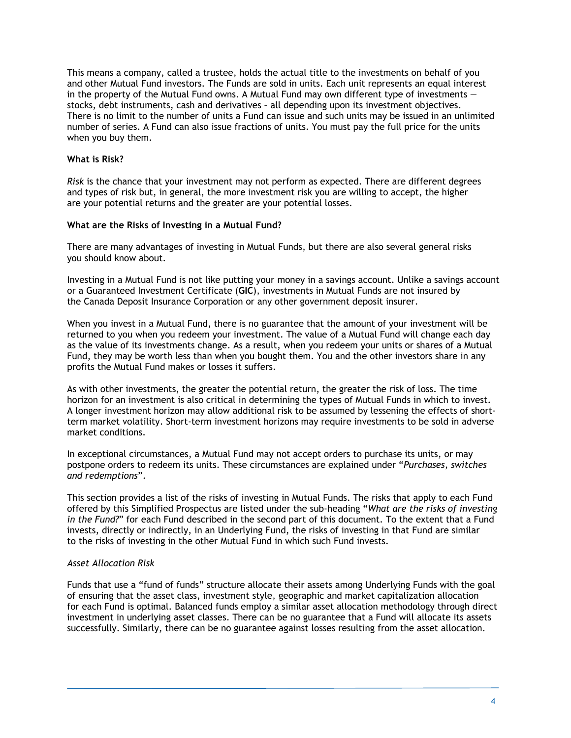This means a company, called a trustee, holds the actual title to the investments on behalf of you and other Mutual Fund investors. The Funds are sold in units. Each unit represents an equal interest in the property of the Mutual Fund owns. A Mutual Fund may own different type of investments — stocks, debt instruments, cash and derivatives – all depending upon its investment objectives. There is no limit to the number of units a Fund can issue and such units may be issued in an unlimited number of series. A Fund can also issue fractions of units. You must pay the full price for the units when you buy them.

**What is Risk?**

*Risk* is the chance that your investment may not perform as expected. There are different degrees and types of risk but, in general, the more investment risk you are willing to accept, the higher are your potential returns and the greater are your potential losses.

**What are the Risks of Investing in a Mutual Fund?**

There are many advantages of investing in Mutual Funds, but there are also several general risks you should know about.

Investing in a Mutual Fund is not like putting your money in a savings account. Unlike a savings account or a Guaranteed Investment Certificate (**GIC**), investments in Mutual Funds are not insured by the Canada Deposit Insurance Corporation or any other government deposit insurer.

When you invest in a Mutual Fund, there is no guarantee that the amount of your investment will be returned to you when you redeem your investment. The value of a Mutual Fund will change each day as the value of its investments change. As a result, when you redeem your units or shares of a Mutual Fund, they may be worth less than when you bought them. You and the other investors share in any profits the Mutual Fund makes or losses it suffers.

As with other investments, the greater the potential return, the greater the risk of loss. The time horizon for an investment is also critical in determining the types of Mutual Funds in which to invest. A longer investment horizon may allow additional risk to be assumed by lessening the effects of short-term market volatility. Short-term investment horizons may require investments to be sold in adverse market conditions.

In exceptional circumstances, a Mutual Fund may not accept orders to purchase its units, or may postpone orders to redeem its units. These circumstances are explained under "*Purchases, switches and redemptions*".

This section provides a list of the risks of investing in Mutual Funds. The risks that apply to each Fund offered by this Simplified Prospectus are listed under the sub-heading "*What are the risks of investing in the Fund?*" for each Fund described in the second part of this document. To the extent that a Fund invests, directly or indirectly, in an Underlying Fund, the risks of investing in that Fund are similar to the risks of investing in the other Mutual Fund in which such Fund invests.

*Asset Allocation Risk*

Funds that use a "fund of funds" structure allocate their assets among Underlying Funds with the goal of ensuring that the asset class, investment style, geographic and market capitalization allocation for each Fund is optimal. Balanced funds employ a similar asset allocation methodology through direct investment in underlying asset classes. There can be no guarantee that a Fund will allocate its assets successfully. Similarly, there can be no guarantee against losses resulting from the asset allocation.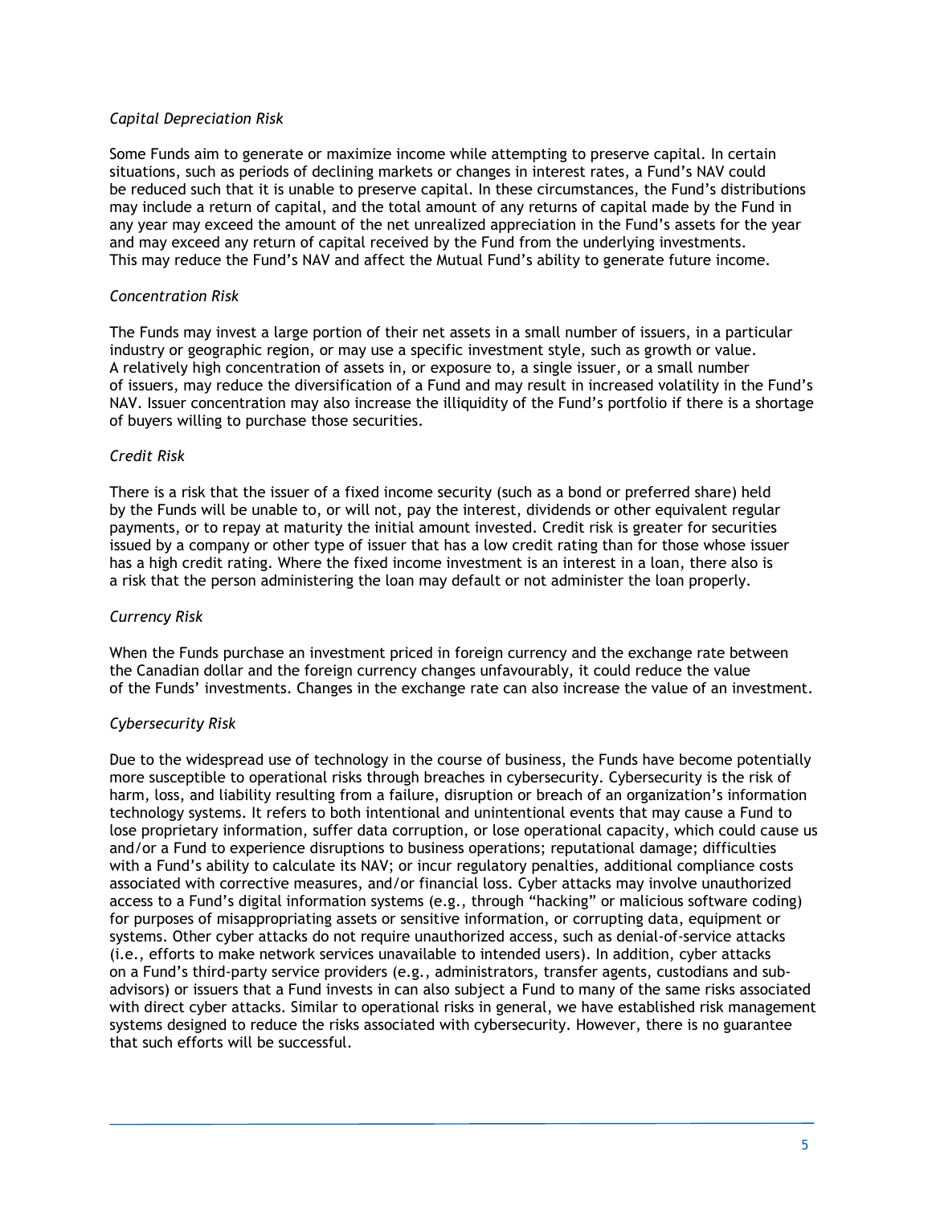*Capital Depreciation Risk*

Some Funds aim to generate or maximize income while attempting to preserve capital. In certain situations, such as periods of declining markets or changes in interest rates, a Fund's NAV could be reduced such that it is unable to preserve capital. In these circumstances, the Fund's distributions may include a return of capital, and the total amount of any returns of capital made by the Fund in any year may exceed the amount of the net unrealized appreciation in the Fund's assets for the year and may exceed any return of capital received by the Fund from the underlying investments. This may reduce the Fund's NAV and affect the Mutual Fund's ability to generate future income.

*Concentration Risk*

The Funds may invest a large portion of their net assets in a small number of issuers, in a particular industry or geographic region, or may use a specific investment style, such as growth or value. A relatively high concentration of assets in, or exposure to, a single issuer, or a small number of issuers, may reduce the diversification of a Fund and may result in increased volatility in the Fund's NAV. Issuer concentration may also increase the illiquidity of the Fund's portfolio if there is a shortage of buyers willing to purchase those securities.

*Credit Risk*

There is a risk that the issuer of a fixed income security (such as a bond or preferred share) held by the Funds will be unable to, or will not, pay the interest, dividends or other equivalent regular payments, or to repay at maturity the initial amount invested. Credit risk is greater for securities issued by a company or other type of issuer that has a low credit rating than for those whose issuer has a high credit rating. Where the fixed income investment is an interest in a loan, there also is a risk that the person administering the loan may default or not administer the loan properly.

*Currency Risk*

When the Funds purchase an investment priced in foreign currency and the exchange rate between the Canadian dollar and the foreign currency changes unfavourably, it could reduce the value of the Funds' investments. Changes in the exchange rate can also increase the value of an investment.

*Cybersecurity Risk*

Due to the widespread use of technology in the course of business, the Funds have become potentially more susceptible to operational risks through breaches in cybersecurity. Cybersecurity is the risk of harm, loss, and liability resulting from a failure, disruption or breach of an organization's information technology systems. It refers to both intentional and unintentional events that may cause a Fund to lose proprietary information, suffer data corruption, or lose operational capacity, which could cause us and/or a Fund to experience disruptions to business operations; reputational damage; difficulties with a Fund's ability to calculate its NAV; or incur regulatory penalties, additional compliance costs associated with corrective measures, and/or financial loss. Cyber attacks may involve unauthorized access to a Fund's digital information systems (e.g., through "hacking" or malicious software coding) for purposes of misappropriating assets or sensitive information, or corrupting data, equipment or systems. Other cyber attacks do not require unauthorized access, such as denial-of-service attacks (i.e., efforts to make network services unavailable to intended users). In addition, cyber attacks on a Fund's third-party service providers (e.g., administrators, transfer agents, custodians and sub-advisors) or issuers that a Fund invests in can also subject a Fund to many of the same risks associated with direct cyber attacks. Similar to operational risks in general, we have established risk management systems designed to reduce the risks associated with cybersecurity. However, there is no guarantee that such efforts will be successful.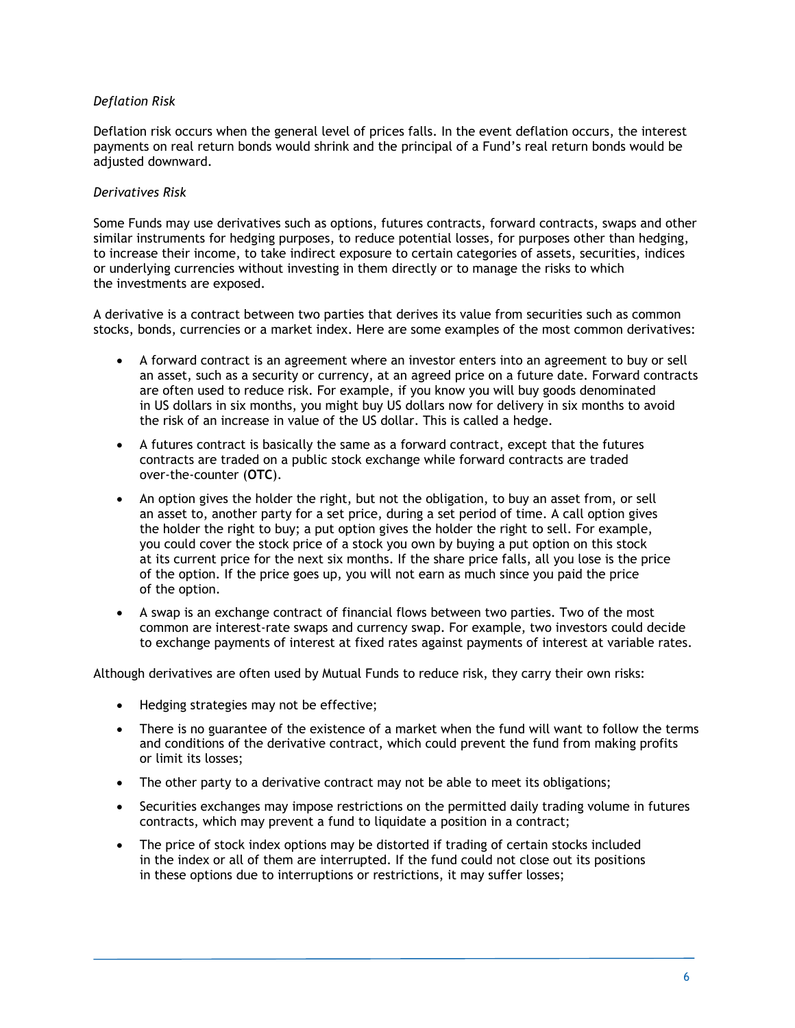*Deflation Risk*

Deflation risk occurs when the general level of prices falls. In the event deflation occurs, the interest payments on real return bonds would shrink and the principal of a Fund's real return bonds would be adjusted downward.

*Derivatives Risk*

Some Funds may use derivatives such as options, futures contracts, forward contracts, swaps and other similar instruments for hedging purposes, to reduce potential losses, for purposes other than hedging, to increase their income, to take indirect exposure to certain categories of assets, securities, indices or underlying currencies without investing in them directly or to manage the risks to which the investments are exposed.

A derivative is a contract between two parties that derives its value from securities such as common stocks, bonds, currencies or a market index. Here are some examples of the most common derivatives:

- A forward contract is an agreement where an investor enters into an agreement to buy or sell an asset, such as a security or currency, at an agreed price on a future date. Forward contracts are often used to reduce risk. For example, if you know you will buy goods denominated in US dollars in six months, you might buy US dollars now for delivery in six months to avoid the risk of an increase in value of the US dollar. This is called a hedge.
- A futures contract is basically the same as a forward contract, except that the futures contracts are traded on a public stock exchange while forward contracts are traded over-the-counter (**OTC**).
- An option gives the holder the right, but not the obligation, to buy an asset from, or sell an asset to, another party for a set price, during a set period of time. A call option gives the holder the right to buy; a put option gives the holder the right to sell. For example, you could cover the stock price of a stock you own by buying a put option on this stock at its current price for the next six months. If the share price falls, all you lose is the price of the option. If the price goes up, you will not earn as much since you paid the price of the option.
- A swap is an exchange contract of financial flows between two parties. Two of the most common are interest-rate swaps and currency swap. For example, two investors could decide to exchange payments of interest at fixed rates against payments of interest at variable rates.

Although derivatives are often used by Mutual Funds to reduce risk, they carry their own risks:

- Hedging strategies may not be effective;
- There is no guarantee of the existence of a market when the fund will want to follow the terms and conditions of the derivative contract, which could prevent the fund from making profits or limit its losses;
- The other party to a derivative contract may not be able to meet its obligations;
- Securities exchanges may impose restrictions on the permitted daily trading volume in futures contracts, which may prevent a fund to liquidate a position in a contract;
- The price of stock index options may be distorted if trading of certain stocks included in the index or all of them are interrupted. If the fund could not close out its positions in these options due to interruptions or restrictions, it may suffer losses;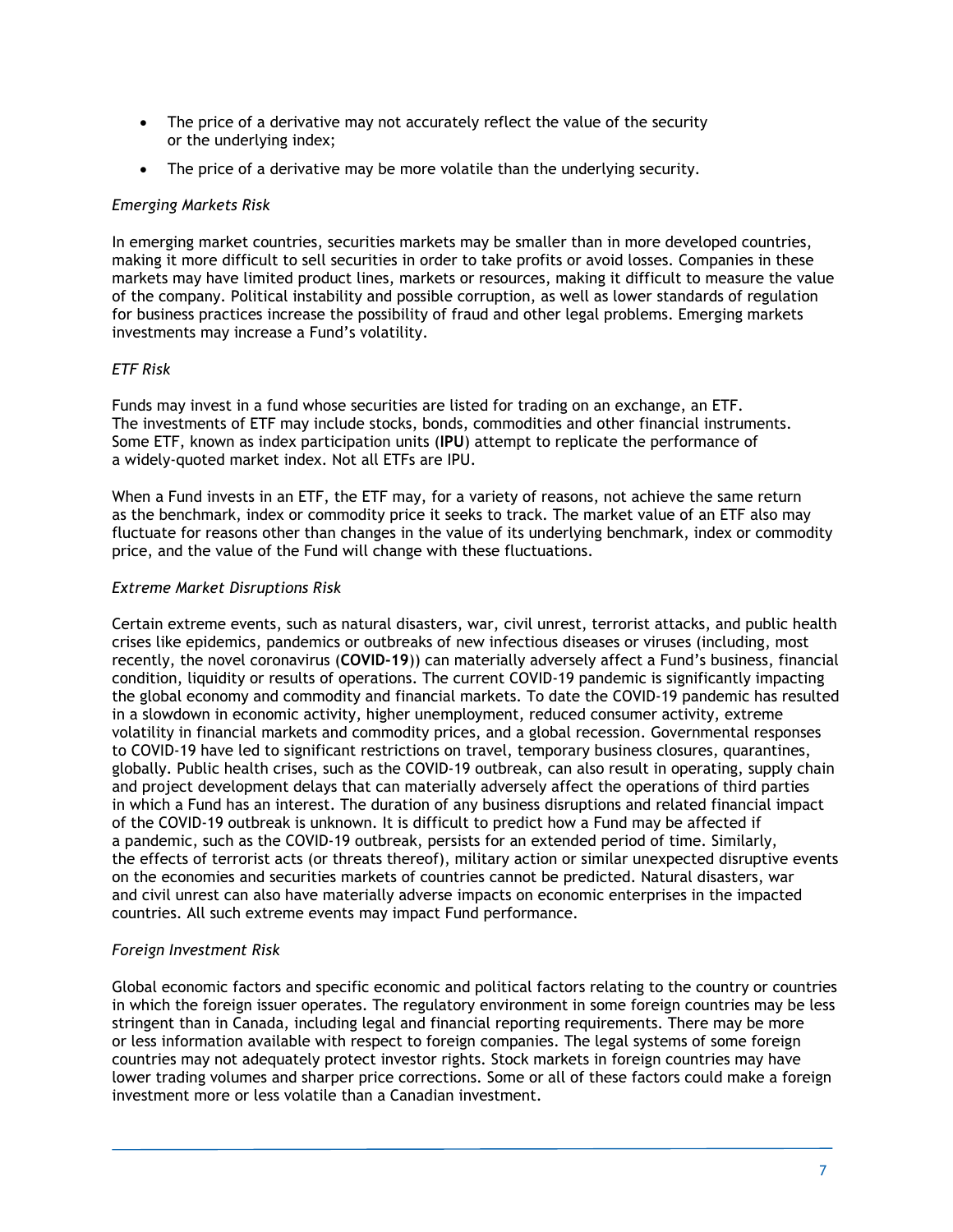- The price of a derivative may not accurately reflect the value of the security or the underlying index;
- The price of a derivative may be more volatile than the underlying security.

*Emerging Markets Risk*

In emerging market countries, securities markets may be smaller than in more developed countries, making it more difficult to sell securities in order to take profits or avoid losses. Companies in these markets may have limited product lines, markets or resources, making it difficult to measure the value of the company. Political instability and possible corruption, as well as lower standards of regulation for business practices increase the possibility of fraud and other legal problems. Emerging markets investments may increase a Fund's volatility.

*ETF Risk*

Funds may invest in a fund whose securities are listed for trading on an exchange, an ETF. The investments of ETF may include stocks, bonds, commodities and other financial instruments. Some ETF, known as index participation units (**IPU**) attempt to replicate the performance of a widely-quoted market index. Not all ETFs are IPU.

When a Fund invests in an ETF, the ETF may, for a variety of reasons, not achieve the same return as the benchmark, index or commodity price it seeks to track. The market value of an ETF also may fluctuate for reasons other than changes in the value of its underlying benchmark, index or commodity price, and the value of the Fund will change with these fluctuations.

*Extreme Market Disruptions Risk*

Certain extreme events, such as natural disasters, war, civil unrest, terrorist attacks, and public health crises like epidemics, pandemics or outbreaks of new infectious diseases or viruses (including, most recently, the novel coronavirus (**COVID-19**)) can materially adversely affect a Fund's business, financial condition, liquidity or results of operations. The current COVID-19 pandemic is significantly impacting the global economy and commodity and financial markets. To date the COVID-19 pandemic has resulted in a slowdown in economic activity, higher unemployment, reduced consumer activity, extreme volatility in financial markets and commodity prices, and a global recession. Governmental responses to COVID-19 have led to significant restrictions on travel, temporary business closures, quarantines, globally. Public health crises, such as the COVID-19 outbreak, can also result in operating, supply chain and project development delays that can materially adversely affect the operations of third parties in which a Fund has an interest. The duration of any business disruptions and related financial impact of the COVID-19 outbreak is unknown. It is difficult to predict how a Fund may be affected if a pandemic, such as the COVID-19 outbreak, persists for an extended period of time. Similarly, the effects of terrorist acts (or threats thereof), military action or similar unexpected disruptive events on the economies and securities markets of countries cannot be predicted. Natural disasters, war and civil unrest can also have materially adverse impacts on economic enterprises in the impacted countries. All such extreme events may impact Fund performance.

*Foreign Investment Risk*

Global economic factors and specific economic and political factors relating to the country or countries in which the foreign issuer operates. The regulatory environment in some foreign countries may be less stringent than in Canada, including legal and financial reporting requirements. There may be more or less information available with respect to foreign companies. The legal systems of some foreign countries may not adequately protect investor rights. Stock markets in foreign countries may have lower trading volumes and sharper price corrections. Some or all of these factors could make a foreign investment more or less volatile than a Canadian investment.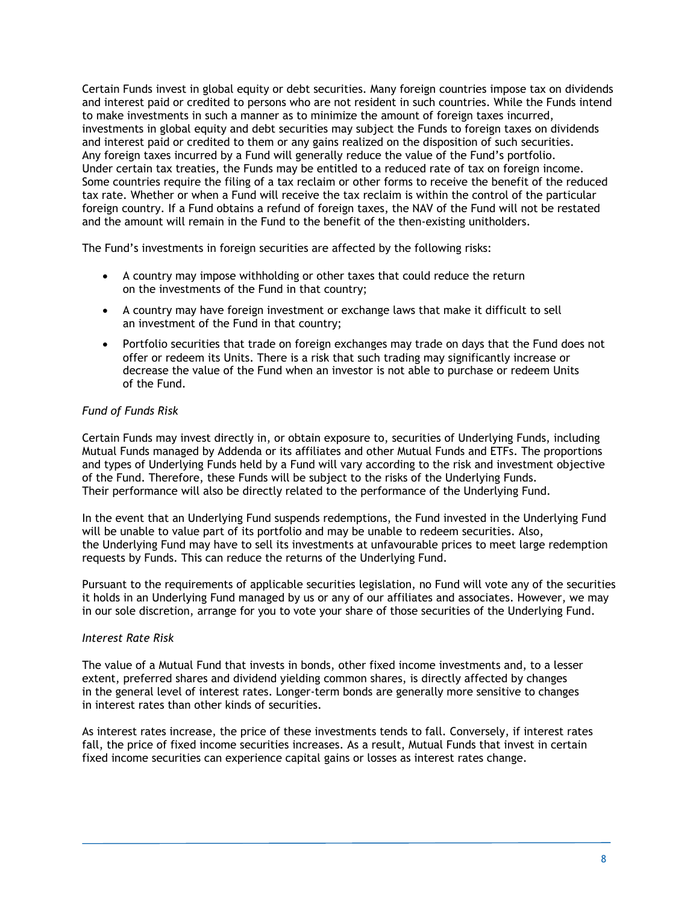Certain Funds invest in global equity or debt securities. Many foreign countries impose tax on dividends and interest paid or credited to persons who are not resident in such countries. While the Funds intend to make investments in such a manner as to minimize the amount of foreign taxes incurred, investments in global equity and debt securities may subject the Funds to foreign taxes on dividends and interest paid or credited to them or any gains realized on the disposition of such securities. Any foreign taxes incurred by a Fund will generally reduce the value of the Fund's portfolio. Under certain tax treaties, the Funds may be entitled to a reduced rate of tax on foreign income. Some countries require the filing of a tax reclaim or other forms to receive the benefit of the reduced tax rate. Whether or when a Fund will receive the tax reclaim is within the control of the particular foreign country. If a Fund obtains a refund of foreign taxes, the NAV of the Fund will not be restated and the amount will remain in the Fund to the benefit of the then-existing unitholders.

The Fund's investments in foreign securities are affected by the following risks:

- A country may impose withholding or other taxes that could reduce the return on the investments of the Fund in that country;
- A country may have foreign investment or exchange laws that make it difficult to sell an investment of the Fund in that country;
- Portfolio securities that trade on foreign exchanges may trade on days that the Fund does not offer or redeem its Units. There is a risk that such trading may significantly increase or decrease the value of the Fund when an investor is not able to purchase or redeem Units of the Fund.

*Fund of Funds Risk*

Certain Funds may invest directly in, or obtain exposure to, securities of Underlying Funds, including Mutual Funds managed by Addenda or its affiliates and other Mutual Funds and ETFs. The proportions and types of Underlying Funds held by a Fund will vary according to the risk and investment objective of the Fund. Therefore, these Funds will be subject to the risks of the Underlying Funds. Their performance will also be directly related to the performance of the Underlying Fund.

In the event that an Underlying Fund suspends redemptions, the Fund invested in the Underlying Fund will be unable to value part of its portfolio and may be unable to redeem securities. Also, the Underlying Fund may have to sell its investments at unfavourable prices to meet large redemption requests by Funds. This can reduce the returns of the Underlying Fund.

Pursuant to the requirements of applicable securities legislation, no Fund will vote any of the securities it holds in an Underlying Fund managed by us or any of our affiliates and associates. However, we may in our sole discretion, arrange for you to vote your share of those securities of the Underlying Fund.

*Interest Rate Risk*

The value of a Mutual Fund that invests in bonds, other fixed income investments and, to a lesser extent, preferred shares and dividend yielding common shares, is directly affected by changes in the general level of interest rates. Longer-term bonds are generally more sensitive to changes in interest rates than other kinds of securities.

As interest rates increase, the price of these investments tends to fall. Conversely, if interest rates fall, the price of fixed income securities increases. As a result, Mutual Funds that invest in certain fixed income securities can experience capital gains or losses as interest rates change.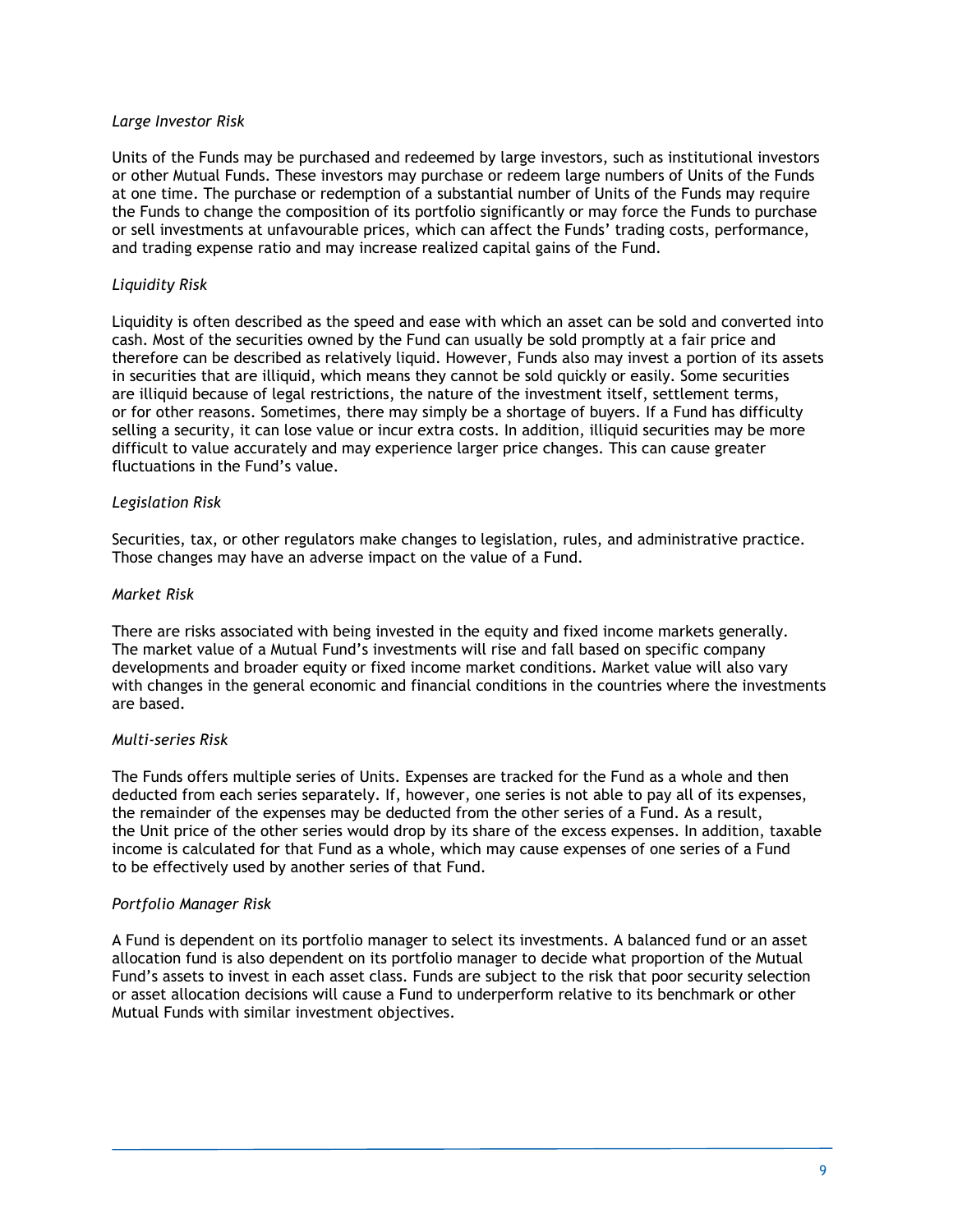*Large Investor Risk*

Units of the Funds may be purchased and redeemed by large investors, such as institutional investors or other Mutual Funds. These investors may purchase or redeem large numbers of Units of the Funds at one time. The purchase or redemption of a substantial number of Units of the Funds may require the Funds to change the composition of its portfolio significantly or may force the Funds to purchase or sell investments at unfavourable prices, which can affect the Funds' trading costs, performance, and trading expense ratio and may increase realized capital gains of the Fund.

*Liquidity Risk*

Liquidity is often described as the speed and ease with which an asset can be sold and converted into cash. Most of the securities owned by the Fund can usually be sold promptly at a fair price and therefore can be described as relatively liquid. However, Funds also may invest a portion of its assets in securities that are illiquid, which means they cannot be sold quickly or easily. Some securities are illiquid because of legal restrictions, the nature of the investment itself, settlement terms, or for other reasons. Sometimes, there may simply be a shortage of buyers. If a Fund has difficulty selling a security, it can lose value or incur extra costs. In addition, illiquid securities may be more difficult to value accurately and may experience larger price changes. This can cause greater fluctuations in the Fund's value.

*Legislation Risk*

Securities, tax, or other regulators make changes to legislation, rules, and administrative practice. Those changes may have an adverse impact on the value of a Fund.

*Market Risk*

There are risks associated with being invested in the equity and fixed income markets generally. The market value of a Mutual Fund's investments will rise and fall based on specific company developments and broader equity or fixed income market conditions. Market value will also vary with changes in the general economic and financial conditions in the countries where the investments are based.

*Multi-series Risk*

The Funds offers multiple series of Units. Expenses are tracked for the Fund as a whole and then deducted from each series separately. If, however, one series is not able to pay all of its expenses, the remainder of the expenses may be deducted from the other series of a Fund. As a result, the Unit price of the other series would drop by its share of the excess expenses. In addition, taxable income is calculated for that Fund as a whole, which may cause expenses of one series of a Fund to be effectively used by another series of that Fund.

*Portfolio Manager Risk*

A Fund is dependent on its portfolio manager to select its investments. A balanced fund or an asset allocation fund is also dependent on its portfolio manager to decide what proportion of the Mutual Fund's assets to invest in each asset class. Funds are subject to the risk that poor security selection or asset allocation decisions will cause a Fund to underperform relative to its benchmark or other Mutual Funds with similar investment objectives.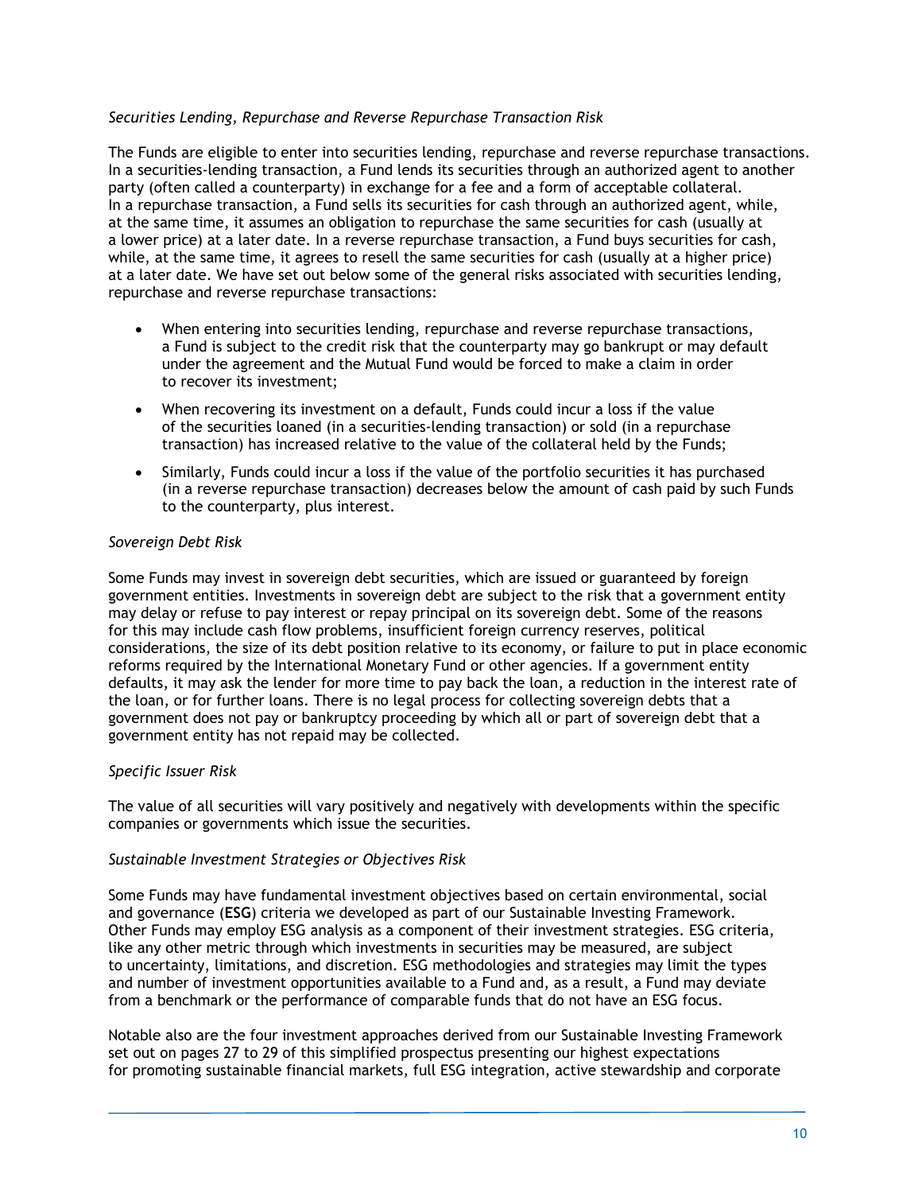*Securities Lending, Repurchase and Reverse Repurchase Transaction Risk*

The Funds are eligible to enter into securities lending, repurchase and reverse repurchase transactions. In a securities-lending transaction, a Fund lends its securities through an authorized agent to another party (often called a counterparty) in exchange for a fee and a form of acceptable collateral. In a repurchase transaction, a Fund sells its securities for cash through an authorized agent, while, at the same time, it assumes an obligation to repurchase the same securities for cash (usually at a lower price) at a later date. In a reverse repurchase transaction, a Fund buys securities for cash, while, at the same time, it agrees to resell the same securities for cash (usually at a higher price) at a later date. We have set out below some of the general risks associated with securities lending, repurchase and reverse repurchase transactions:

- When entering into securities lending, repurchase and reverse repurchase transactions, a Fund is subject to the credit risk that the counterparty may go bankrupt or may default under the agreement and the Mutual Fund would be forced to make a claim in order to recover its investment;
- When recovering its investment on a default, Funds could incur a loss if the value of the securities loaned (in a securities-lending transaction) or sold (in a repurchase transaction) has increased relative to the value of the collateral held by the Funds;
- Similarly, Funds could incur a loss if the value of the portfolio securities it has purchased (in a reverse repurchase transaction) decreases below the amount of cash paid by such Funds to the counterparty, plus interest.

*Sovereign Debt Risk*

Some Funds may invest in sovereign debt securities, which are issued or guaranteed by foreign government entities. Investments in sovereign debt are subject to the risk that a government entity may delay or refuse to pay interest or repay principal on its sovereign debt. Some of the reasons for this may include cash flow problems, insufficient foreign currency reserves, political considerations, the size of its debt position relative to its economy, or failure to put in place economic reforms required by the International Monetary Fund or other agencies. If a government entity defaults, it may ask the lender for more time to pay back the loan, a reduction in the interest rate of the loan, or for further loans. There is no legal process for collecting sovereign debts that a government does not pay or bankruptcy proceeding by which all or part of sovereign debt that a government entity has not repaid may be collected.

*Specific Issuer Risk*

The value of all securities will vary positively and negatively with developments within the specific companies or governments which issue the securities.

*Sustainable Investment Strategies or Objectives Risk*

Some Funds may have fundamental investment objectives based on certain environmental, social and governance (**ESG**) criteria we developed as part of our Sustainable Investing Framework. Other Funds may employ ESG analysis as a component of their investment strategies. ESG criteria, like any other metric through which investments in securities may be measured, are subject to uncertainty, limitations, and discretion. ESG methodologies and strategies may limit the types and number of investment opportunities available to a Fund and, as a result, a Fund may deviate from a benchmark or the performance of comparable funds that do not have an ESG focus.

Notable also are the four investment approaches derived from our Sustainable Investing Framework set out on pages 27 to 29 of this simplified prospectus presenting our highest expectations for promoting sustainable financial markets, full ESG integration, active stewardship and corporate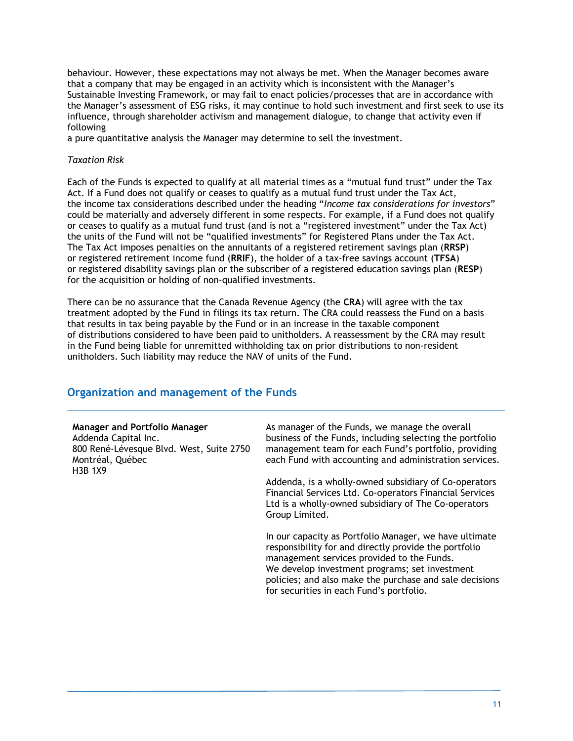behaviour. However, these expectations may not always be met. When the Manager becomes aware that a company that may be engaged in an activity which is inconsistent with the Manager's Sustainable Investing Framework, or may fail to enact policies/processes that are in accordance with the Manager's assessment of ESG risks, it may continue to hold such investment and first seek to use its influence, through shareholder activism and management dialogue, to change that activity even if following
a pure quantitative analysis the Manager may determine to sell the investment.

*Taxation Risk*

Each of the Funds is expected to qualify at all material times as a "mutual fund trust" under the Tax Act. If a Fund does not qualify or ceases to qualify as a mutual fund trust under the Tax Act, the income tax considerations described under the heading "*Income tax considerations for investors*" could be materially and adversely different in some respects. For example, if a Fund does not qualify or ceases to qualify as a mutual fund trust (and is not a "registered investment" under the Tax Act) the units of the Fund will not be "qualified investments" for Registered Plans under the Tax Act. The Tax Act imposes penalties on the annuitants of a registered retirement savings plan (**RRSP**) or registered retirement income fund (**RRIF**), the holder of a tax-free savings account (**TFSA**) or registered disability savings plan or the subscriber of a registered education savings plan (**RESP**) for the acquisition or holding of non-qualified investments.

There can be no assurance that the Canada Revenue Agency (the **CRA**) will agree with the tax treatment adopted by the Fund in filings its tax return. The CRA could reassess the Fund on a basis that results in tax being payable by the Fund or in an increase in the taxable component of distributions considered to have been paid to unitholders. A reassessment by the CRA may result in the Fund being liable for unremitted withholding tax on prior distributions to non-resident unitholders. Such liability may reduce the NAV of units of the Fund.

## Organization and management of the Funds

| | |
|---|---|
| **Manager and Portfolio Manager**<br>Addenda Capital Inc.<br>800 René-Lévesque Blvd. West, Suite 2750<br>Montréal, Québec<br>H3B 1X9 | As manager of the Funds, we manage the overall business of the Funds, including selecting the portfolio management team for each Fund's portfolio, providing each Fund with accounting and administration services.<br><br>Addenda, is a wholly-owned subsidiary of Co-operators Financial Services Ltd. Co-operators Financial Services Ltd is a wholly-owned subsidiary of The Co-operators Group Limited.<br><br>In our capacity as Portfolio Manager, we have ultimate responsibility for and directly provide the portfolio management services provided to the Funds. We develop investment programs; set investment policies; and also make the purchase and sale decisions for securities in each Fund's portfolio. |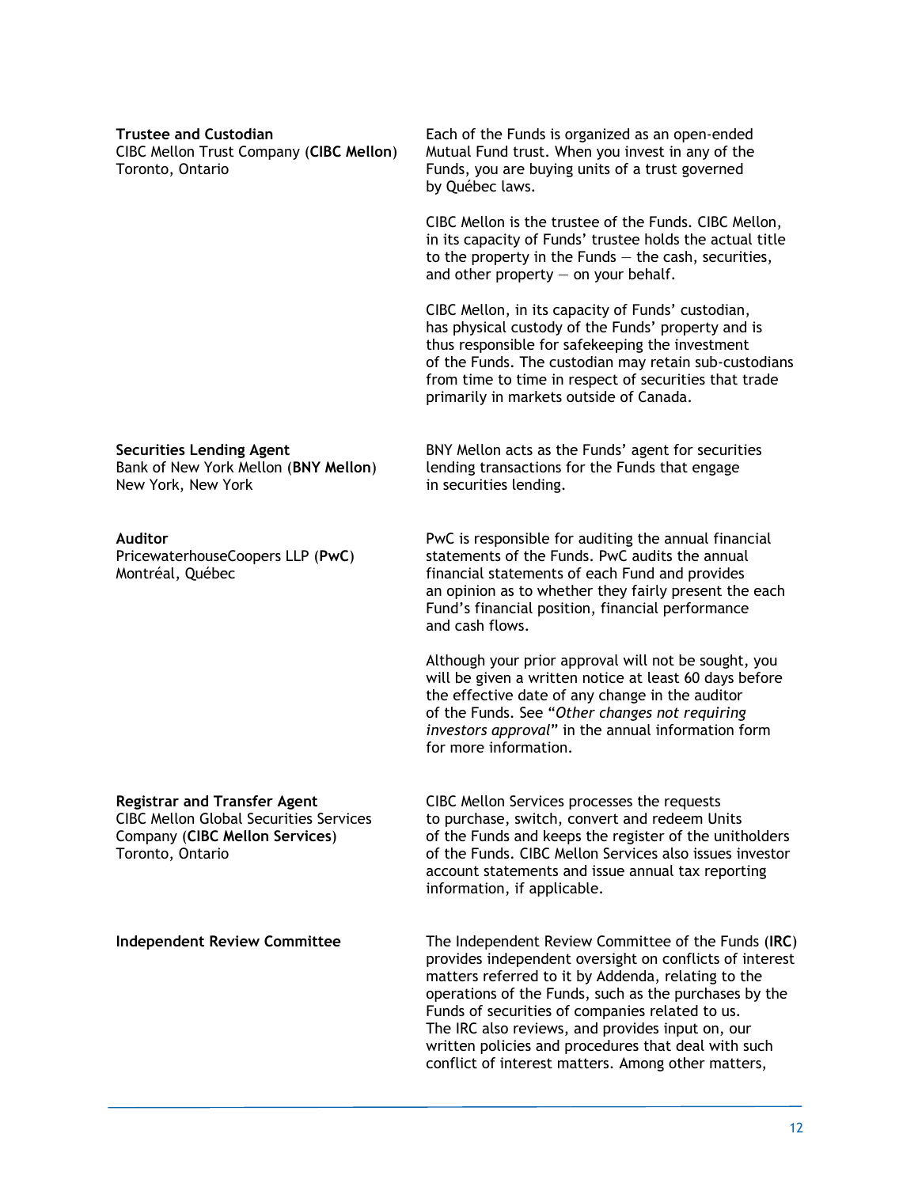| | |
|---|---|
| **Trustee and Custodian**<br>CIBC Mellon Trust Company (**CIBC Mellon**)<br>Toronto, Ontario | Each of the Funds is organized as an open-ended Mutual Fund trust. When you invest in any of the Funds, you are buying units of a trust governed by Québec laws.<br><br>CIBC Mellon is the trustee of the Funds. CIBC Mellon, in its capacity of Funds' trustee holds the actual title to the property in the Funds — the cash, securities, and other property — on your behalf.<br><br>CIBC Mellon, in its capacity of Funds' custodian, has physical custody of the Funds' property and is thus responsible for safekeeping the investment of the Funds. The custodian may retain sub-custodians from time to time in respect of securities that trade primarily in markets outside of Canada. |
| **Securities Lending Agent**<br>Bank of New York Mellon (**BNY Mellon**)<br>New York, New York | BNY Mellon acts as the Funds' agent for securities lending transactions for the Funds that engage in securities lending. |
| **Auditor**<br>PricewaterhouseCoopers LLP (**PwC**)<br>Montréal, Québec | PwC is responsible for auditing the annual financial statements of the Funds. PwC audits the annual financial statements of each Fund and provides an opinion as to whether they fairly present the each Fund's financial position, financial performance and cash flows.<br><br>Although your prior approval will not be sought, you will be given a written notice at least 60 days before the effective date of any change in the auditor of the Funds. See "*Other changes not requiring investors approval*" in the annual information form for more information. |
| **Registrar and Transfer Agent**<br>CIBC Mellon Global Securities Services Company (**CIBC Mellon Services**)<br>Toronto, Ontario | CIBC Mellon Services processes the requests to purchase, switch, convert and redeem Units of the Funds and keeps the register of the unitholders of the Funds. CIBC Mellon Services also issues investor account statements and issue annual tax reporting information, if applicable. |
| **Independent Review Committee** | The Independent Review Committee of the Funds (**IRC**) provides independent oversight on conflicts of interest matters referred to it by Addenda, relating to the operations of the Funds, such as the purchases by the Funds of securities of companies related to us. The IRC also reviews, and provides input on, our written policies and procedures that deal with such conflict of interest matters. Among other matters, |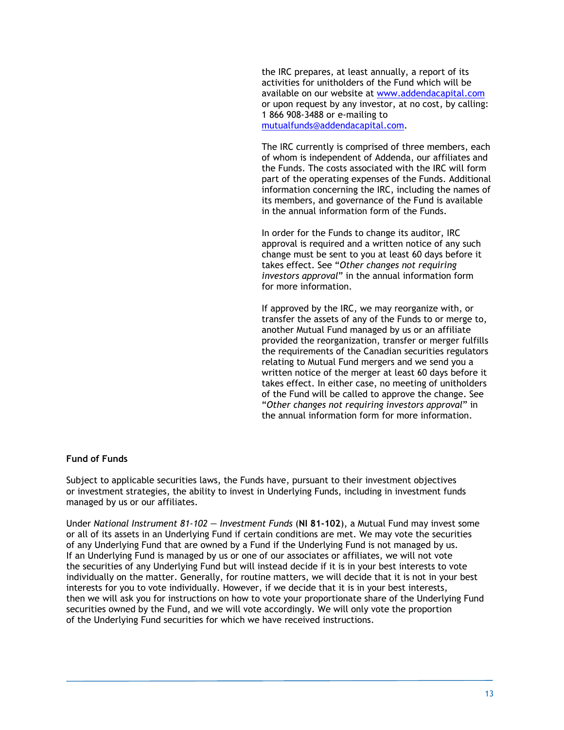the IRC prepares, at least annually, a report of its activities for unitholders of the Fund which will be available on our website at [www.addendacapital.com](http://www.addendacapital.com) or upon request by any investor, at no cost, by calling: 1 866 908-3488 or e-mailing to [mutualfunds@addendacapital.com](mailto:mutualfunds@addendacapital.com).

The IRC currently is comprised of three members, each of whom is independent of Addenda, our affiliates and the Funds. The costs associated with the IRC will form part of the operating expenses of the Funds. Additional information concerning the IRC, including the names of its members, and governance of the Fund is available in the annual information form of the Funds.

In order for the Funds to change its auditor, IRC approval is required and a written notice of any such change must be sent to you at least 60 days before it takes effect. See "*Other changes not requiring investors approval*" in the annual information form for more information.

If approved by the IRC, we may reorganize with, or transfer the assets of any of the Funds to or merge to, another Mutual Fund managed by us or an affiliate provided the reorganization, transfer or merger fulfills the requirements of the Canadian securities regulators relating to Mutual Fund mergers and we send you a written notice of the merger at least 60 days before it takes effect. In either case, no meeting of unitholders of the Fund will be called to approve the change. See "*Other changes not requiring investors approval*" in the annual information form for more information.

**Fund of Funds**

Subject to applicable securities laws, the Funds have, pursuant to their investment objectives or investment strategies, the ability to invest in Underlying Funds, including in investment funds managed by us or our affiliates.

Under *National Instrument 81-102 — Investment Funds* (**NI 81-102**), a Mutual Fund may invest some or all of its assets in an Underlying Fund if certain conditions are met. We may vote the securities of any Underlying Fund that are owned by a Fund if the Underlying Fund is not managed by us. If an Underlying Fund is managed by us or one of our associates or affiliates, we will not vote the securities of any Underlying Fund but will instead decide if it is in your best interests to vote individually on the matter. Generally, for routine matters, we will decide that it is not in your best interests for you to vote individually. However, if we decide that it is in your best interests, then we will ask you for instructions on how to vote your proportionate share of the Underlying Fund securities owned by the Fund, and we will vote accordingly. We will only vote the proportion of the Underlying Fund securities for which we have received instructions.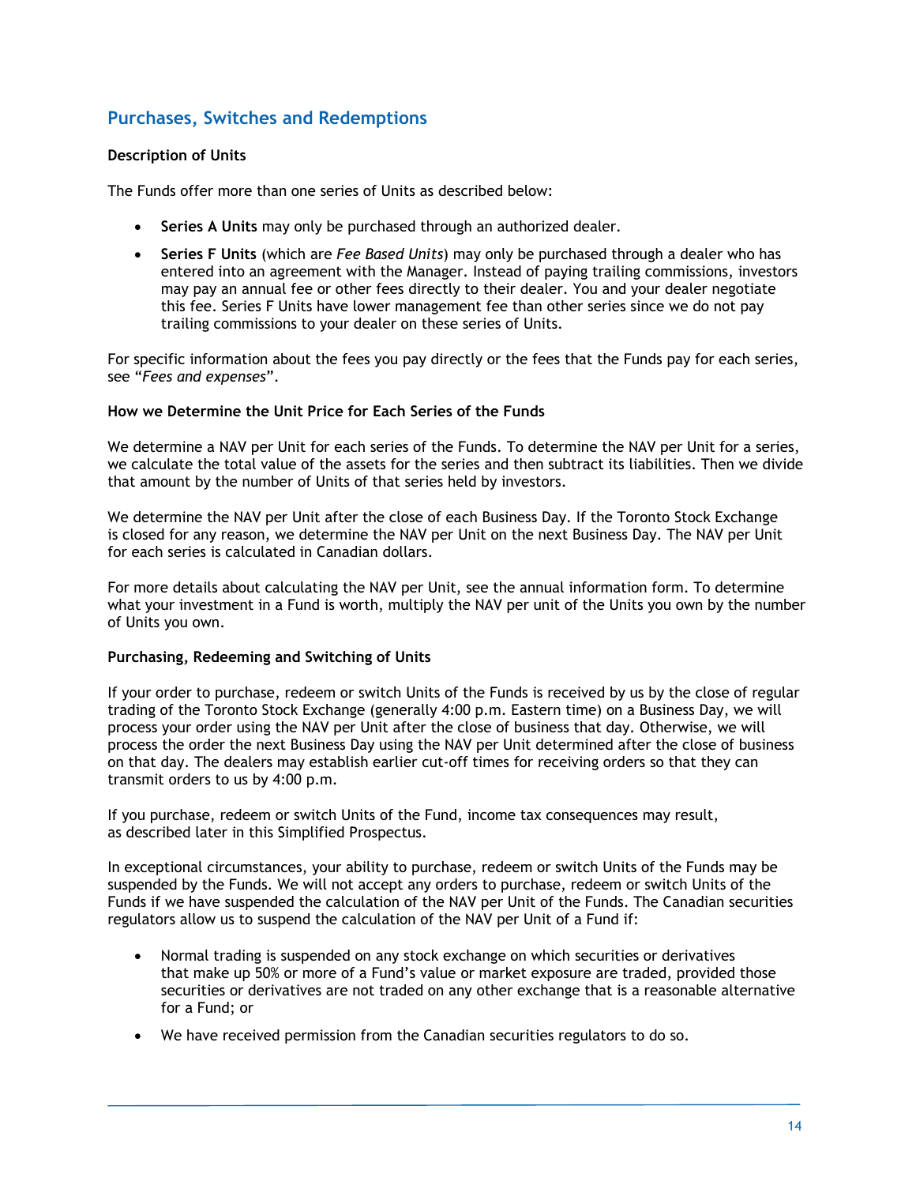## Purchases, Switches and Redemptions

**Description of Units**

The Funds offer more than one series of Units as described below:

- **Series A Units** may only be purchased through an authorized dealer.
- **Series F Units** (which are *Fee Based Units*) may only be purchased through a dealer who has entered into an agreement with the Manager. Instead of paying trailing commissions, investors may pay an annual fee or other fees directly to their dealer. You and your dealer negotiate this fee. Series F Units have lower management fee than other series since we do not pay trailing commissions to your dealer on these series of Units.

For specific information about the fees you pay directly or the fees that the Funds pay for each series, see "*Fees and expenses*".

**How we Determine the Unit Price for Each Series of the Funds**

We determine a NAV per Unit for each series of the Funds. To determine the NAV per Unit for a series, we calculate the total value of the assets for the series and then subtract its liabilities. Then we divide that amount by the number of Units of that series held by investors.

We determine the NAV per Unit after the close of each Business Day. If the Toronto Stock Exchange is closed for any reason, we determine the NAV per Unit on the next Business Day. The NAV per Unit for each series is calculated in Canadian dollars.

For more details about calculating the NAV per Unit, see the annual information form. To determine what your investment in a Fund is worth, multiply the NAV per unit of the Units you own by the number of Units you own.

**Purchasing, Redeeming and Switching of Units**

If your order to purchase, redeem or switch Units of the Funds is received by us by the close of regular trading of the Toronto Stock Exchange (generally 4:00 p.m. Eastern time) on a Business Day, we will process your order using the NAV per Unit after the close of business that day. Otherwise, we will process the order the next Business Day using the NAV per Unit determined after the close of business on that day. The dealers may establish earlier cut-off times for receiving orders so that they can transmit orders to us by 4:00 p.m.

If you purchase, redeem or switch Units of the Fund, income tax consequences may result, as described later in this Simplified Prospectus.

In exceptional circumstances, your ability to purchase, redeem or switch Units of the Funds may be suspended by the Funds. We will not accept any orders to purchase, redeem or switch Units of the Funds if we have suspended the calculation of the NAV per Unit of the Funds. The Canadian securities regulators allow us to suspend the calculation of the NAV per Unit of a Fund if:

- Normal trading is suspended on any stock exchange on which securities or derivatives that make up 50% or more of a Fund's value or market exposure are traded, provided those securities or derivatives are not traded on any other exchange that is a reasonable alternative for a Fund; or
- We have received permission from the Canadian securities regulators to do so.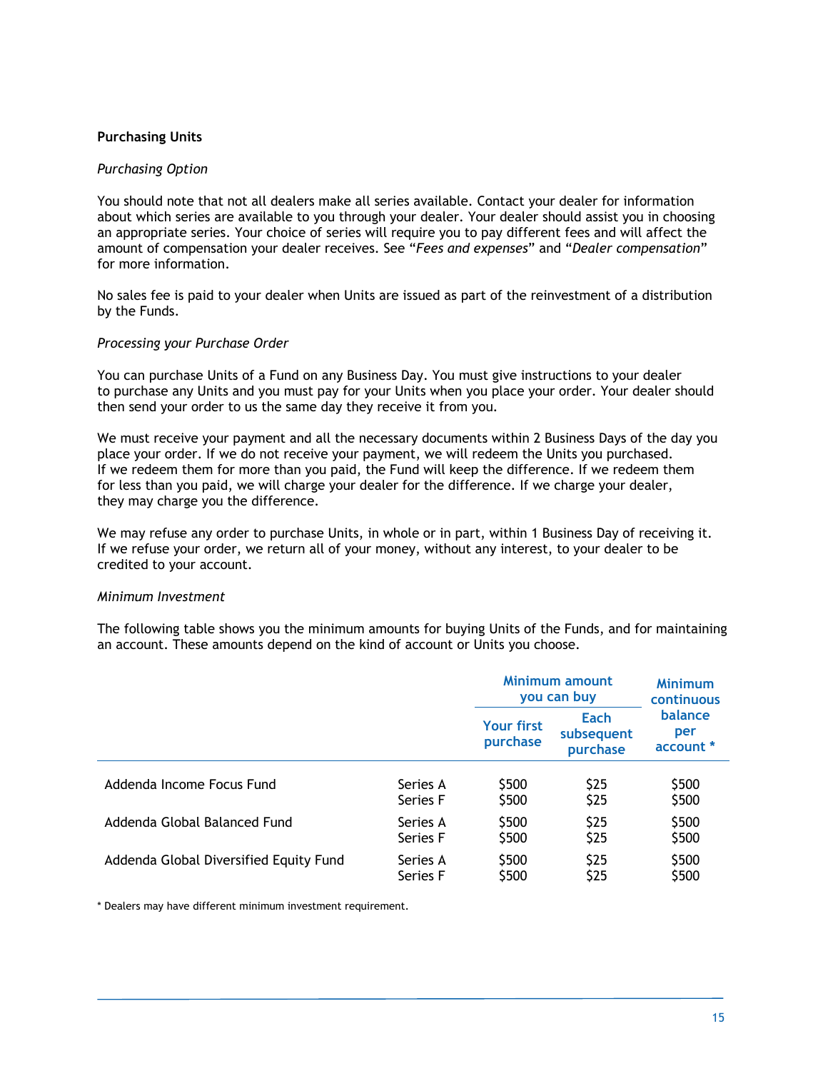**Purchasing Units**

*Purchasing Option*

You should note that not all dealers make all series available. Contact your dealer for information about which series are available to you through your dealer. Your dealer should assist you in choosing an appropriate series. Your choice of series will require you to pay different fees and will affect the amount of compensation your dealer receives. See "*Fees and expenses*" and "*Dealer compensation*" for more information.

No sales fee is paid to your dealer when Units are issued as part of the reinvestment of a distribution by the Funds.

*Processing your Purchase Order*

You can purchase Units of a Fund on any Business Day. You must give instructions to your dealer to purchase any Units and you must pay for your Units when you place your order. Your dealer should then send your order to us the same day they receive it from you.

We must receive your payment and all the necessary documents within 2 Business Days of the day you place your order. If we do not receive your payment, we will redeem the Units you purchased. If we redeem them for more than you paid, the Fund will keep the difference. If we redeem them for less than you paid, we will charge your dealer for the difference. If we charge your dealer, they may charge you the difference.

We may refuse any order to purchase Units, in whole or in part, within 1 Business Day of receiving it. If we refuse your order, we return all of your money, without any interest, to your dealer to be credited to your account.

*Minimum Investment*

The following table shows you the minimum amounts for buying Units of the Funds, and for maintaining an account. These amounts depend on the kind of account or Units you choose.

| | | Minimum amount you can buy | | Minimum continuous balance per account * |
|---|---|---|---|---|
| | | Your first purchase | Each subsequent purchase | |
| Addenda Income Focus Fund | Series A | $500 | $25 | $500 |
| | Series F | $500 | $25 | $500 |
| Addenda Global Balanced Fund | Series A | $500 | $25 | $500 |
| | Series F | $500 | $25 | $500 |
| Addenda Global Diversified Equity Fund | Series A | $500 | $25 | $500 |
| | Series F | $500 | $25 | $500 |

* Dealers may have different minimum investment requirement.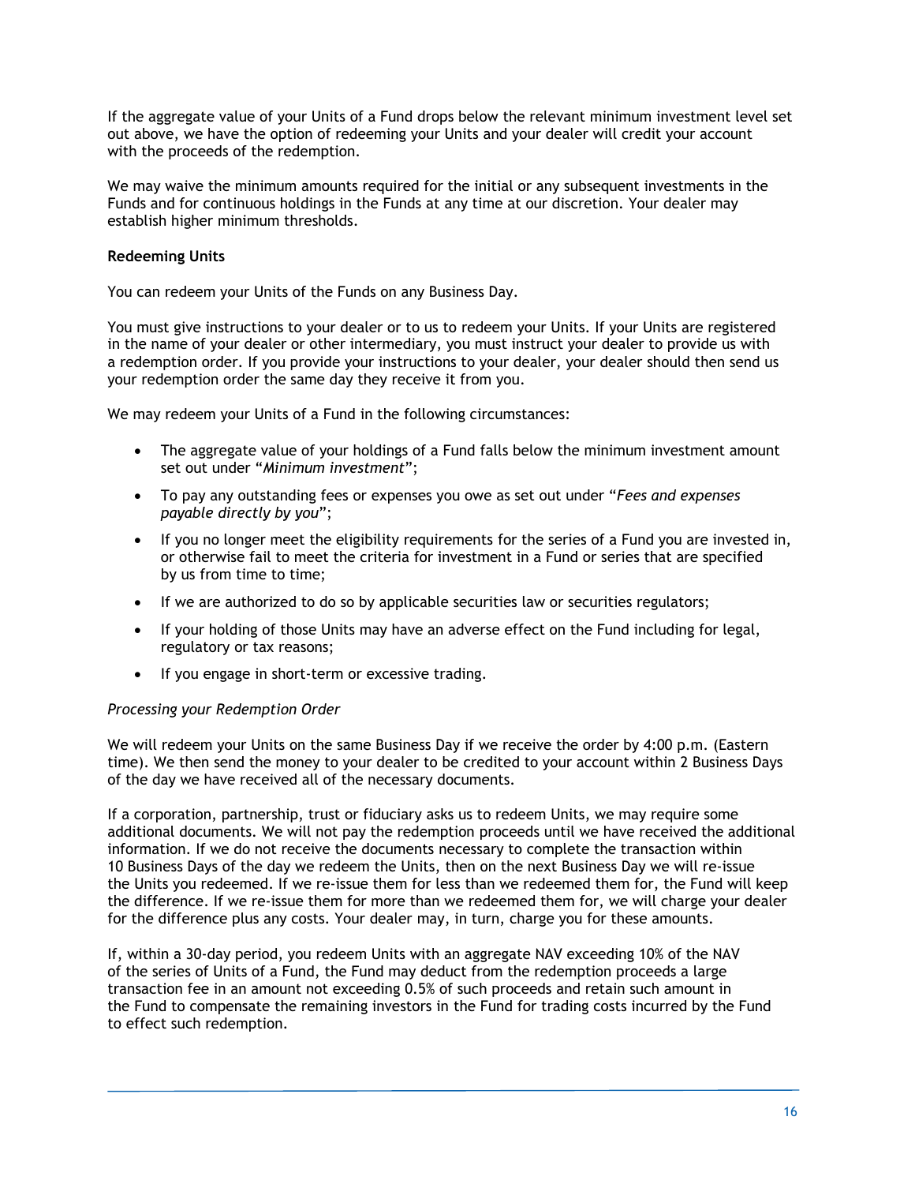If the aggregate value of your Units of a Fund drops below the relevant minimum investment level set out above, we have the option of redeeming your Units and your dealer will credit your account with the proceeds of the redemption.

We may waive the minimum amounts required for the initial or any subsequent investments in the Funds and for continuous holdings in the Funds at any time at our discretion. Your dealer may establish higher minimum thresholds.

**Redeeming Units**

You can redeem your Units of the Funds on any Business Day.

You must give instructions to your dealer or to us to redeem your Units. If your Units are registered in the name of your dealer or other intermediary, you must instruct your dealer to provide us with a redemption order. If you provide your instructions to your dealer, your dealer should then send us your redemption order the same day they receive it from you.

We may redeem your Units of a Fund in the following circumstances:

- The aggregate value of your holdings of a Fund falls below the minimum investment amount set out under "*Minimum investment*";
- To pay any outstanding fees or expenses you owe as set out under "*Fees and expenses payable directly by you*";
- If you no longer meet the eligibility requirements for the series of a Fund you are invested in, or otherwise fail to meet the criteria for investment in a Fund or series that are specified by us from time to time;
- If we are authorized to do so by applicable securities law or securities regulators;
- If your holding of those Units may have an adverse effect on the Fund including for legal, regulatory or tax reasons;
- If you engage in short-term or excessive trading.

*Processing your Redemption Order*

We will redeem your Units on the same Business Day if we receive the order by 4:00 p.m. (Eastern time). We then send the money to your dealer to be credited to your account within 2 Business Days of the day we have received all of the necessary documents.

If a corporation, partnership, trust or fiduciary asks us to redeem Units, we may require some additional documents. We will not pay the redemption proceeds until we have received the additional information. If we do not receive the documents necessary to complete the transaction within 10 Business Days of the day we redeem the Units, then on the next Business Day we will re-issue the Units you redeemed. If we re-issue them for less than we redeemed them for, the Fund will keep the difference. If we re-issue them for more than we redeemed them for, we will charge your dealer for the difference plus any costs. Your dealer may, in turn, charge you for these amounts.

If, within a 30-day period, you redeem Units with an aggregate NAV exceeding 10% of the NAV of the series of Units of a Fund, the Fund may deduct from the redemption proceeds a large transaction fee in an amount not exceeding 0.5% of such proceeds and retain such amount in the Fund to compensate the remaining investors in the Fund for trading costs incurred by the Fund to effect such redemption.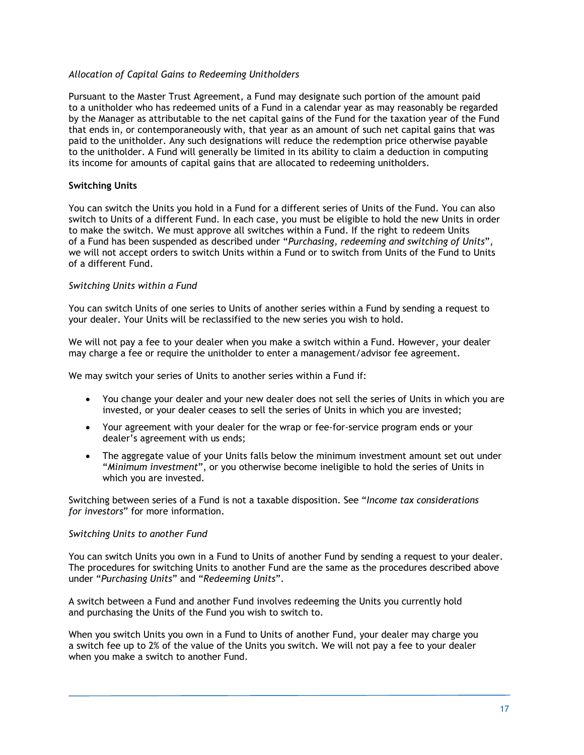*Allocation of Capital Gains to Redeeming Unitholders*

Pursuant to the Master Trust Agreement, a Fund may designate such portion of the amount paid to a unitholder who has redeemed units of a Fund in a calendar year as may reasonably be regarded by the Manager as attributable to the net capital gains of the Fund for the taxation year of the Fund that ends in, or contemporaneously with, that year as an amount of such net capital gains that was paid to the unitholder. Any such designations will reduce the redemption price otherwise payable to the unitholder. A Fund will generally be limited in its ability to claim a deduction in computing its income for amounts of capital gains that are allocated to redeeming unitholders.

**Switching Units**

You can switch the Units you hold in a Fund for a different series of Units of the Fund. You can also switch to Units of a different Fund. In each case, you must be eligible to hold the new Units in order to make the switch. We must approve all switches within a Fund. If the right to redeem Units of a Fund has been suspended as described under "*Purchasing, redeeming and switching of Units*", we will not accept orders to switch Units within a Fund or to switch from Units of the Fund to Units of a different Fund.

*Switching Units within a Fund*

You can switch Units of one series to Units of another series within a Fund by sending a request to your dealer. Your Units will be reclassified to the new series you wish to hold.

We will not pay a fee to your dealer when you make a switch within a Fund. However, your dealer may charge a fee or require the unitholder to enter a management/advisor fee agreement.

We may switch your series of Units to another series within a Fund if:

- You change your dealer and your new dealer does not sell the series of Units in which you are invested, or your dealer ceases to sell the series of Units in which you are invested;
- Your agreement with your dealer for the wrap or fee-for-service program ends or your dealer's agreement with us ends;
- The aggregate value of your Units falls below the minimum investment amount set out under "*Minimum investment*", or you otherwise become ineligible to hold the series of Units in which you are invested.

Switching between series of a Fund is not a taxable disposition. See "*Income tax considerations for investors*" for more information.

*Switching Units to another Fund*

You can switch Units you own in a Fund to Units of another Fund by sending a request to your dealer. The procedures for switching Units to another Fund are the same as the procedures described above under "*Purchasing Units*" and "*Redeeming Units*".

A switch between a Fund and another Fund involves redeeming the Units you currently hold and purchasing the Units of the Fund you wish to switch to.

When you switch Units you own in a Fund to Units of another Fund, your dealer may charge you a switch fee up to 2% of the value of the Units you switch. We will not pay a fee to your dealer when you make a switch to another Fund.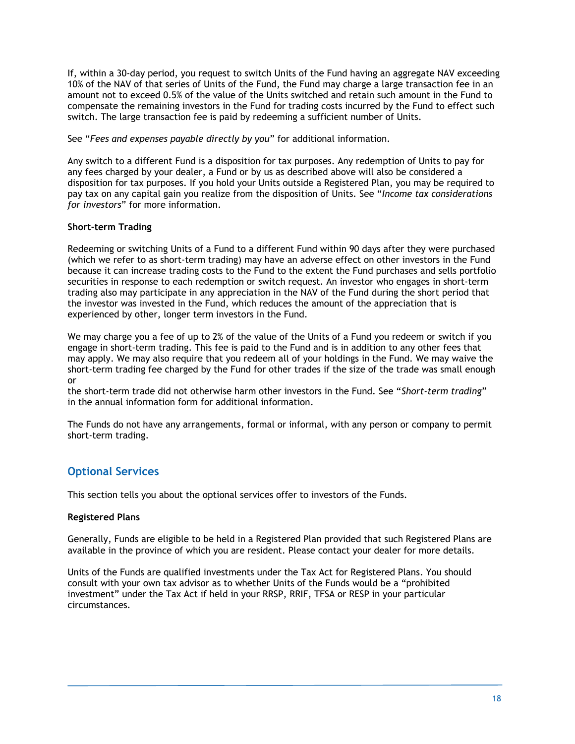If, within a 30-day period, you request to switch Units of the Fund having an aggregate NAV exceeding 10% of the NAV of that series of Units of the Fund, the Fund may charge a large transaction fee in an amount not to exceed 0.5% of the value of the Units switched and retain such amount in the Fund to compensate the remaining investors in the Fund for trading costs incurred by the Fund to effect such switch. The large transaction fee is paid by redeeming a sufficient number of Units.

See "*Fees and expenses payable directly by you*" for additional information.

Any switch to a different Fund is a disposition for tax purposes. Any redemption of Units to pay for any fees charged by your dealer, a Fund or by us as described above will also be considered a disposition for tax purposes. If you hold your Units outside a Registered Plan, you may be required to pay tax on any capital gain you realize from the disposition of Units. See "*Income tax considerations for investors*" for more information.

**Short-term Trading**

Redeeming or switching Units of a Fund to a different Fund within 90 days after they were purchased (which we refer to as short-term trading) may have an adverse effect on other investors in the Fund because it can increase trading costs to the Fund to the extent the Fund purchases and sells portfolio securities in response to each redemption or switch request. An investor who engages in short-term trading also may participate in any appreciation in the NAV of the Fund during the short period that the investor was invested in the Fund, which reduces the amount of the appreciation that is experienced by other, longer term investors in the Fund.

We may charge you a fee of up to 2% of the value of the Units of a Fund you redeem or switch if you engage in short-term trading. This fee is paid to the Fund and is in addition to any other fees that may apply. We may also require that you redeem all of your holdings in the Fund. We may waive the short-term trading fee charged by the Fund for other trades if the size of the trade was small enough or the short-term trade did not otherwise harm other investors in the Fund. See "*Short-term trading*" in the annual information form for additional information.

The Funds do not have any arrangements, formal or informal, with any person or company to permit short-term trading.

## Optional Services

This section tells you about the optional services offer to investors of the Funds.

**Registered Plans**

Generally, Funds are eligible to be held in a Registered Plan provided that such Registered Plans are available in the province of which you are resident. Please contact your dealer for more details.

Units of the Funds are qualified investments under the Tax Act for Registered Plans. You should consult with your own tax advisor as to whether Units of the Funds would be a "prohibited investment" under the Tax Act if held in your RRSP, RRIF, TFSA or RESP in your particular circumstances.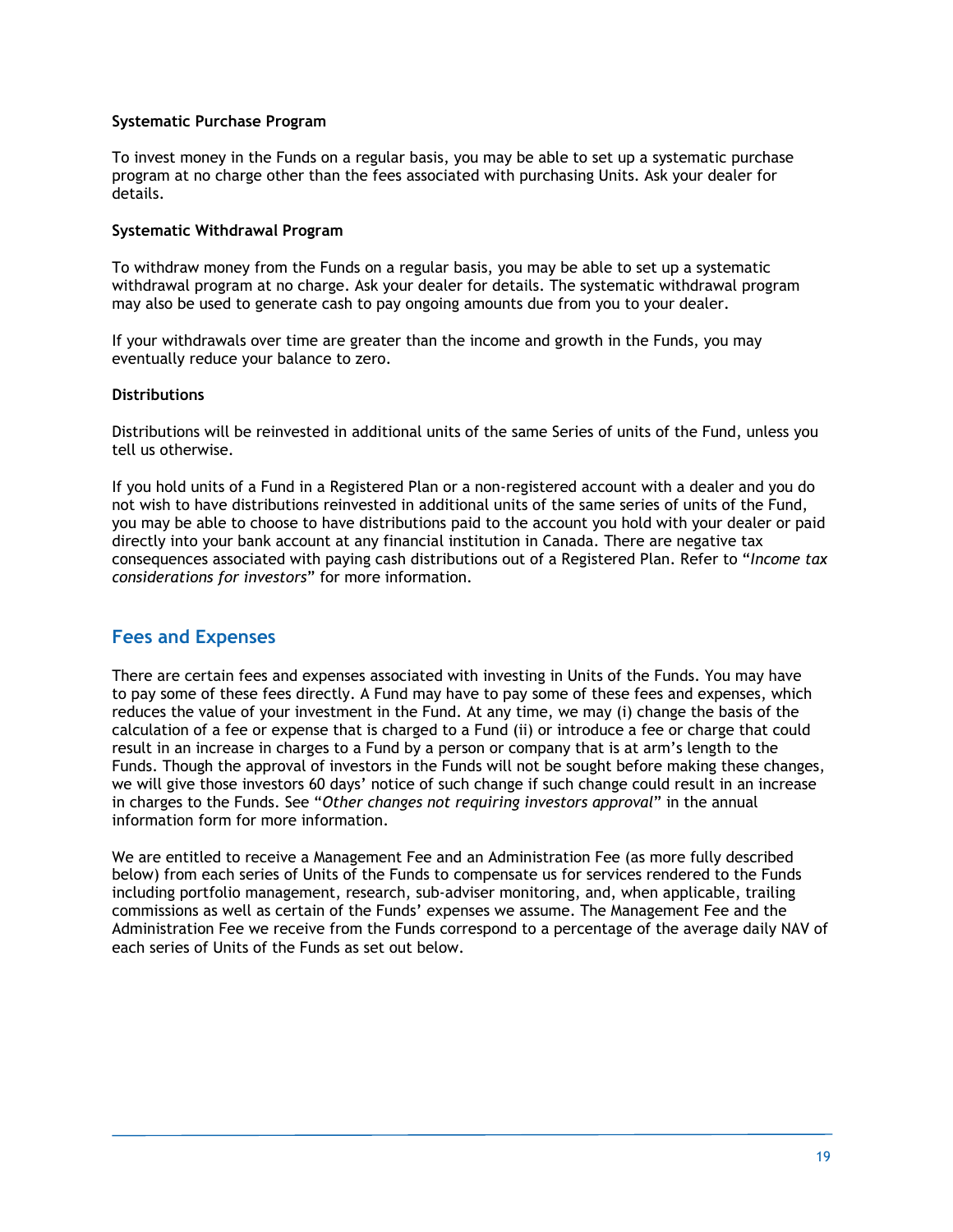**Systematic Purchase Program**

To invest money in the Funds on a regular basis, you may be able to set up a systematic purchase program at no charge other than the fees associated with purchasing Units. Ask your dealer for details.

**Systematic Withdrawal Program**

To withdraw money from the Funds on a regular basis, you may be able to set up a systematic withdrawal program at no charge. Ask your dealer for details. The systematic withdrawal program may also be used to generate cash to pay ongoing amounts due from you to your dealer.

If your withdrawals over time are greater than the income and growth in the Funds, you may eventually reduce your balance to zero.

**Distributions**

Distributions will be reinvested in additional units of the same Series of units of the Fund, unless you tell us otherwise.

If you hold units of a Fund in a Registered Plan or a non-registered account with a dealer and you do not wish to have distributions reinvested in additional units of the same series of units of the Fund, you may be able to choose to have distributions paid to the account you hold with your dealer or paid directly into your bank account at any financial institution in Canada. There are negative tax consequences associated with paying cash distributions out of a Registered Plan. Refer to "*Income tax considerations for investors*" for more information.

## Fees and Expenses

There are certain fees and expenses associated with investing in Units of the Funds. You may have to pay some of these fees directly. A Fund may have to pay some of these fees and expenses, which reduces the value of your investment in the Fund. At any time, we may (i) change the basis of the calculation of a fee or expense that is charged to a Fund (ii) or introduce a fee or charge that could result in an increase in charges to a Fund by a person or company that is at arm's length to the Funds. Though the approval of investors in the Funds will not be sought before making these changes, we will give those investors 60 days' notice of such change if such change could result in an increase in charges to the Funds. See "*Other changes not requiring investors approval*" in the annual information form for more information.

We are entitled to receive a Management Fee and an Administration Fee (as more fully described below) from each series of Units of the Funds to compensate us for services rendered to the Funds including portfolio management, research, sub-adviser monitoring, and, when applicable, trailing commissions as well as certain of the Funds' expenses we assume. The Management Fee and the Administration Fee we receive from the Funds correspond to a percentage of the average daily NAV of each series of Units of the Funds as set out below.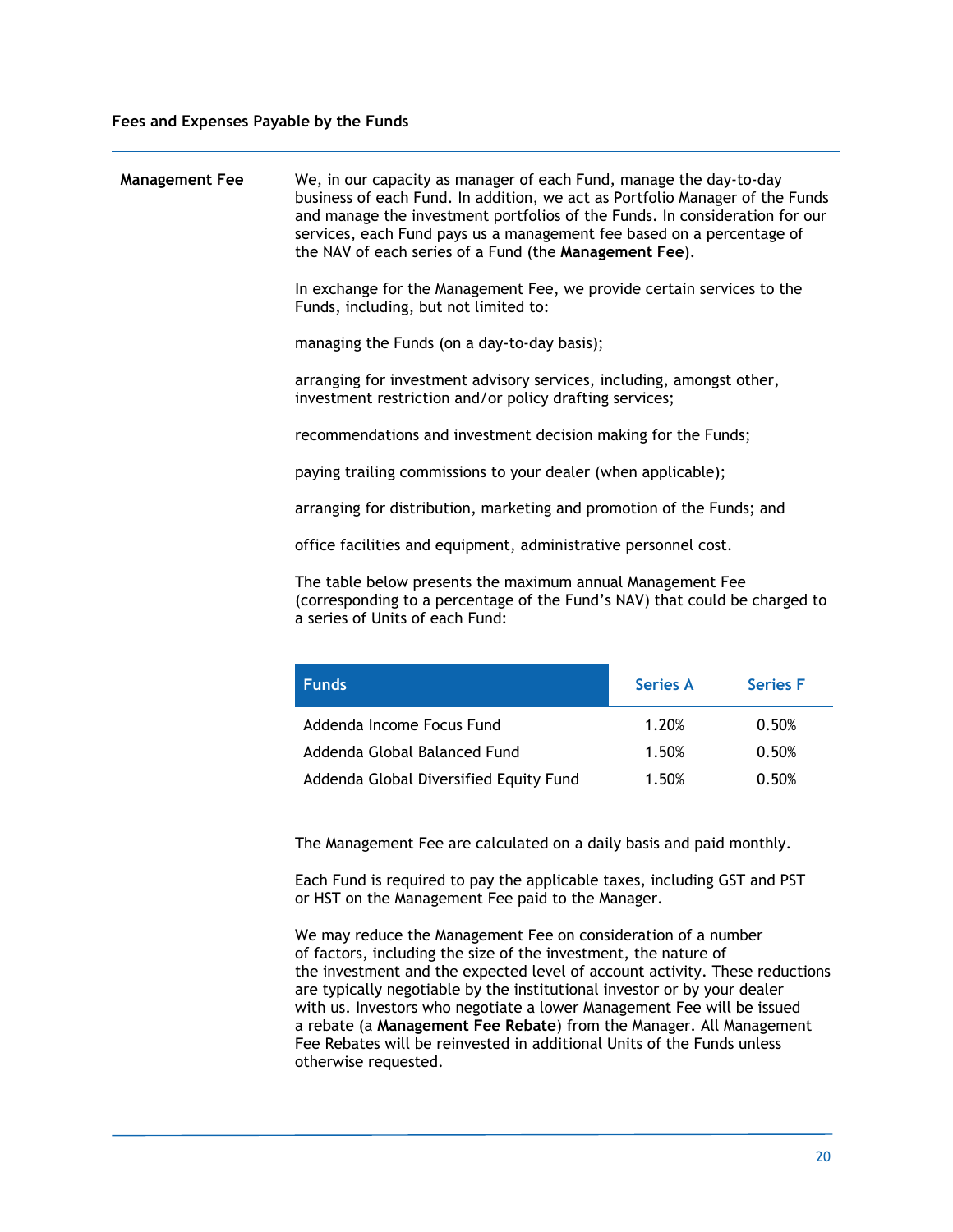## Fees and Expenses Payable by the Funds

**Management Fee**

We, in our capacity as manager of each Fund, manage the day-to-day business of each Fund. In addition, we act as Portfolio Manager of the Funds and manage the investment portfolios of the Funds. In consideration for our services, each Fund pays us a management fee based on a percentage of the NAV of each series of a Fund (the **Management Fee**).

In exchange for the Management Fee, we provide certain services to the Funds, including, but not limited to:

managing the Funds (on a day-to-day basis);

arranging for investment advisory services, including, amongst other, investment restriction and/or policy drafting services;

recommendations and investment decision making for the Funds;

paying trailing commissions to your dealer (when applicable);

arranging for distribution, marketing and promotion of the Funds; and

office facilities and equipment, administrative personnel cost.

The table below presents the maximum annual Management Fee (corresponding to a percentage of the Fund's NAV) that could be charged to a series of Units of each Fund:

| Funds | Series A | Series F |
|---|---|---|
| Addenda Income Focus Fund | 1.20% | 0.50% |
| Addenda Global Balanced Fund | 1.50% | 0.50% |
| Addenda Global Diversified Equity Fund | 1.50% | 0.50% |

The Management Fee are calculated on a daily basis and paid monthly.

Each Fund is required to pay the applicable taxes, including GST and PST or HST on the Management Fee paid to the Manager.

We may reduce the Management Fee on consideration of a number of factors, including the size of the investment, the nature of the investment and the expected level of account activity. These reductions are typically negotiable by the institutional investor or by your dealer with us. Investors who negotiate a lower Management Fee will be issued a rebate (a **Management Fee Rebate**) from the Manager. All Management Fee Rebates will be reinvested in additional Units of the Funds unless otherwise requested.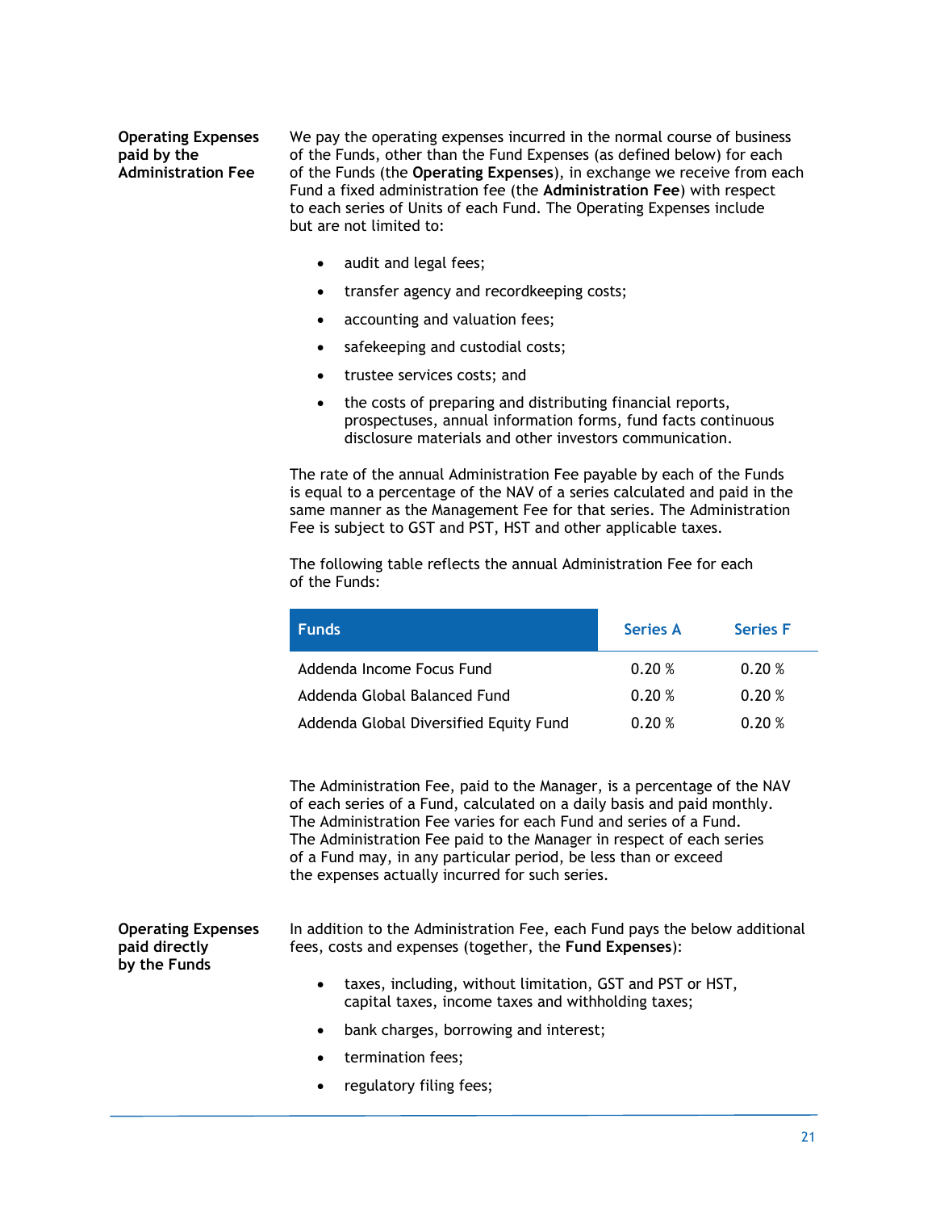**Operating Expenses paid by the Administration Fee**

We pay the operating expenses incurred in the normal course of business of the Funds, other than the Fund Expenses (as defined below) for each of the Funds (the **Operating Expenses**), in exchange we receive from each Fund a fixed administration fee (the **Administration Fee**) with respect to each series of Units of each Fund. The Operating Expenses include but are not limited to:

- audit and legal fees;
- transfer agency and recordkeeping costs;
- accounting and valuation fees;
- safekeeping and custodial costs;
- trustee services costs; and
- the costs of preparing and distributing financial reports, prospectuses, annual information forms, fund facts continuous disclosure materials and other investors communication.

The rate of the annual Administration Fee payable by each of the Funds is equal to a percentage of the NAV of a series calculated and paid in the same manner as the Management Fee for that series. The Administration Fee is subject to GST and PST, HST and other applicable taxes.

The following table reflects the annual Administration Fee for each of the Funds:

| Funds | Series A | Series F |
|---|---|---|
| Addenda Income Focus Fund | 0.20 % | 0.20 % |
| Addenda Global Balanced Fund | 0.20 % | 0.20 % |
| Addenda Global Diversified Equity Fund | 0.20 % | 0.20 % |

The Administration Fee, paid to the Manager, is a percentage of the NAV of each series of a Fund, calculated on a daily basis and paid monthly. The Administration Fee varies for each Fund and series of a Fund. The Administration Fee paid to the Manager in respect of each series of a Fund may, in any particular period, be less than or exceed the expenses actually incurred for such series.

**Operating Expenses paid directly by the Funds**

In addition to the Administration Fee, each Fund pays the below additional fees, costs and expenses (together, the **Fund Expenses**):

- taxes, including, without limitation, GST and PST or HST, capital taxes, income taxes and withholding taxes;
- bank charges, borrowing and interest;
- termination fees;
- regulatory filing fees;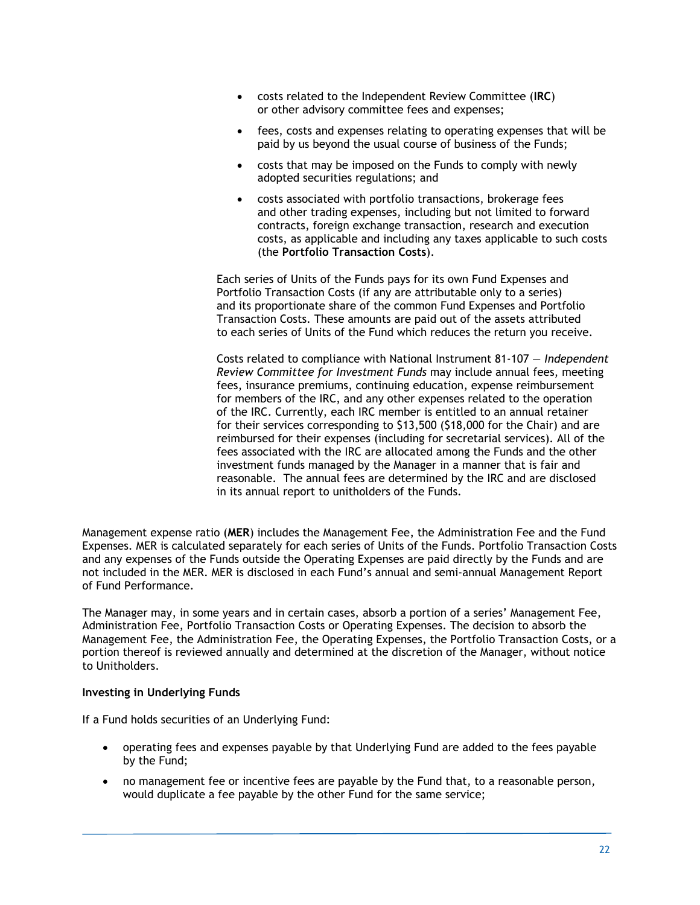- costs related to the Independent Review Committee (**IRC**) or other advisory committee fees and expenses;
- fees, costs and expenses relating to operating expenses that will be paid by us beyond the usual course of business of the Funds;
- costs that may be imposed on the Funds to comply with newly adopted securities regulations; and
- costs associated with portfolio transactions, brokerage fees and other trading expenses, including but not limited to forward contracts, foreign exchange transaction, research and execution costs, as applicable and including any taxes applicable to such costs (the **Portfolio Transaction Costs**).

Each series of Units of the Funds pays for its own Fund Expenses and Portfolio Transaction Costs (if any are attributable only to a series) and its proportionate share of the common Fund Expenses and Portfolio Transaction Costs. These amounts are paid out of the assets attributed to each series of Units of the Fund which reduces the return you receive.

Costs related to compliance with National Instrument 81-107 — *Independent Review Committee for Investment Funds* may include annual fees, meeting fees, insurance premiums, continuing education, expense reimbursement for members of the IRC, and any other expenses related to the operation of the IRC. Currently, each IRC member is entitled to an annual retainer for their services corresponding to $13,500 ($18,000 for the Chair) and are reimbursed for their expenses (including for secretarial services). All of the fees associated with the IRC are allocated among the Funds and the other investment funds managed by the Manager in a manner that is fair and reasonable. The annual fees are determined by the IRC and are disclosed in its annual report to unitholders of the Funds.

Management expense ratio (**MER**) includes the Management Fee, the Administration Fee and the Fund Expenses. MER is calculated separately for each series of Units of the Funds. Portfolio Transaction Costs and any expenses of the Funds outside the Operating Expenses are paid directly by the Funds and are not included in the MER. MER is disclosed in each Fund's annual and semi-annual Management Report of Fund Performance.

The Manager may, in some years and in certain cases, absorb a portion of a series' Management Fee, Administration Fee, Portfolio Transaction Costs or Operating Expenses. The decision to absorb the Management Fee, the Administration Fee, the Operating Expenses, the Portfolio Transaction Costs, or a portion thereof is reviewed annually and determined at the discretion of the Manager, without notice to Unitholders.

**Investing in Underlying Funds**

If a Fund holds securities of an Underlying Fund:

- operating fees and expenses payable by that Underlying Fund are added to the fees payable by the Fund;
- no management fee or incentive fees are payable by the Fund that, to a reasonable person, would duplicate a fee payable by the other Fund for the same service;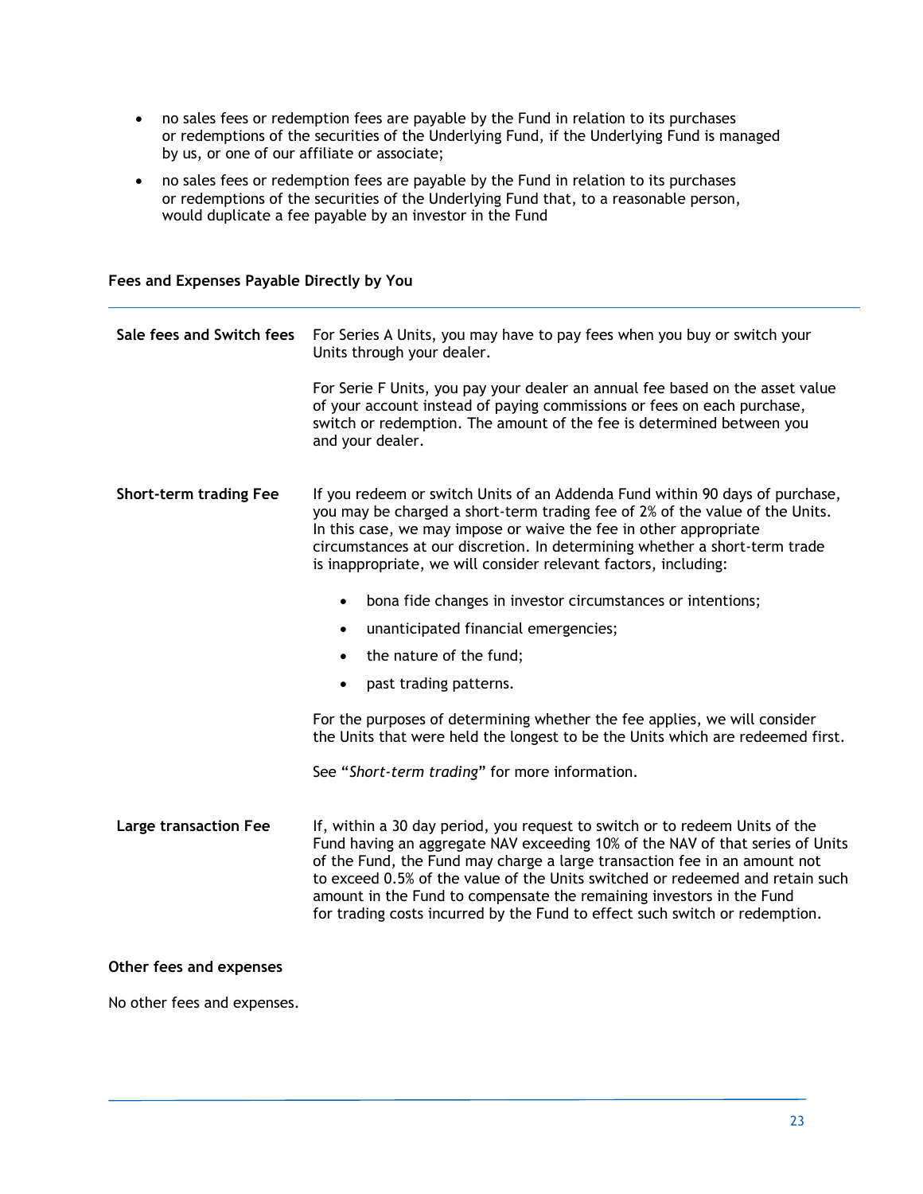- no sales fees or redemption fees are payable by the Fund in relation to its purchases or redemptions of the securities of the Underlying Fund, if the Underlying Fund is managed by us, or one of our affiliate or associate;
- no sales fees or redemption fees are payable by the Fund in relation to its purchases or redemptions of the securities of the Underlying Fund that, to a reasonable person, would duplicate a fee payable by an investor in the Fund

**Fees and Expenses Payable Directly by You**

| | |
|---|---|
| **Sale fees and Switch fees** | For Series A Units, you may have to pay fees when you buy or switch your Units through your dealer.<br><br>For Serie F Units, you pay your dealer an annual fee based on the asset value of your account instead of paying commissions or fees on each purchase, switch or redemption. The amount of the fee is determined between you and your dealer. |
| **Short-term trading Fee** | If you redeem or switch Units of an Addenda Fund within 90 days of purchase, you may be charged a short-term trading fee of 2% of the value of the Units. In this case, we may impose or waive the fee in other appropriate circumstances at our discretion. In determining whether a short-term trade is inappropriate, we will consider relevant factors, including:<br><br>• bona fide changes in investor circumstances or intentions;<br>• unanticipated financial emergencies;<br>• the nature of the fund;<br>• past trading patterns.<br><br>For the purposes of determining whether the fee applies, we will consider the Units that were held the longest to be the Units which are redeemed first.<br><br>See "*Short-term trading*" for more information. |
| **Large transaction Fee** | If, within a 30 day period, you request to switch or to redeem Units of the Fund having an aggregate NAV exceeding 10% of the NAV of that series of Units of the Fund, the Fund may charge a large transaction fee in an amount not to exceed 0.5% of the value of the Units switched or redeemed and retain such amount in the Fund to compensate the remaining investors in the Fund for trading costs incurred by the Fund to effect such switch or redemption. |

**Other fees and expenses**

No other fees and expenses.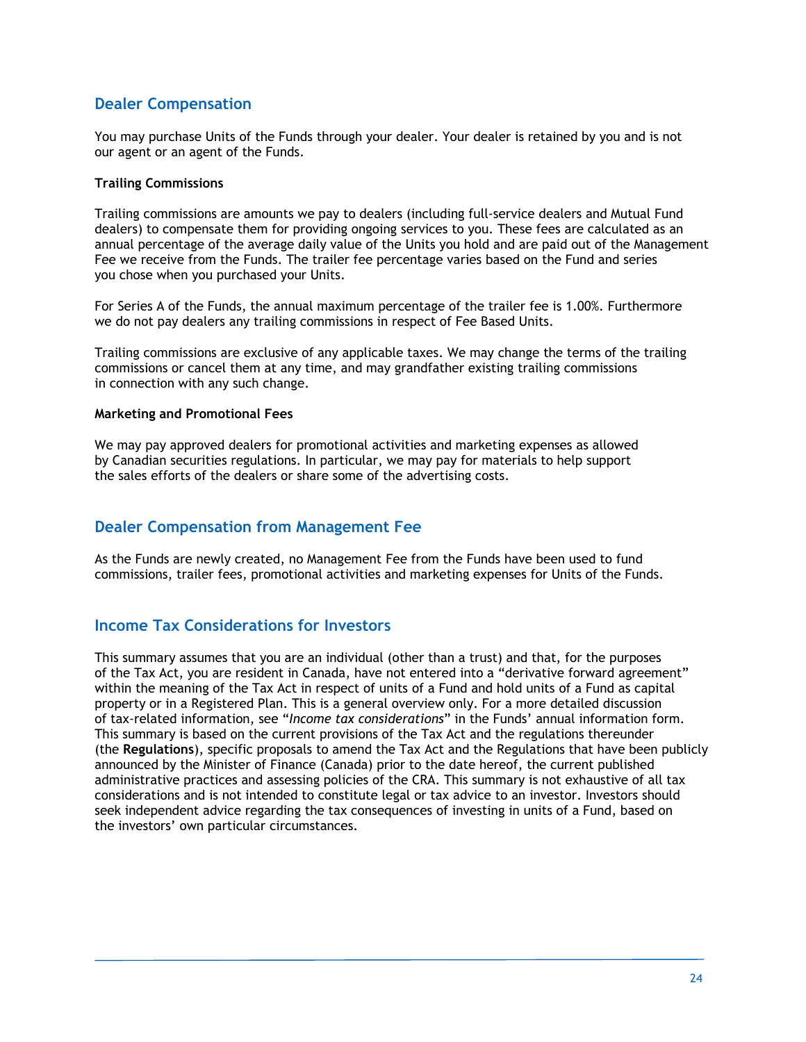## Dealer Compensation

You may purchase Units of the Funds through your dealer. Your dealer is retained by you and is not our agent or an agent of the Funds.

### Trailing Commissions

Trailing commissions are amounts we pay to dealers (including full-service dealers and Mutual Fund dealers) to compensate them for providing ongoing services to you. These fees are calculated as an annual percentage of the average daily value of the Units you hold and are paid out of the Management Fee we receive from the Funds. The trailer fee percentage varies based on the Fund and series you chose when you purchased your Units.

For Series A of the Funds, the annual maximum percentage of the trailer fee is 1.00%. Furthermore we do not pay dealers any trailing commissions in respect of Fee Based Units.

Trailing commissions are exclusive of any applicable taxes. We may change the terms of the trailing commissions or cancel them at any time, and may grandfather existing trailing commissions in connection with any such change.

### Marketing and Promotional Fees

We may pay approved dealers for promotional activities and marketing expenses as allowed by Canadian securities regulations. In particular, we may pay for materials to help support the sales efforts of the dealers or share some of the advertising costs.

## Dealer Compensation from Management Fee

As the Funds are newly created, no Management Fee from the Funds have been used to fund commissions, trailer fees, promotional activities and marketing expenses for Units of the Funds.

## Income Tax Considerations for Investors

This summary assumes that you are an individual (other than a trust) and that, for the purposes of the Tax Act, you are resident in Canada, have not entered into a "derivative forward agreement" within the meaning of the Tax Act in respect of units of a Fund and hold units of a Fund as capital property or in a Registered Plan. This is a general overview only. For a more detailed discussion of tax-related information, see "*Income tax considerations*" in the Funds' annual information form. This summary is based on the current provisions of the Tax Act and the regulations thereunder (the **Regulations**), specific proposals to amend the Tax Act and the Regulations that have been publicly announced by the Minister of Finance (Canada) prior to the date hereof, the current published administrative practices and assessing policies of the CRA. This summary is not exhaustive of all tax considerations and is not intended to constitute legal or tax advice to an investor. Investors should seek independent advice regarding the tax consequences of investing in units of a Fund, based on the investors' own particular circumstances.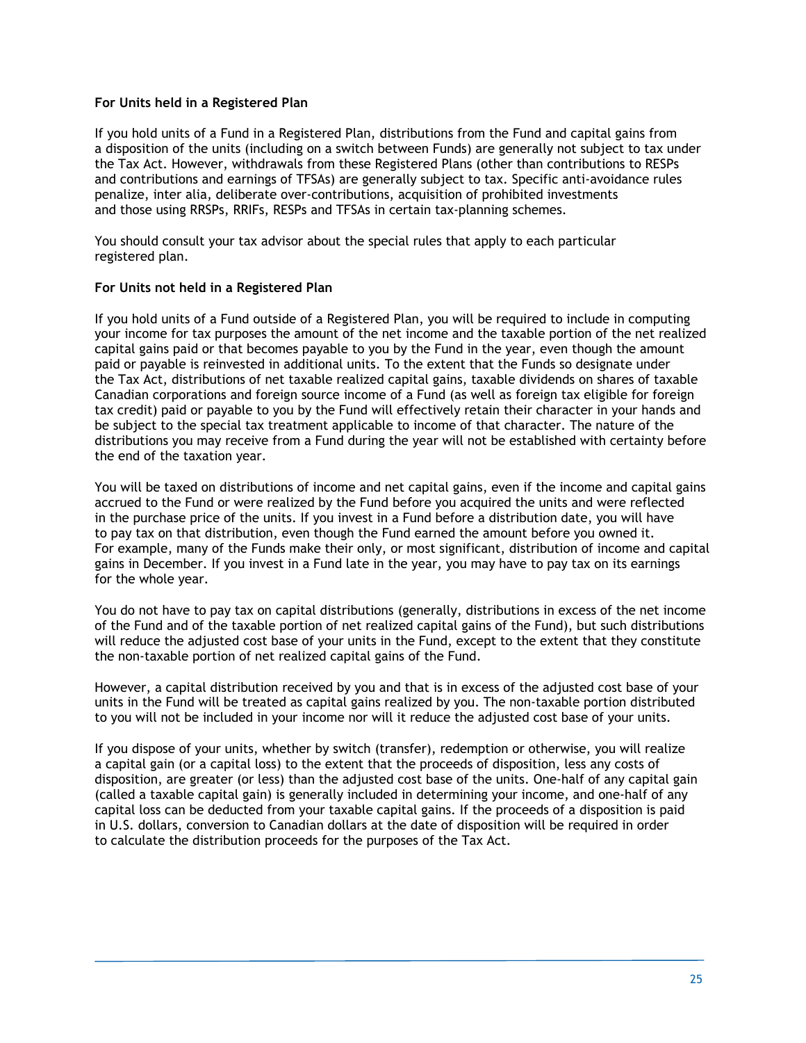**For Units held in a Registered Plan**

If you hold units of a Fund in a Registered Plan, distributions from the Fund and capital gains from a disposition of the units (including on a switch between Funds) are generally not subject to tax under the Tax Act. However, withdrawals from these Registered Plans (other than contributions to RESPs and contributions and earnings of TFSAs) are generally subject to tax. Specific anti-avoidance rules penalize, inter alia, deliberate over-contributions, acquisition of prohibited investments and those using RRSPs, RRIFs, RESPs and TFSAs in certain tax-planning schemes.

You should consult your tax advisor about the special rules that apply to each particular registered plan.

**For Units not held in a Registered Plan**

If you hold units of a Fund outside of a Registered Plan, you will be required to include in computing your income for tax purposes the amount of the net income and the taxable portion of the net realized capital gains paid or that becomes payable to you by the Fund in the year, even though the amount paid or payable is reinvested in additional units. To the extent that the Funds so designate under the Tax Act, distributions of net taxable realized capital gains, taxable dividends on shares of taxable Canadian corporations and foreign source income of a Fund (as well as foreign tax eligible for foreign tax credit) paid or payable to you by the Fund will effectively retain their character in your hands and be subject to the special tax treatment applicable to income of that character. The nature of the distributions you may receive from a Fund during the year will not be established with certainty before the end of the taxation year.

You will be taxed on distributions of income and net capital gains, even if the income and capital gains accrued to the Fund or were realized by the Fund before you acquired the units and were reflected in the purchase price of the units. If you invest in a Fund before a distribution date, you will have to pay tax on that distribution, even though the Fund earned the amount before you owned it. For example, many of the Funds make their only, or most significant, distribution of income and capital gains in December. If you invest in a Fund late in the year, you may have to pay tax on its earnings for the whole year.

You do not have to pay tax on capital distributions (generally, distributions in excess of the net income of the Fund and of the taxable portion of net realized capital gains of the Fund), but such distributions will reduce the adjusted cost base of your units in the Fund, except to the extent that they constitute the non-taxable portion of net realized capital gains of the Fund.

However, a capital distribution received by you and that is in excess of the adjusted cost base of your units in the Fund will be treated as capital gains realized by you. The non-taxable portion distributed to you will not be included in your income nor will it reduce the adjusted cost base of your units.

If you dispose of your units, whether by switch (transfer), redemption or otherwise, you will realize a capital gain (or a capital loss) to the extent that the proceeds of disposition, less any costs of disposition, are greater (or less) than the adjusted cost base of the units. One-half of any capital gain (called a taxable capital gain) is generally included in determining your income, and one-half of any capital loss can be deducted from your taxable capital gains. If the proceeds of a disposition is paid in U.S. dollars, conversion to Canadian dollars at the date of disposition will be required in order to calculate the distribution proceeds for the purposes of the Tax Act.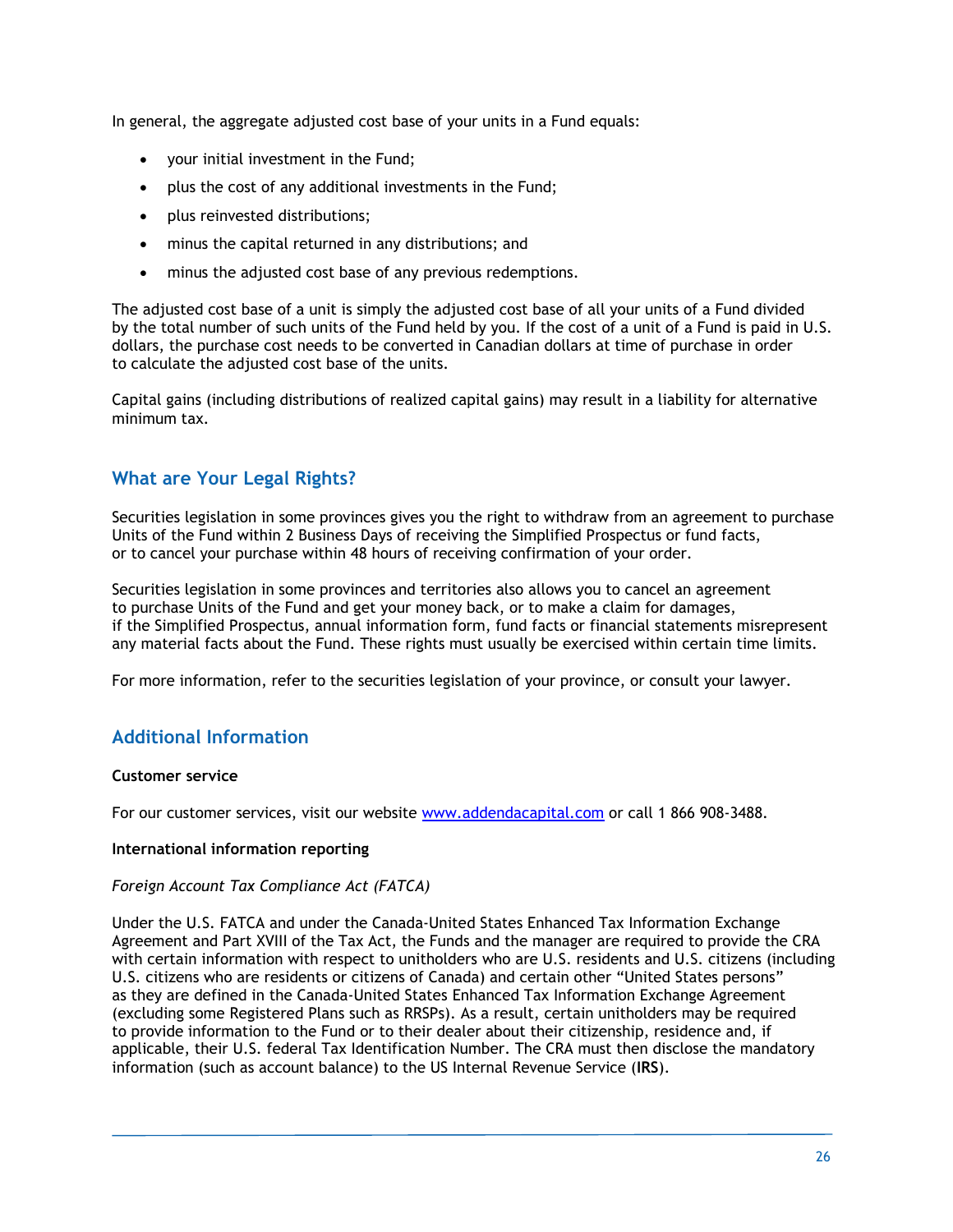In general, the aggregate adjusted cost base of your units in a Fund equals:

- your initial investment in the Fund;
- plus the cost of any additional investments in the Fund;
- plus reinvested distributions;
- minus the capital returned in any distributions; and
- minus the adjusted cost base of any previous redemptions.

The adjusted cost base of a unit is simply the adjusted cost base of all your units of a Fund divided by the total number of such units of the Fund held by you. If the cost of a unit of a Fund is paid in U.S. dollars, the purchase cost needs to be converted in Canadian dollars at time of purchase in order to calculate the adjusted cost base of the units.

Capital gains (including distributions of realized capital gains) may result in a liability for alternative minimum tax.

## What are Your Legal Rights?

Securities legislation in some provinces gives you the right to withdraw from an agreement to purchase Units of the Fund within 2 Business Days of receiving the Simplified Prospectus or fund facts, or to cancel your purchase within 48 hours of receiving confirmation of your order.

Securities legislation in some provinces and territories also allows you to cancel an agreement to purchase Units of the Fund and get your money back, or to make a claim for damages, if the Simplified Prospectus, annual information form, fund facts or financial statements misrepresent any material facts about the Fund. These rights must usually be exercised within certain time limits.

For more information, refer to the securities legislation of your province, or consult your lawyer.

## Additional Information

**Customer service**

For our customer services, visit our website [www.addendacapital.com](www.addendacapital.com) or call 1 866 908-3488.

**International information reporting**

*Foreign Account Tax Compliance Act (FATCA)*

Under the U.S. FATCA and under the Canada-United States Enhanced Tax Information Exchange Agreement and Part XVIII of the Tax Act, the Funds and the manager are required to provide the CRA with certain information with respect to unitholders who are U.S. residents and U.S. citizens (including U.S. citizens who are residents or citizens of Canada) and certain other "United States persons" as they are defined in the Canada-United States Enhanced Tax Information Exchange Agreement (excluding some Registered Plans such as RRSPs). As a result, certain unitholders may be required to provide information to the Fund or to their dealer about their citizenship, residence and, if applicable, their U.S. federal Tax Identification Number. The CRA must then disclose the mandatory information (such as account balance) to the US Internal Revenue Service (**IRS**).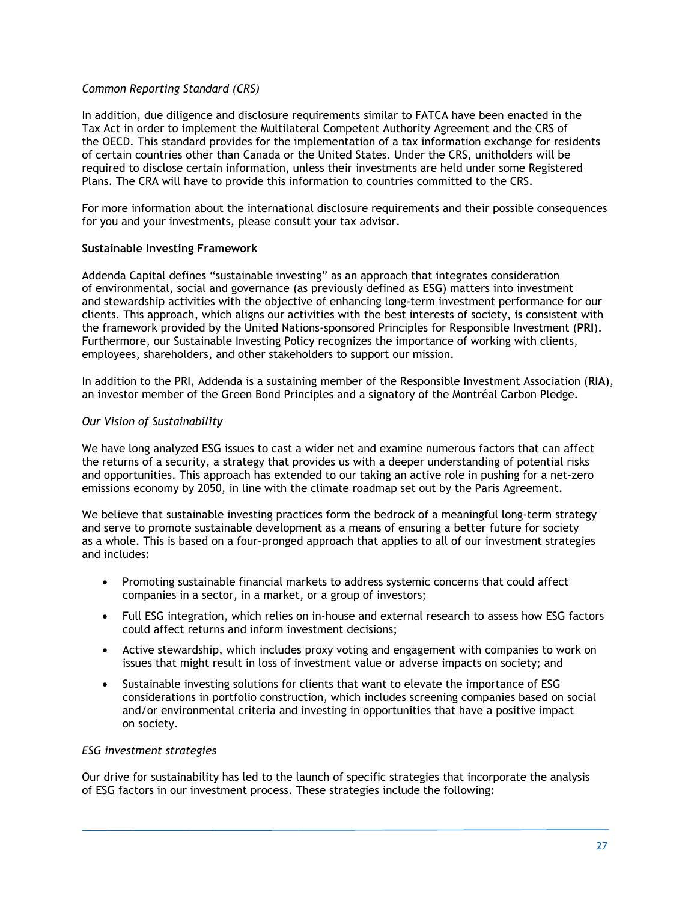*Common Reporting Standard (CRS)*

In addition, due diligence and disclosure requirements similar to FATCA have been enacted in the Tax Act in order to implement the Multilateral Competent Authority Agreement and the CRS of the OECD. This standard provides for the implementation of a tax information exchange for residents of certain countries other than Canada or the United States. Under the CRS, unitholders will be required to disclose certain information, unless their investments are held under some Registered Plans. The CRA will have to provide this information to countries committed to the CRS.

For more information about the international disclosure requirements and their possible consequences for you and your investments, please consult your tax advisor.

**Sustainable Investing Framework**

Addenda Capital defines "sustainable investing" as an approach that integrates consideration of environmental, social and governance (as previously defined as **ESG**) matters into investment and stewardship activities with the objective of enhancing long-term investment performance for our clients. This approach, which aligns our activities with the best interests of society, is consistent with the framework provided by the United Nations-sponsored Principles for Responsible Investment (**PRI**). Furthermore, our Sustainable Investing Policy recognizes the importance of working with clients, employees, shareholders, and other stakeholders to support our mission.

In addition to the PRI, Addenda is a sustaining member of the Responsible Investment Association (**RIA**), an investor member of the Green Bond Principles and a signatory of the Montréal Carbon Pledge.

*Our Vision of Sustainability*

We have long analyzed ESG issues to cast a wider net and examine numerous factors that can affect the returns of a security, a strategy that provides us with a deeper understanding of potential risks and opportunities. This approach has extended to our taking an active role in pushing for a net-zero emissions economy by 2050, in line with the climate roadmap set out by the Paris Agreement.

We believe that sustainable investing practices form the bedrock of a meaningful long-term strategy and serve to promote sustainable development as a means of ensuring a better future for society as a whole. This is based on a four-pronged approach that applies to all of our investment strategies and includes:

- Promoting sustainable financial markets to address systemic concerns that could affect companies in a sector, in a market, or a group of investors;
- Full ESG integration, which relies on in-house and external research to assess how ESG factors could affect returns and inform investment decisions;
- Active stewardship, which includes proxy voting and engagement with companies to work on issues that might result in loss of investment value or adverse impacts on society; and
- Sustainable investing solutions for clients that want to elevate the importance of ESG considerations in portfolio construction, which includes screening companies based on social and/or environmental criteria and investing in opportunities that have a positive impact on society.

*ESG investment strategies*

Our drive for sustainability has led to the launch of specific strategies that incorporate the analysis of ESG factors in our investment process. These strategies include the following: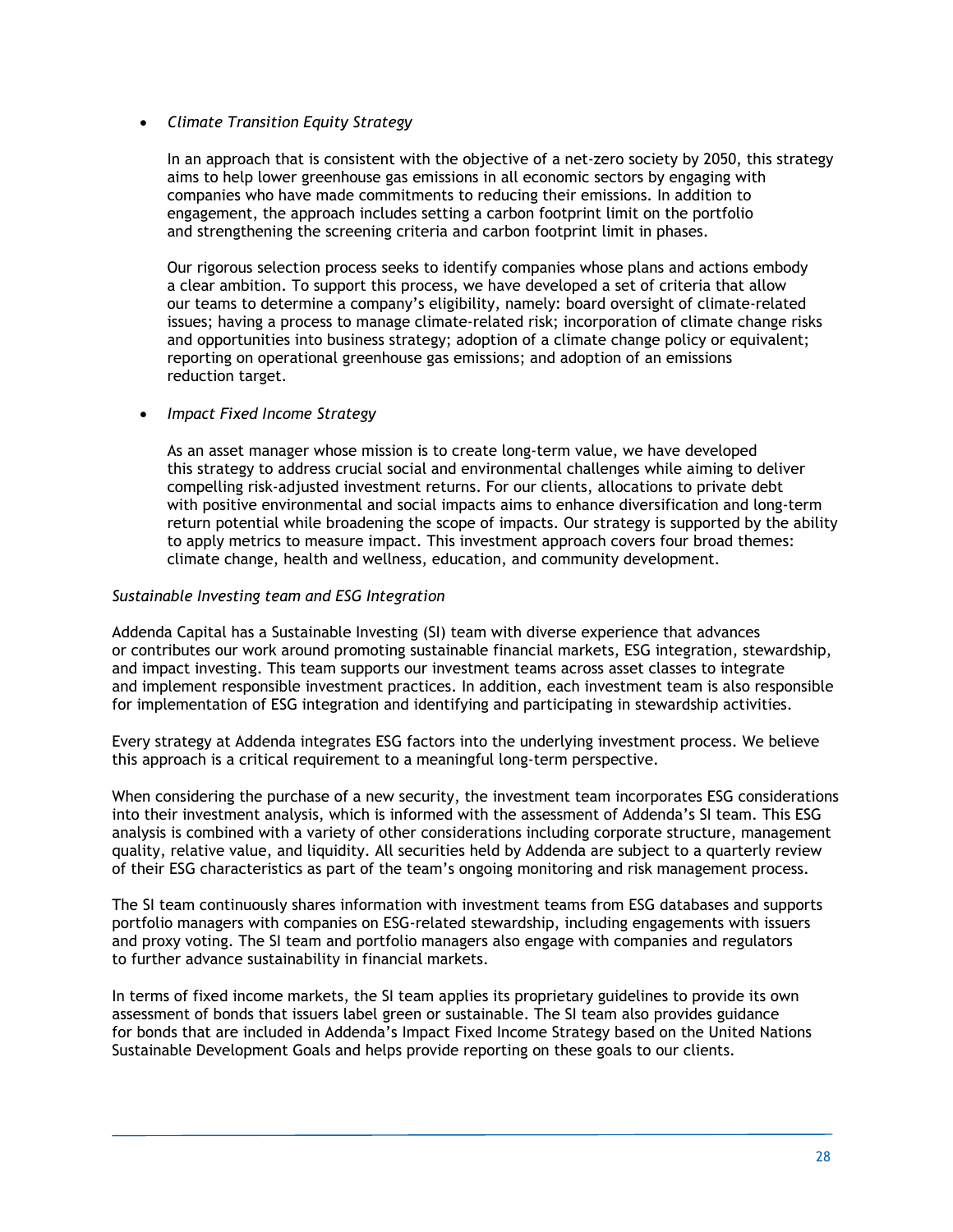- *Climate Transition Equity Strategy*

  In an approach that is consistent with the objective of a net-zero society by 2050, this strategy aims to help lower greenhouse gas emissions in all economic sectors by engaging with companies who have made commitments to reducing their emissions. In addition to engagement, the approach includes setting a carbon footprint limit on the portfolio and strengthening the screening criteria and carbon footprint limit in phases.

  Our rigorous selection process seeks to identify companies whose plans and actions embody a clear ambition. To support this process, we have developed a set of criteria that allow our teams to determine a company's eligibility, namely: board oversight of climate-related issues; having a process to manage climate-related risk; incorporation of climate change risks and opportunities into business strategy; adoption of a climate change policy or equivalent; reporting on operational greenhouse gas emissions; and adoption of an emissions reduction target.

- *Impact Fixed Income Strategy*

  As an asset manager whose mission is to create long-term value, we have developed this strategy to address crucial social and environmental challenges while aiming to deliver compelling risk-adjusted investment returns. For our clients, allocations to private debt with positive environmental and social impacts aims to enhance diversification and long-term return potential while broadening the scope of impacts. Our strategy is supported by the ability to apply metrics to measure impact. This investment approach covers four broad themes: climate change, health and wellness, education, and community development.

*Sustainable Investing team and ESG Integration*

Addenda Capital has a Sustainable Investing (SI) team with diverse experience that advances or contributes our work around promoting sustainable financial markets, ESG integration, stewardship, and impact investing. This team supports our investment teams across asset classes to integrate and implement responsible investment practices. In addition, each investment team is also responsible for implementation of ESG integration and identifying and participating in stewardship activities.

Every strategy at Addenda integrates ESG factors into the underlying investment process. We believe this approach is a critical requirement to a meaningful long-term perspective.

When considering the purchase of a new security, the investment team incorporates ESG considerations into their investment analysis, which is informed with the assessment of Addenda's SI team. This ESG analysis is combined with a variety of other considerations including corporate structure, management quality, relative value, and liquidity. All securities held by Addenda are subject to a quarterly review of their ESG characteristics as part of the team's ongoing monitoring and risk management process.

The SI team continuously shares information with investment teams from ESG databases and supports portfolio managers with companies on ESG-related stewardship, including engagements with issuers and proxy voting. The SI team and portfolio managers also engage with companies and regulators to further advance sustainability in financial markets.

In terms of fixed income markets, the SI team applies its proprietary guidelines to provide its own assessment of bonds that issuers label green or sustainable. The SI team also provides guidance for bonds that are included in Addenda's Impact Fixed Income Strategy based on the United Nations Sustainable Development Goals and helps provide reporting on these goals to our clients.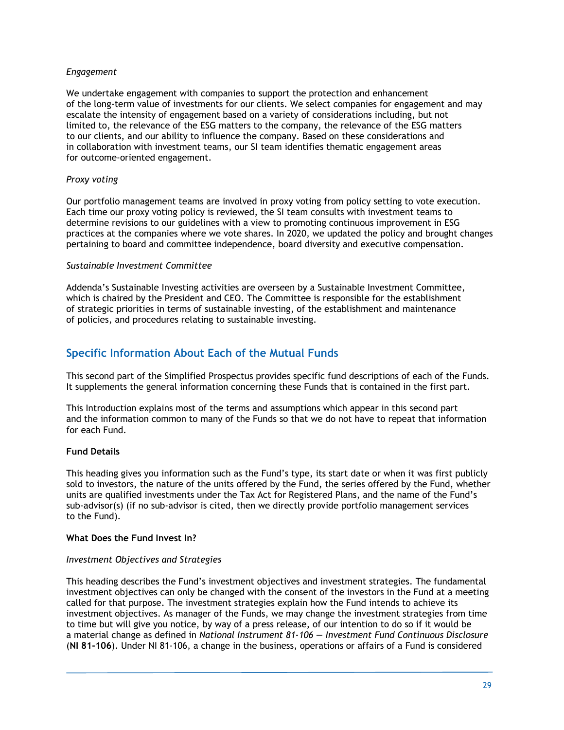*Engagement*

We undertake engagement with companies to support the protection and enhancement of the long-term value of investments for our clients. We select companies for engagement and may escalate the intensity of engagement based on a variety of considerations including, but not limited to, the relevance of the ESG matters to the company, the relevance of the ESG matters to our clients, and our ability to influence the company. Based on these considerations and in collaboration with investment teams, our SI team identifies thematic engagement areas for outcome-oriented engagement.

*Proxy voting*

Our portfolio management teams are involved in proxy voting from policy setting to vote execution. Each time our proxy voting policy is reviewed, the SI team consults with investment teams to determine revisions to our guidelines with a view to promoting continuous improvement in ESG practices at the companies where we vote shares. In 2020, we updated the policy and brought changes pertaining to board and committee independence, board diversity and executive compensation.

*Sustainable Investment Committee*

Addenda's Sustainable Investing activities are overseen by a Sustainable Investment Committee, which is chaired by the President and CEO. The Committee is responsible for the establishment of strategic priorities in terms of sustainable investing, of the establishment and maintenance of policies, and procedures relating to sustainable investing.

## Specific Information About Each of the Mutual Funds

This second part of the Simplified Prospectus provides specific fund descriptions of each of the Funds. It supplements the general information concerning these Funds that is contained in the first part.

This Introduction explains most of the terms and assumptions which appear in this second part and the information common to many of the Funds so that we do not have to repeat that information for each Fund.

**Fund Details**

This heading gives you information such as the Fund's type, its start date or when it was first publicly sold to investors, the nature of the units offered by the Fund, the series offered by the Fund, whether units are qualified investments under the Tax Act for Registered Plans, and the name of the Fund's sub-advisor(s) (if no sub-advisor is cited, then we directly provide portfolio management services to the Fund).

**What Does the Fund Invest In?**

*Investment Objectives and Strategies*

This heading describes the Fund's investment objectives and investment strategies. The fundamental investment objectives can only be changed with the consent of the investors in the Fund at a meeting called for that purpose. The investment strategies explain how the Fund intends to achieve its investment objectives. As manager of the Funds, we may change the investment strategies from time to time but will give you notice, by way of a press release, of our intention to do so if it would be a material change as defined in *National Instrument 81-106 — Investment Fund Continuous Disclosure* (**NI 81-106**). Under NI 81-106, a change in the business, operations or affairs of a Fund is considered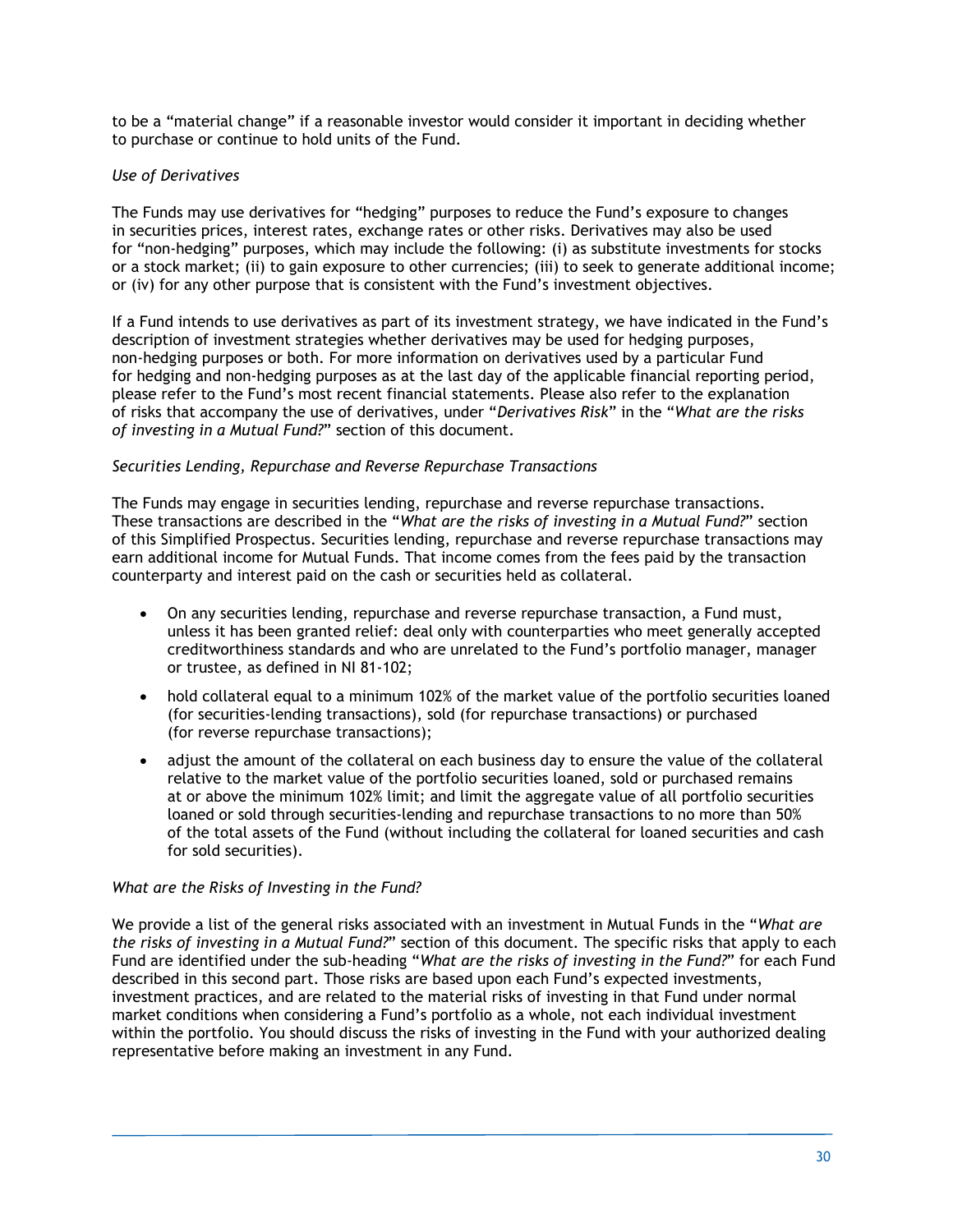to be a "material change" if a reasonable investor would consider it important in deciding whether to purchase or continue to hold units of the Fund.

*Use of Derivatives*

The Funds may use derivatives for "hedging" purposes to reduce the Fund's exposure to changes in securities prices, interest rates, exchange rates or other risks. Derivatives may also be used for "non-hedging" purposes, which may include the following: (i) as substitute investments for stocks or a stock market; (ii) to gain exposure to other currencies; (iii) to seek to generate additional income; or (iv) for any other purpose that is consistent with the Fund's investment objectives.

If a Fund intends to use derivatives as part of its investment strategy, we have indicated in the Fund's description of investment strategies whether derivatives may be used for hedging purposes, non-hedging purposes or both. For more information on derivatives used by a particular Fund for hedging and non-hedging purposes as at the last day of the applicable financial reporting period, please refer to the Fund's most recent financial statements. Please also refer to the explanation of risks that accompany the use of derivatives, under "*Derivatives Risk*" in the "*What are the risks of investing in a Mutual Fund?*" section of this document.

*Securities Lending, Repurchase and Reverse Repurchase Transactions*

The Funds may engage in securities lending, repurchase and reverse repurchase transactions. These transactions are described in the "*What are the risks of investing in a Mutual Fund?*" section of this Simplified Prospectus. Securities lending, repurchase and reverse repurchase transactions may earn additional income for Mutual Funds. That income comes from the fees paid by the transaction counterparty and interest paid on the cash or securities held as collateral.

- On any securities lending, repurchase and reverse repurchase transaction, a Fund must, unless it has been granted relief: deal only with counterparties who meet generally accepted creditworthiness standards and who are unrelated to the Fund's portfolio manager, manager or trustee, as defined in NI 81-102;
- hold collateral equal to a minimum 102% of the market value of the portfolio securities loaned (for securities-lending transactions), sold (for repurchase transactions) or purchased (for reverse repurchase transactions);
- adjust the amount of the collateral on each business day to ensure the value of the collateral relative to the market value of the portfolio securities loaned, sold or purchased remains at or above the minimum 102% limit; and limit the aggregate value of all portfolio securities loaned or sold through securities-lending and repurchase transactions to no more than 50% of the total assets of the Fund (without including the collateral for loaned securities and cash for sold securities).

*What are the Risks of Investing in the Fund?*

We provide a list of the general risks associated with an investment in Mutual Funds in the "*What are the risks of investing in a Mutual Fund?*" section of this document. The specific risks that apply to each Fund are identified under the sub-heading "*What are the risks of investing in the Fund?*" for each Fund described in this second part. Those risks are based upon each Fund's expected investments, investment practices, and are related to the material risks of investing in that Fund under normal market conditions when considering a Fund's portfolio as a whole, not each individual investment within the portfolio. You should discuss the risks of investing in the Fund with your authorized dealing representative before making an investment in any Fund.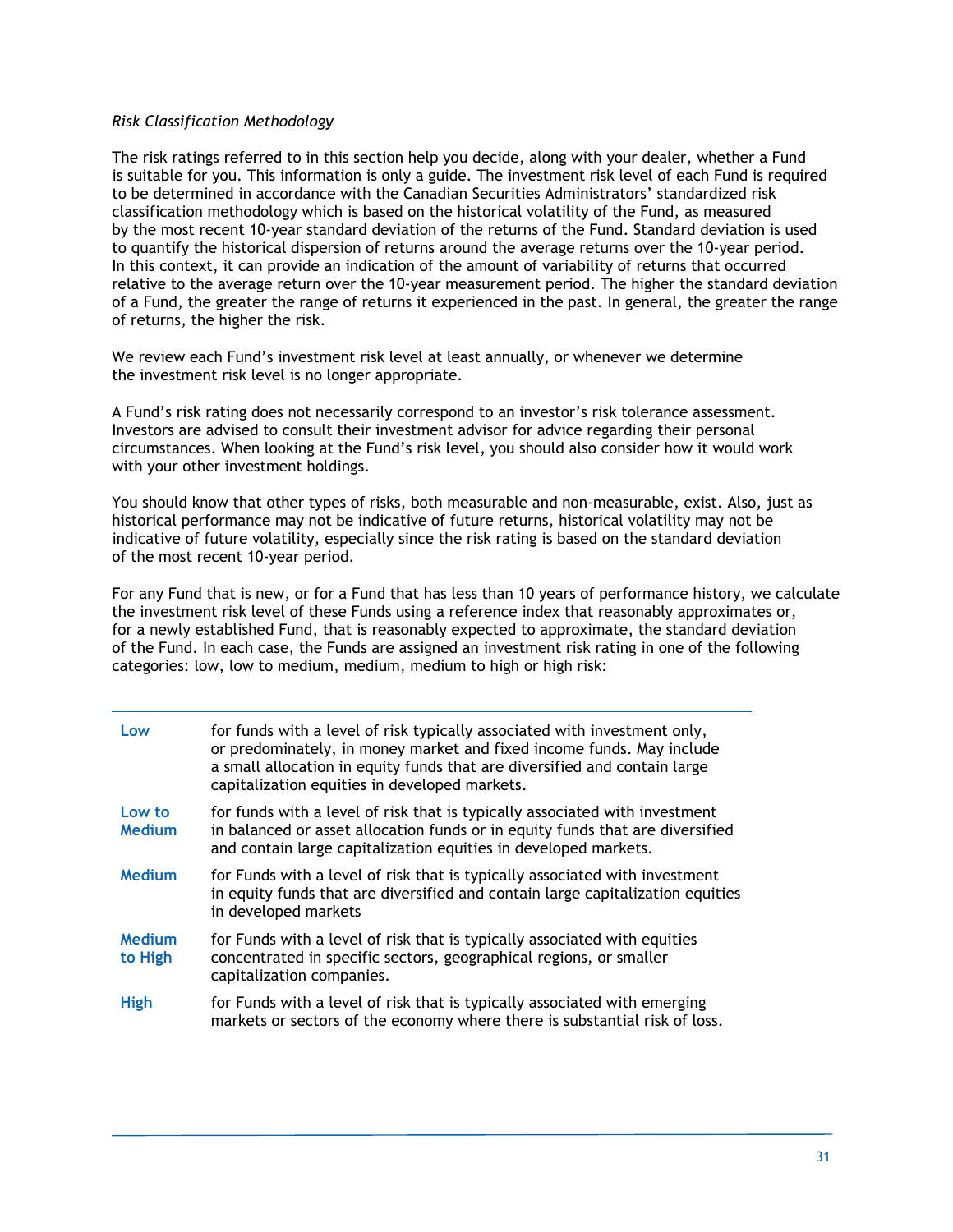*Risk Classification Methodology*

The risk ratings referred to in this section help you decide, along with your dealer, whether a Fund is suitable for you. This information is only a guide. The investment risk level of each Fund is required to be determined in accordance with the Canadian Securities Administrators' standardized risk classification methodology which is based on the historical volatility of the Fund, as measured by the most recent 10-year standard deviation of the returns of the Fund. Standard deviation is used to quantify the historical dispersion of returns around the average returns over the 10-year period. In this context, it can provide an indication of the amount of variability of returns that occurred relative to the average return over the 10-year measurement period. The higher the standard deviation of a Fund, the greater the range of returns it experienced in the past. In general, the greater the range of returns, the higher the risk.

We review each Fund's investment risk level at least annually, or whenever we determine the investment risk level is no longer appropriate.

A Fund's risk rating does not necessarily correspond to an investor's risk tolerance assessment. Investors are advised to consult their investment advisor for advice regarding their personal circumstances. When looking at the Fund's risk level, you should also consider how it would work with your other investment holdings.

You should know that other types of risks, both measurable and non-measurable, exist. Also, just as historical performance may not be indicative of future returns, historical volatility may not be indicative of future volatility, especially since the risk rating is based on the standard deviation of the most recent 10-year period.

For any Fund that is new, or for a Fund that has less than 10 years of performance history, we calculate the investment risk level of these Funds using a reference index that reasonably approximates or, for a newly established Fund, that is reasonably expected to approximate, the standard deviation of the Fund. In each case, the Funds are assigned an investment risk rating in one of the following categories: low, low to medium, medium, medium to high or high risk:

| | |
|---|---|
| **Low** | for funds with a level of risk typically associated with investment only, or predominately, in money market and fixed income funds. May include a small allocation in equity funds that are diversified and contain large capitalization equities in developed markets. |
| **Low to Medium** | for funds with a level of risk that is typically associated with investment in balanced or asset allocation funds or in equity funds that are diversified and contain large capitalization equities in developed markets. |
| **Medium** | for Funds with a level of risk that is typically associated with investment in equity funds that are diversified and contain large capitalization equities in developed markets |
| **Medium to High** | for Funds with a level of risk that is typically associated with equities concentrated in specific sectors, geographical regions, or smaller capitalization companies. |
| **High** | for Funds with a level of risk that is typically associated with emerging markets or sectors of the economy where there is substantial risk of loss. |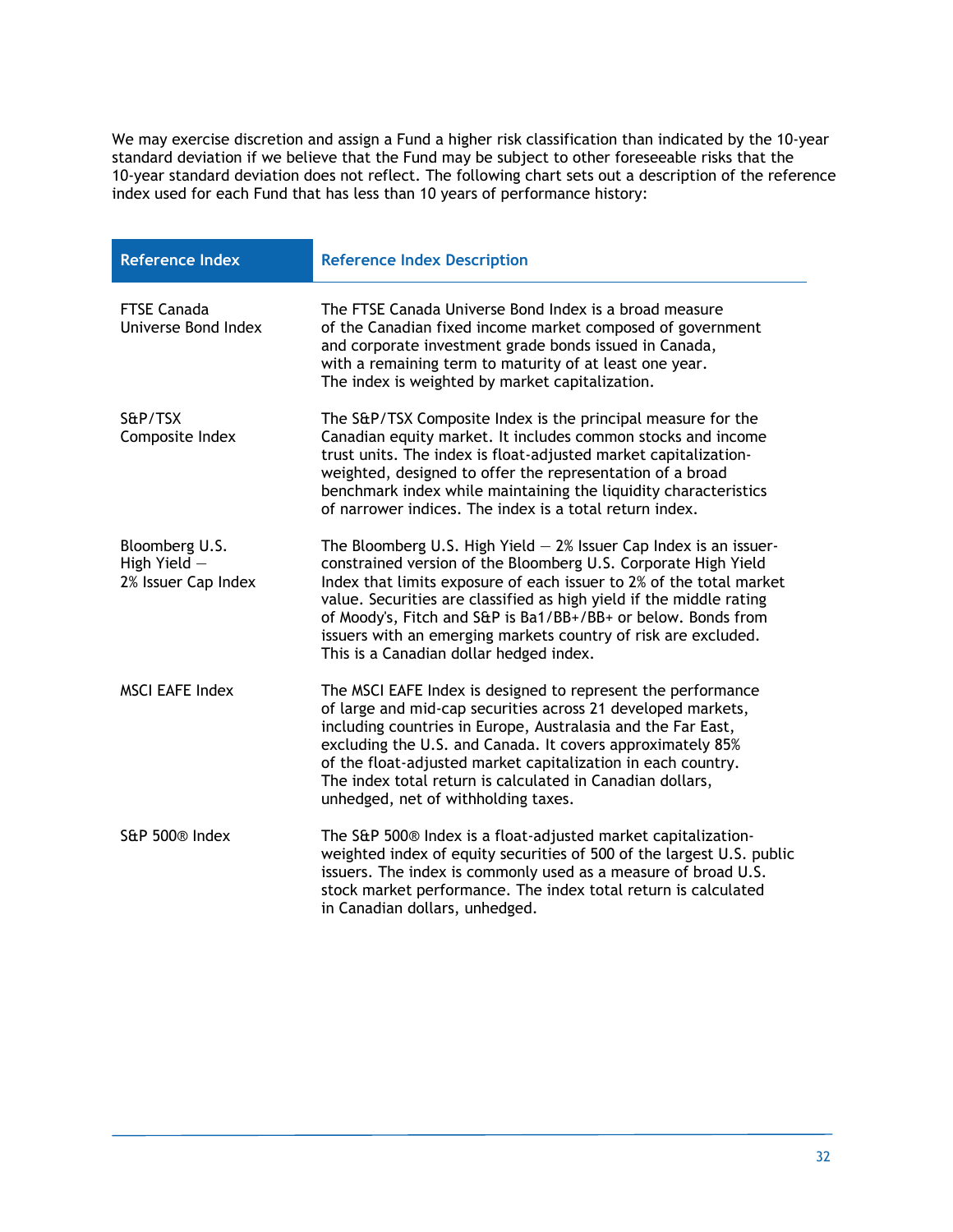We may exercise discretion and assign a Fund a higher risk classification than indicated by the 10-year standard deviation if we believe that the Fund may be subject to other foreseeable risks that the 10-year standard deviation does not reflect. The following chart sets out a description of the reference index used for each Fund that has less than 10 years of performance history:

| Reference Index | Reference Index Description |
|---|---|
| FTSE Canada Universe Bond Index | The FTSE Canada Universe Bond Index is a broad measure of the Canadian fixed income market composed of government and corporate investment grade bonds issued in Canada, with a remaining term to maturity of at least one year. The index is weighted by market capitalization. |
| S&P/TSX Composite Index | The S&P/TSX Composite Index is the principal measure for the Canadian equity market. It includes common stocks and income trust units. The index is float-adjusted market capitalization-weighted, designed to offer the representation of a broad benchmark index while maintaining the liquidity characteristics of narrower indices. The index is a total return index. |
| Bloomberg U.S. High Yield — 2% Issuer Cap Index | The Bloomberg U.S. High Yield — 2% Issuer Cap Index is an issuer-constrained version of the Bloomberg U.S. Corporate High Yield Index that limits exposure of each issuer to 2% of the total market value. Securities are classified as high yield if the middle rating of Moody's, Fitch and S&P is Ba1/BB+/BB+ or below. Bonds from issuers with an emerging markets country of risk are excluded. This is a Canadian dollar hedged index. |
| MSCI EAFE Index | The MSCI EAFE Index is designed to represent the performance of large and mid-cap securities across 21 developed markets, including countries in Europe, Australasia and the Far East, excluding the U.S. and Canada. It covers approximately 85% of the float-adjusted market capitalization in each country. The index total return is calculated in Canadian dollars, unhedged, net of withholding taxes. |
| S&P 500® Index | The S&P 500® Index is a float-adjusted market capitalization-weighted index of equity securities of 500 of the largest U.S. public issuers. The index is commonly used as a measure of broad U.S. stock market performance. The index total return is calculated in Canadian dollars, unhedged. |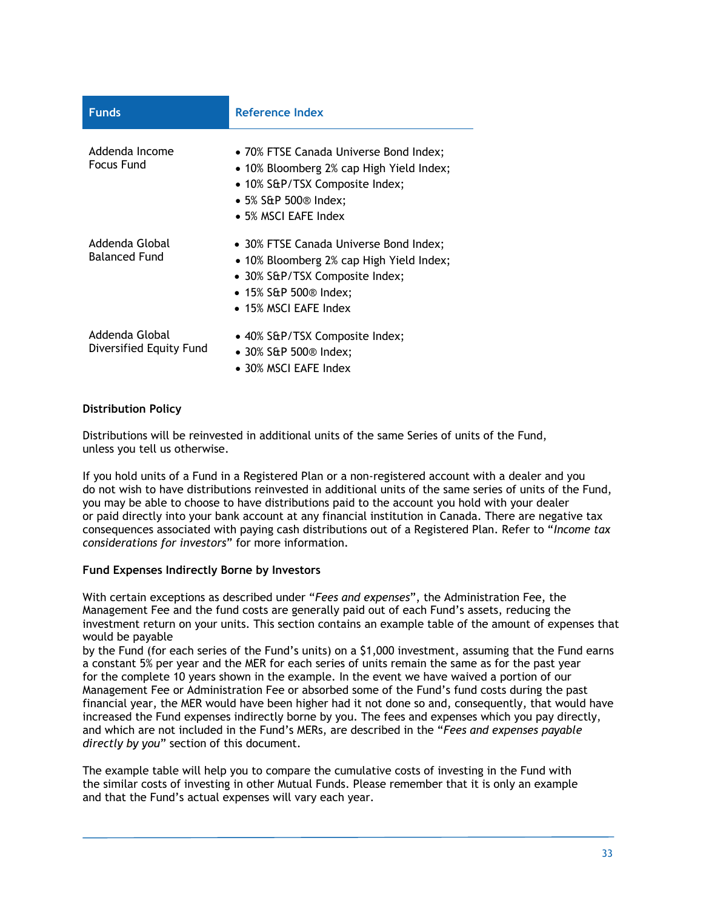| Funds | Reference Index |
|---|---|
| Addenda Income Focus Fund | • 70% FTSE Canada Universe Bond Index;<br>• 10% Bloomberg 2% cap High Yield Index;<br>• 10% S&P/TSX Composite Index;<br>• 5% S&P 500® Index;<br>• 5% MSCI EAFE Index |
| Addenda Global Balanced Fund | • 30% FTSE Canada Universe Bond Index;<br>• 10% Bloomberg 2% cap High Yield Index;<br>• 30% S&P/TSX Composite Index;<br>• 15% S&P 500® Index;<br>• 15% MSCI EAFE Index |
| Addenda Global Diversified Equity Fund | • 40% S&P/TSX Composite Index;<br>• 30% S&P 500® Index;<br>• 30% MSCI EAFE Index |

**Distribution Policy**

Distributions will be reinvested in additional units of the same Series of units of the Fund, unless you tell us otherwise.

If you hold units of a Fund in a Registered Plan or a non-registered account with a dealer and you do not wish to have distributions reinvested in additional units of the same series of units of the Fund, you may be able to choose to have distributions paid to the account you hold with your dealer or paid directly into your bank account at any financial institution in Canada. There are negative tax consequences associated with paying cash distributions out of a Registered Plan. Refer to "*Income tax considerations for investors*" for more information.

**Fund Expenses Indirectly Borne by Investors**

With certain exceptions as described under "*Fees and expenses*", the Administration Fee, the Management Fee and the fund costs are generally paid out of each Fund's assets, reducing the investment return on your units. This section contains an example table of the amount of expenses that would be payable by the Fund (for each series of the Fund's units) on a $1,000 investment, assuming that the Fund earns a constant 5% per year and the MER for each series of units remain the same as for the past year for the complete 10 years shown in the example. In the event we have waived a portion of our Management Fee or Administration Fee or absorbed some of the Fund's fund costs during the past financial year, the MER would have been higher had it not done so and, consequently, that would have increased the Fund expenses indirectly borne by you. The fees and expenses which you pay directly, and which are not included in the Fund's MERs, are described in the "*Fees and expenses payable directly by you*" section of this document.

The example table will help you to compare the cumulative costs of investing in the Fund with the similar costs of investing in other Mutual Funds. Please remember that it is only an example and that the Fund's actual expenses will vary each year.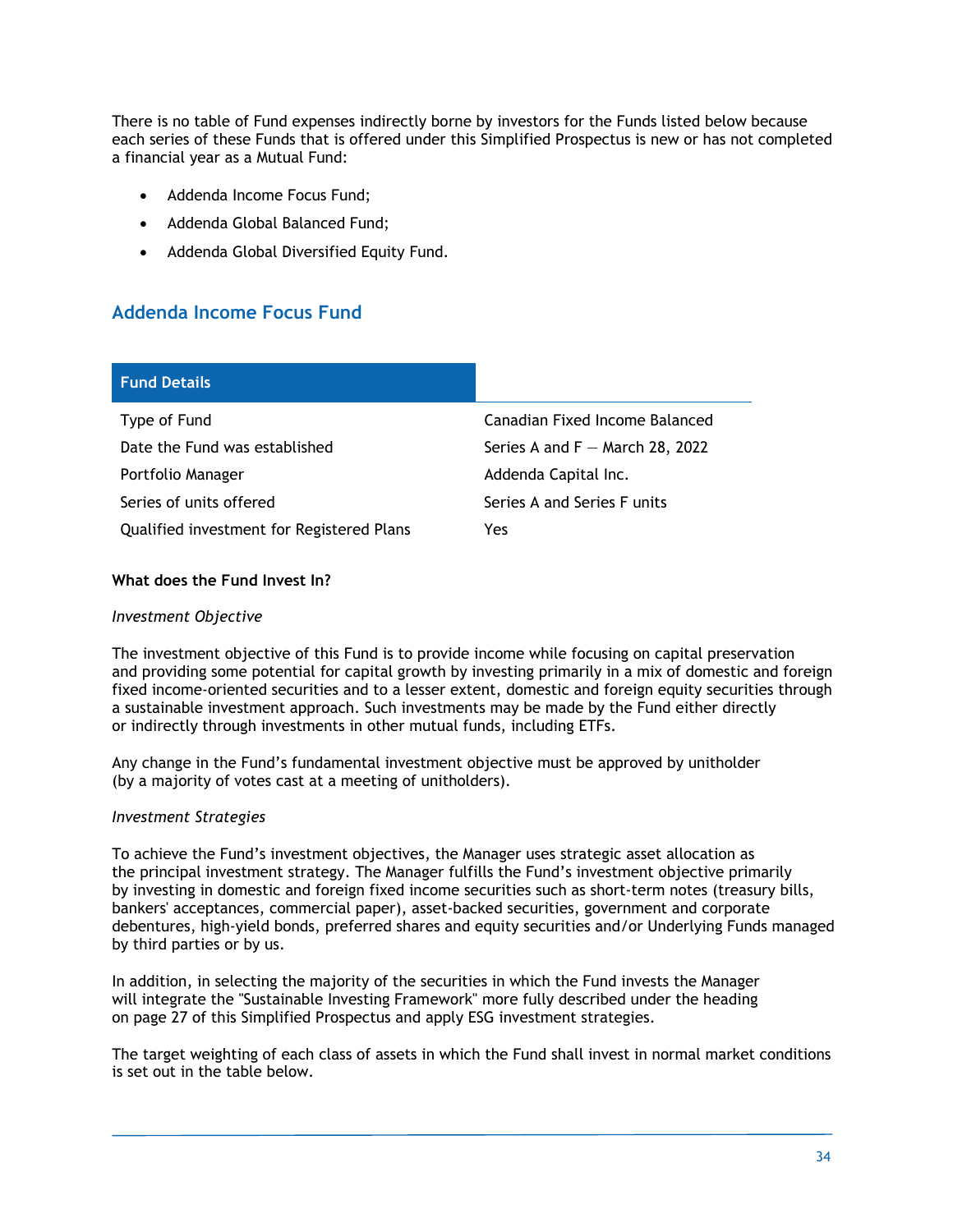There is no table of Fund expenses indirectly borne by investors for the Funds listed below because each series of these Funds that is offered under this Simplified Prospectus is new or has not completed a financial year as a Mutual Fund:

- Addenda Income Focus Fund;
- Addenda Global Balanced Fund;
- Addenda Global Diversified Equity Fund.

## Addenda Income Focus Fund

| Fund Details | |
|---|---|
| Type of Fund | Canadian Fixed Income Balanced |
| Date the Fund was established | Series A and F — March 28, 2022 |
| Portfolio Manager | Addenda Capital Inc. |
| Series of units offered | Series A and Series F units |
| Qualified investment for Registered Plans | Yes |

**What does the Fund Invest In?**

*Investment Objective*

The investment objective of this Fund is to provide income while focusing on capital preservation and providing some potential for capital growth by investing primarily in a mix of domestic and foreign fixed income-oriented securities and to a lesser extent, domestic and foreign equity securities through a sustainable investment approach. Such investments may be made by the Fund either directly or indirectly through investments in other mutual funds, including ETFs.

Any change in the Fund's fundamental investment objective must be approved by unitholder (by a majority of votes cast at a meeting of unitholders).

*Investment Strategies*

To achieve the Fund's investment objectives, the Manager uses strategic asset allocation as the principal investment strategy. The Manager fulfills the Fund's investment objective primarily by investing in domestic and foreign fixed income securities such as short-term notes (treasury bills, bankers' acceptances, commercial paper), asset-backed securities, government and corporate debentures, high-yield bonds, preferred shares and equity securities and/or Underlying Funds managed by third parties or by us.

In addition, in selecting the majority of the securities in which the Fund invests the Manager will integrate the "Sustainable Investing Framework" more fully described under the heading on page 27 of this Simplified Prospectus and apply ESG investment strategies.

The target weighting of each class of assets in which the Fund shall invest in normal market conditions is set out in the table below.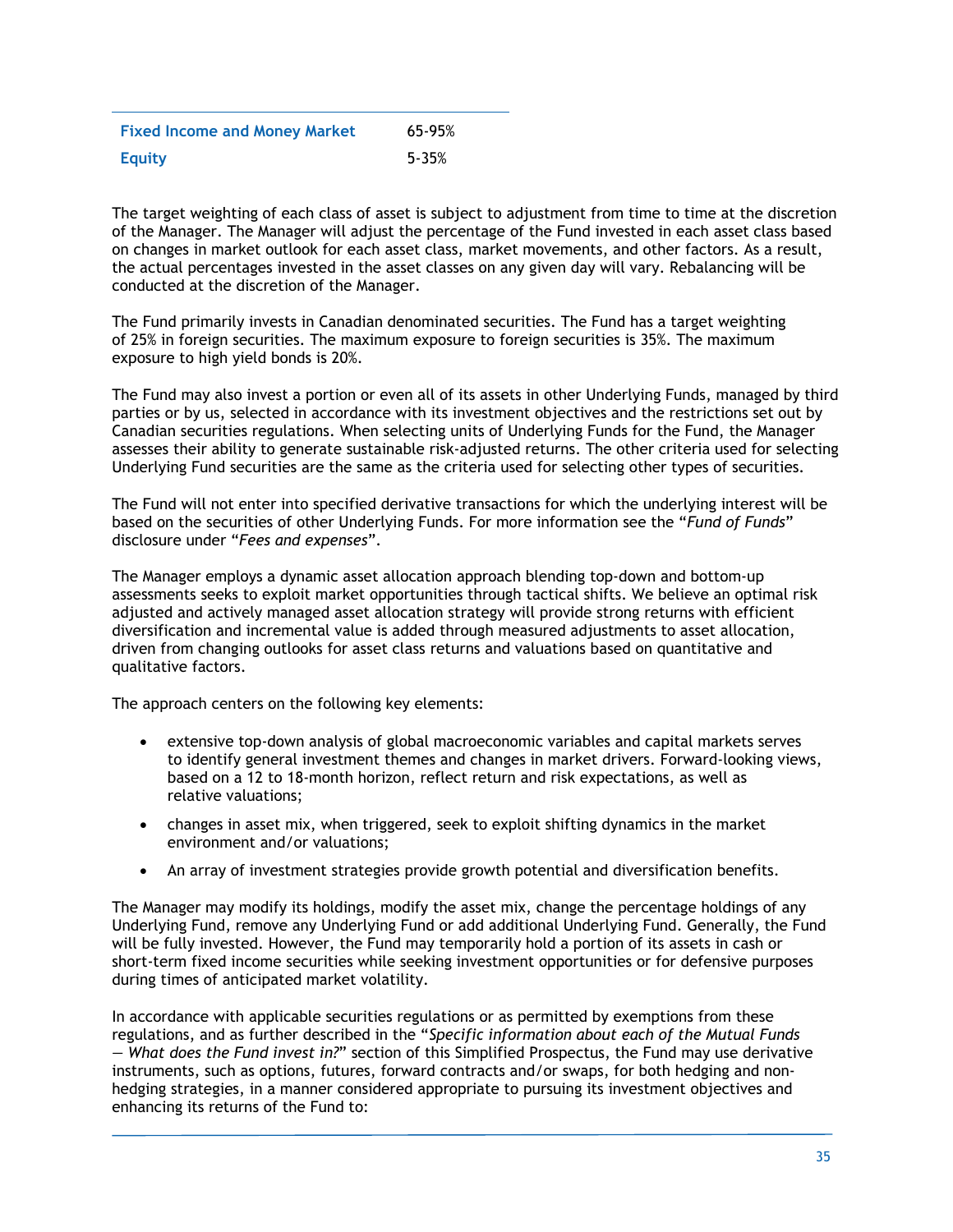| Fixed Income and Money Market | 65-95% |
|---|---|
| Equity | 5-35% |

The target weighting of each class of asset is subject to adjustment from time to time at the discretion of the Manager. The Manager will adjust the percentage of the Fund invested in each asset class based on changes in market outlook for each asset class, market movements, and other factors. As a result, the actual percentages invested in the asset classes on any given day will vary. Rebalancing will be conducted at the discretion of the Manager.

The Fund primarily invests in Canadian denominated securities. The Fund has a target weighting of 25% in foreign securities. The maximum exposure to foreign securities is 35%. The maximum exposure to high yield bonds is 20%.

The Fund may also invest a portion or even all of its assets in other Underlying Funds, managed by third parties or by us, selected in accordance with its investment objectives and the restrictions set out by Canadian securities regulations. When selecting units of Underlying Funds for the Fund, the Manager assesses their ability to generate sustainable risk-adjusted returns. The other criteria used for selecting Underlying Fund securities are the same as the criteria used for selecting other types of securities.

The Fund will not enter into specified derivative transactions for which the underlying interest will be based on the securities of other Underlying Funds. For more information see the "*Fund of Funds*" disclosure under "*Fees and expenses*".

The Manager employs a dynamic asset allocation approach blending top-down and bottom-up assessments seeks to exploit market opportunities through tactical shifts. We believe an optimal risk adjusted and actively managed asset allocation strategy will provide strong returns with efficient diversification and incremental value is added through measured adjustments to asset allocation, driven from changing outlooks for asset class returns and valuations based on quantitative and qualitative factors.

The approach centers on the following key elements:

- extensive top-down analysis of global macroeconomic variables and capital markets serves to identify general investment themes and changes in market drivers. Forward-looking views, based on a 12 to 18-month horizon, reflect return and risk expectations, as well as relative valuations;
- changes in asset mix, when triggered, seek to exploit shifting dynamics in the market environment and/or valuations;
- An array of investment strategies provide growth potential and diversification benefits.

The Manager may modify its holdings, modify the asset mix, change the percentage holdings of any Underlying Fund, remove any Underlying Fund or add additional Underlying Fund. Generally, the Fund will be fully invested. However, the Fund may temporarily hold a portion of its assets in cash or short-term fixed income securities while seeking investment opportunities or for defensive purposes during times of anticipated market volatility.

In accordance with applicable securities regulations or as permitted by exemptions from these regulations, and as further described in the "*Specific information about each of the Mutual Funds — What does the Fund invest in?*" section of this Simplified Prospectus, the Fund may use derivative instruments, such as options, futures, forward contracts and/or swaps, for both hedging and non-hedging strategies, in a manner considered appropriate to pursuing its investment objectives and enhancing its returns of the Fund to: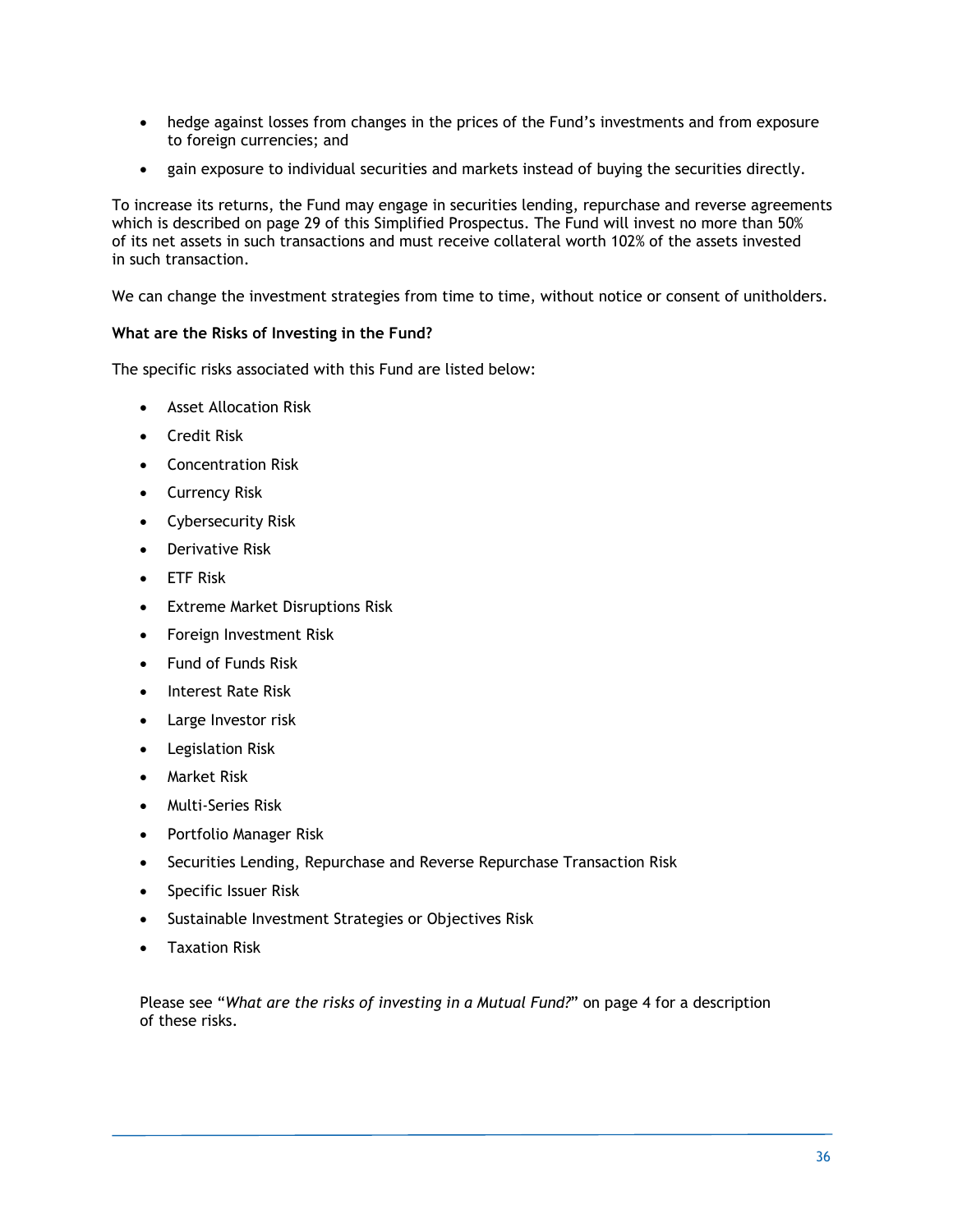- hedge against losses from changes in the prices of the Fund's investments and from exposure to foreign currencies; and
- gain exposure to individual securities and markets instead of buying the securities directly.

To increase its returns, the Fund may engage in securities lending, repurchase and reverse agreements which is described on page 29 of this Simplified Prospectus. The Fund will invest no more than 50% of its net assets in such transactions and must receive collateral worth 102% of the assets invested in such transaction.

We can change the investment strategies from time to time, without notice or consent of unitholders.

**What are the Risks of Investing in the Fund?**

The specific risks associated with this Fund are listed below:

- Asset Allocation Risk
- Credit Risk
- Concentration Risk
- Currency Risk
- Cybersecurity Risk
- Derivative Risk
- ETF Risk
- Extreme Market Disruptions Risk
- Foreign Investment Risk
- Fund of Funds Risk
- Interest Rate Risk
- Large Investor risk
- Legislation Risk
- Market Risk
- Multi-Series Risk
- Portfolio Manager Risk
- Securities Lending, Repurchase and Reverse Repurchase Transaction Risk
- Specific Issuer Risk
- Sustainable Investment Strategies or Objectives Risk
- Taxation Risk

Please see "*What are the risks of investing in a Mutual Fund?*" on page 4 for a description of these risks.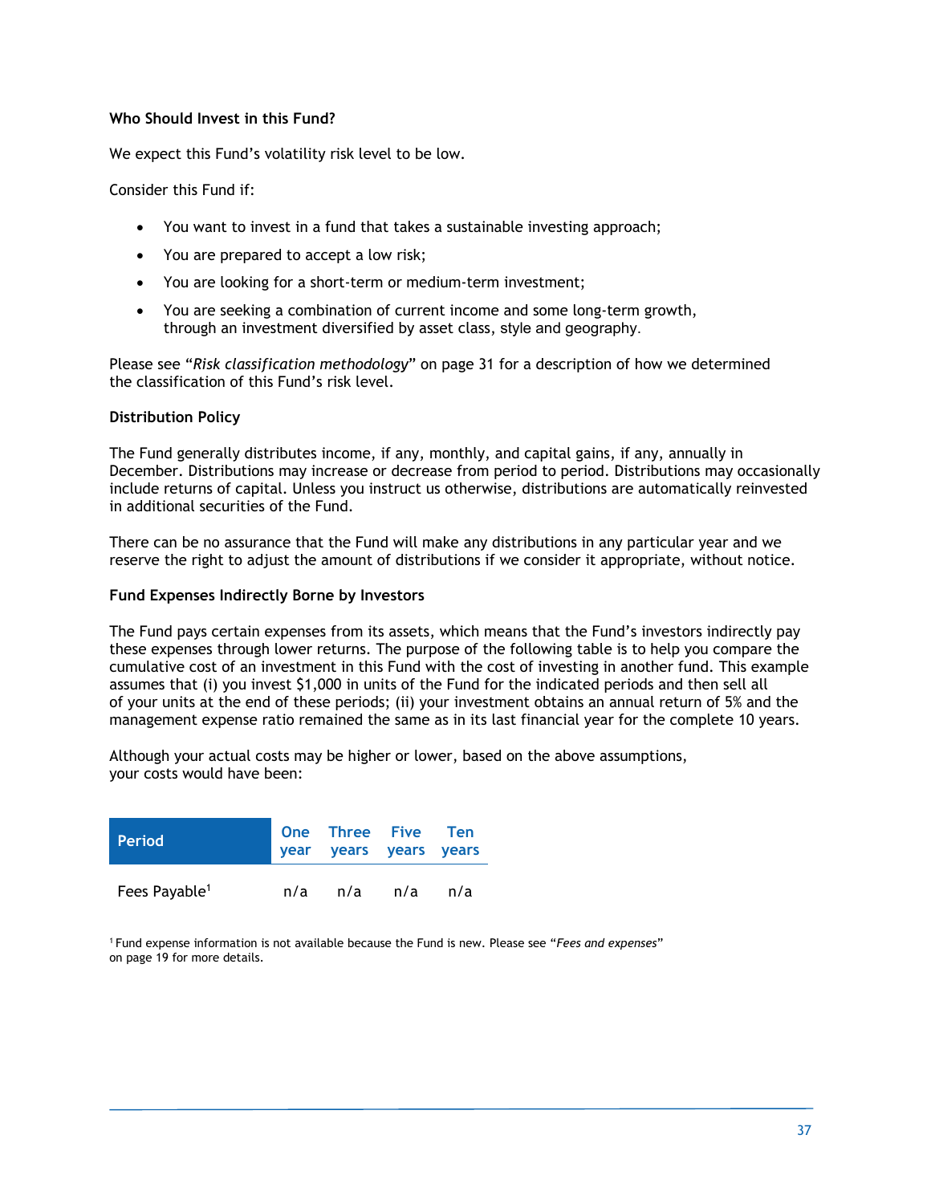**Who Should Invest in this Fund?**

We expect this Fund's volatility risk level to be low.

Consider this Fund if:

- You want to invest in a fund that takes a sustainable investing approach;
- You are prepared to accept a low risk;
- You are looking for a short-term or medium-term investment;
- You are seeking a combination of current income and some long-term growth, through an investment diversified by asset class, style and geography.

Please see "*Risk classification methodology*" on page 31 for a description of how we determined the classification of this Fund's risk level.

**Distribution Policy**

The Fund generally distributes income, if any, monthly, and capital gains, if any, annually in December. Distributions may increase or decrease from period to period. Distributions may occasionally include returns of capital. Unless you instruct us otherwise, distributions are automatically reinvested in additional securities of the Fund.

There can be no assurance that the Fund will make any distributions in any particular year and we reserve the right to adjust the amount of distributions if we consider it appropriate, without notice.

**Fund Expenses Indirectly Borne by Investors**

The Fund pays certain expenses from its assets, which means that the Fund's investors indirectly pay these expenses through lower returns. The purpose of the following table is to help you compare the cumulative cost of an investment in this Fund with the cost of investing in another fund. This example assumes that (i) you invest $1,000 in units of the Fund for the indicated periods and then sell all of your units at the end of these periods; (ii) your investment obtains an annual return of 5% and the management expense ratio remained the same as in its last financial year for the complete 10 years.

Although your actual costs may be higher or lower, based on the above assumptions, your costs would have been:

| Period | One year | Three years | Five years | Ten years |
|---|---|---|---|---|
| Fees Payable[1] | n/a | n/a | n/a | n/a |

[1] Fund expense information is not available because the Fund is new. Please see "*Fees and expenses*" on page 19 for more details.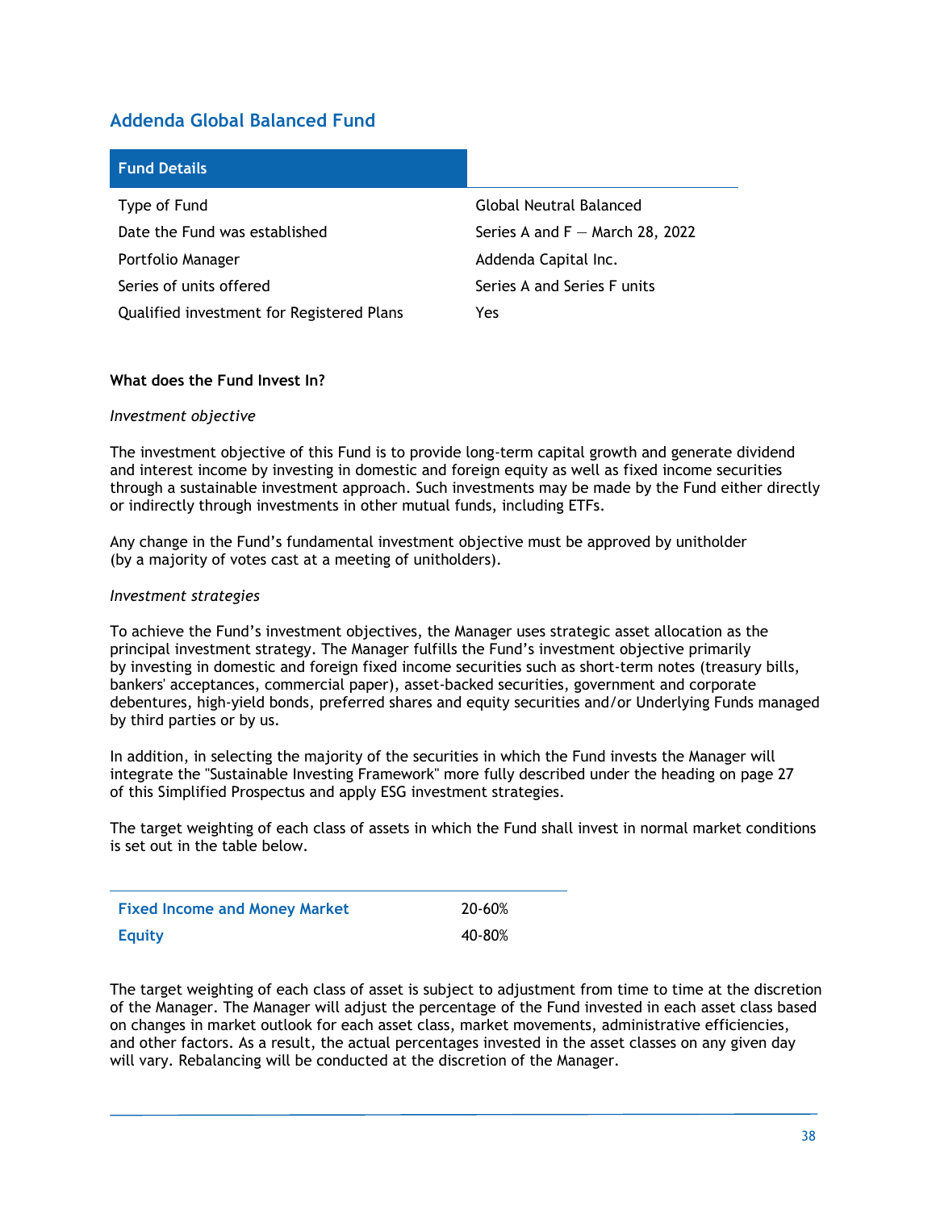## Addenda Global Balanced Fund

| Fund Details | |
|---|---|
| Type of Fund | Global Neutral Balanced |
| Date the Fund was established | Series A and F — March 28, 2022 |
| Portfolio Manager | Addenda Capital Inc. |
| Series of units offered | Series A and Series F units |
| Qualified investment for Registered Plans | Yes |

**What does the Fund Invest In?**

*Investment objective*

The investment objective of this Fund is to provide long-term capital growth and generate dividend and interest income by investing in domestic and foreign equity as well as fixed income securities through a sustainable investment approach. Such investments may be made by the Fund either directly or indirectly through investments in other mutual funds, including ETFs.

Any change in the Fund's fundamental investment objective must be approved by unitholder (by a majority of votes cast at a meeting of unitholders).

*Investment strategies*

To achieve the Fund's investment objectives, the Manager uses strategic asset allocation as the principal investment strategy. The Manager fulfills the Fund's investment objective primarily by investing in domestic and foreign fixed income securities such as short-term notes (treasury bills, bankers' acceptances, commercial paper), asset-backed securities, government and corporate debentures, high-yield bonds, preferred shares and equity securities and/or Underlying Funds managed by third parties or by us.

In addition, in selecting the majority of the securities in which the Fund invests the Manager will integrate the "Sustainable Investing Framework" more fully described under the heading on page 27 of this Simplified Prospectus and apply ESG investment strategies.

The target weighting of each class of assets in which the Fund shall invest in normal market conditions is set out in the table below.

| | |
|---|---|
| **Fixed Income and Money Market** | 20-60% |
| **Equity** | 40-80% |

The target weighting of each class of asset is subject to adjustment from time to time at the discretion of the Manager. The Manager will adjust the percentage of the Fund invested in each asset class based on changes in market outlook for each asset class, market movements, administrative efficiencies, and other factors. As a result, the actual percentages invested in the asset classes on any given day will vary. Rebalancing will be conducted at the discretion of the Manager.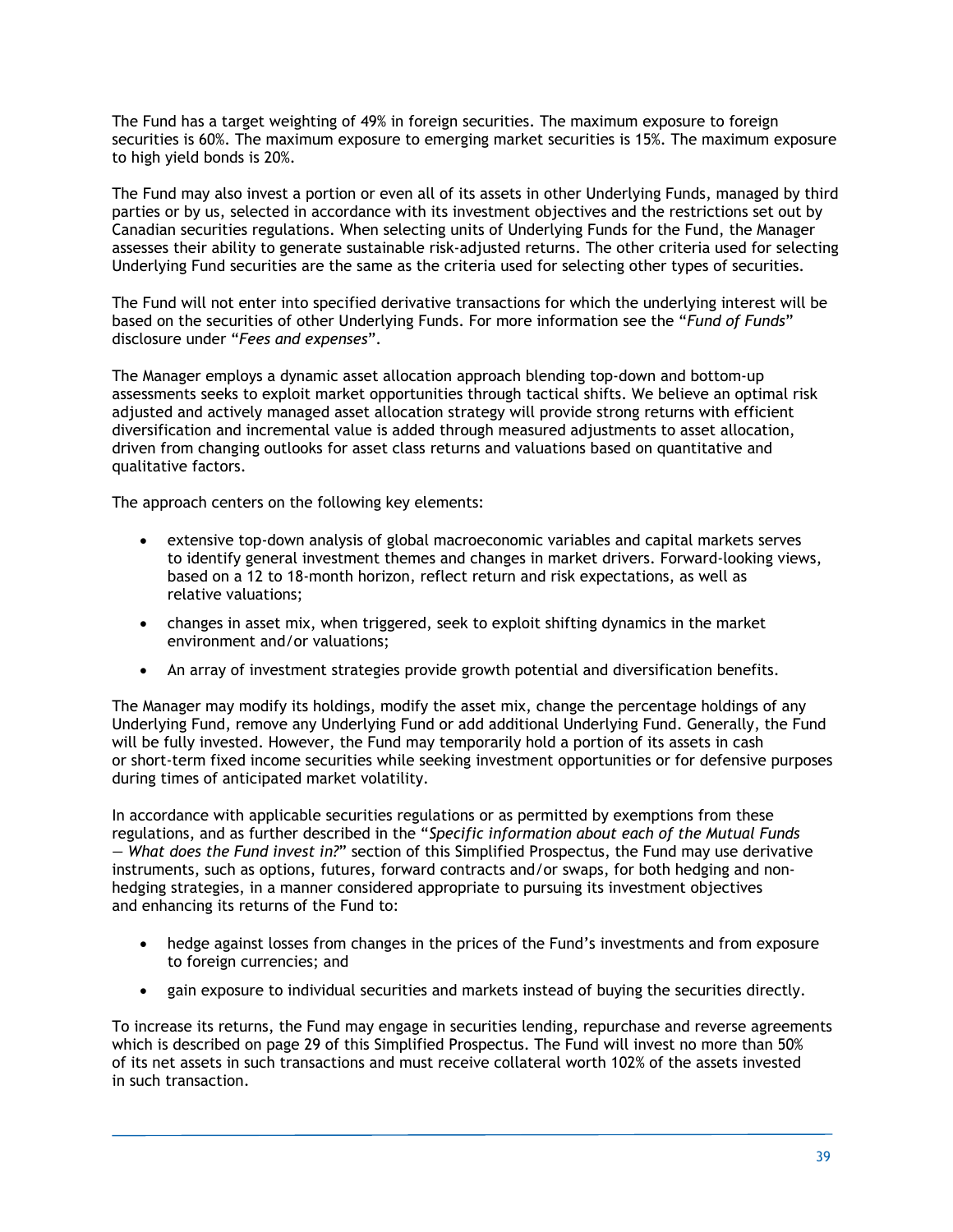The Fund has a target weighting of 49% in foreign securities. The maximum exposure to foreign securities is 60%. The maximum exposure to emerging market securities is 15%. The maximum exposure to high yield bonds is 20%.

The Fund may also invest a portion or even all of its assets in other Underlying Funds, managed by third parties or by us, selected in accordance with its investment objectives and the restrictions set out by Canadian securities regulations. When selecting units of Underlying Funds for the Fund, the Manager assesses their ability to generate sustainable risk-adjusted returns. The other criteria used for selecting Underlying Fund securities are the same as the criteria used for selecting other types of securities.

The Fund will not enter into specified derivative transactions for which the underlying interest will be based on the securities of other Underlying Funds. For more information see the "*Fund of Funds*" disclosure under "*Fees and expenses*".

The Manager employs a dynamic asset allocation approach blending top-down and bottom-up assessments seeks to exploit market opportunities through tactical shifts. We believe an optimal risk adjusted and actively managed asset allocation strategy will provide strong returns with efficient diversification and incremental value is added through measured adjustments to asset allocation, driven from changing outlooks for asset class returns and valuations based on quantitative and qualitative factors.

The approach centers on the following key elements:

- extensive top-down analysis of global macroeconomic variables and capital markets serves to identify general investment themes and changes in market drivers. Forward-looking views, based on a 12 to 18-month horizon, reflect return and risk expectations, as well as relative valuations;
- changes in asset mix, when triggered, seek to exploit shifting dynamics in the market environment and/or valuations;
- An array of investment strategies provide growth potential and diversification benefits.

The Manager may modify its holdings, modify the asset mix, change the percentage holdings of any Underlying Fund, remove any Underlying Fund or add additional Underlying Fund. Generally, the Fund will be fully invested. However, the Fund may temporarily hold a portion of its assets in cash or short-term fixed income securities while seeking investment opportunities or for defensive purposes during times of anticipated market volatility.

In accordance with applicable securities regulations or as permitted by exemptions from these regulations, and as further described in the "*Specific information about each of the Mutual Funds — What does the Fund invest in?*" section of this Simplified Prospectus, the Fund may use derivative instruments, such as options, futures, forward contracts and/or swaps, for both hedging and non-hedging strategies, in a manner considered appropriate to pursuing its investment objectives and enhancing its returns of the Fund to:

- hedge against losses from changes in the prices of the Fund's investments and from exposure to foreign currencies; and
- gain exposure to individual securities and markets instead of buying the securities directly.

To increase its returns, the Fund may engage in securities lending, repurchase and reverse agreements which is described on page 29 of this Simplified Prospectus. The Fund will invest no more than 50% of its net assets in such transactions and must receive collateral worth 102% of the assets invested in such transaction.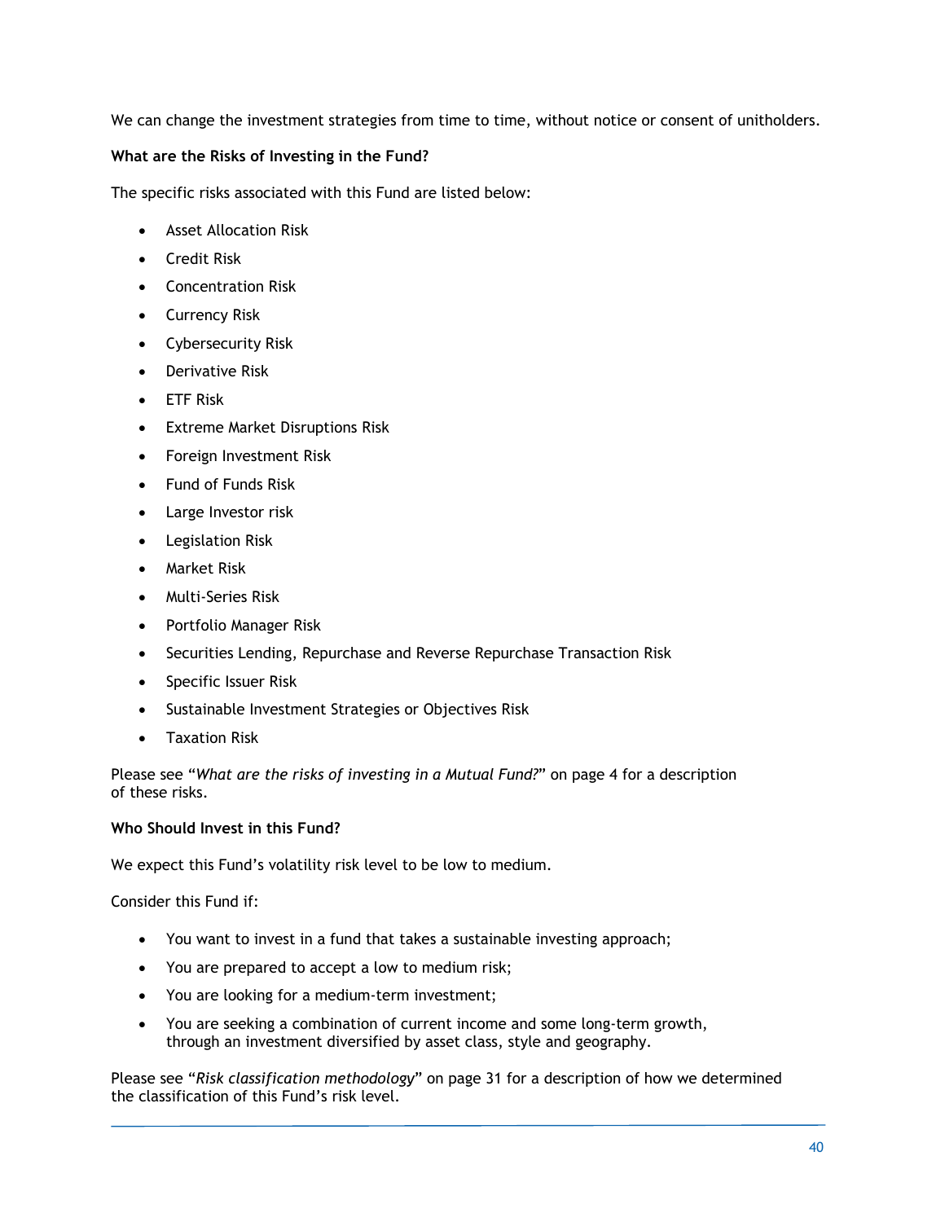We can change the investment strategies from time to time, without notice or consent of unitholders.

**What are the Risks of Investing in the Fund?**

The specific risks associated with this Fund are listed below:

- Asset Allocation Risk
- Credit Risk
- Concentration Risk
- Currency Risk
- Cybersecurity Risk
- Derivative Risk
- ETF Risk
- Extreme Market Disruptions Risk
- Foreign Investment Risk
- Fund of Funds Risk
- Large Investor risk
- Legislation Risk
- Market Risk
- Multi-Series Risk
- Portfolio Manager Risk
- Securities Lending, Repurchase and Reverse Repurchase Transaction Risk
- Specific Issuer Risk
- Sustainable Investment Strategies or Objectives Risk
- Taxation Risk

Please see "*What are the risks of investing in a Mutual Fund?*" on page 4 for a description of these risks.

**Who Should Invest in this Fund?**

We expect this Fund's volatility risk level to be low to medium.

Consider this Fund if:

- You want to invest in a fund that takes a sustainable investing approach;
- You are prepared to accept a low to medium risk;
- You are looking for a medium-term investment;
- You are seeking a combination of current income and some long-term growth, through an investment diversified by asset class, style and geography.

Please see "*Risk classification methodology*" on page 31 for a description of how we determined the classification of this Fund's risk level.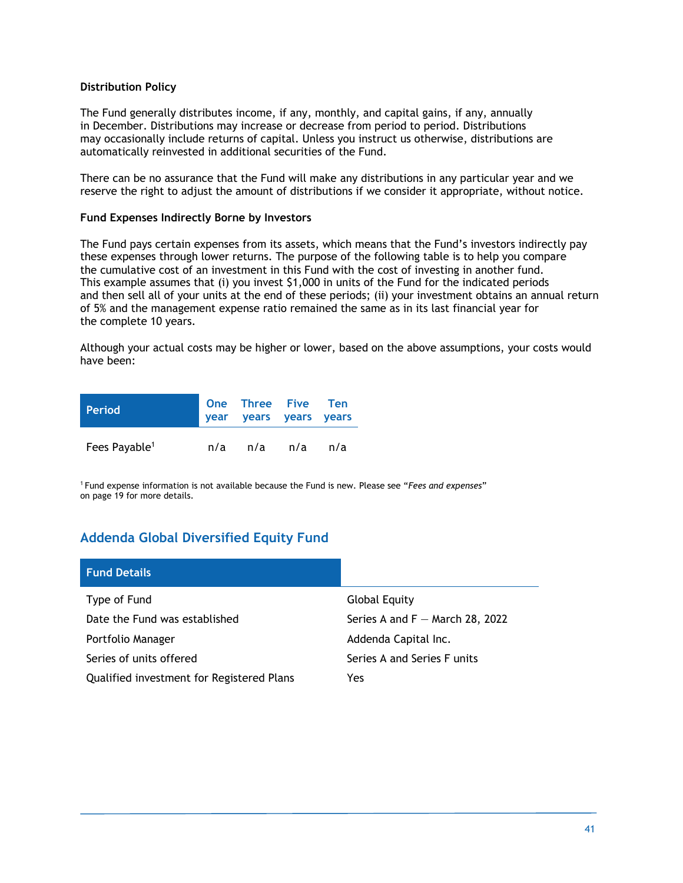### Distribution Policy

The Fund generally distributes income, if any, monthly, and capital gains, if any, annually in December. Distributions may increase or decrease from period to period. Distributions may occasionally include returns of capital. Unless you instruct us otherwise, distributions are automatically reinvested in additional securities of the Fund.

There can be no assurance that the Fund will make any distributions in any particular year and we reserve the right to adjust the amount of distributions if we consider it appropriate, without notice.

### Fund Expenses Indirectly Borne by Investors

The Fund pays certain expenses from its assets, which means that the Fund's investors indirectly pay these expenses through lower returns. The purpose of the following table is to help you compare the cumulative cost of an investment in this Fund with the cost of investing in another fund. This example assumes that (i) you invest $1,000 in units of the Fund for the indicated periods and then sell all of your units at the end of these periods; (ii) your investment obtains an annual return of 5% and the management expense ratio remained the same as in its last financial year for the complete 10 years.

Although your actual costs may be higher or lower, based on the above assumptions, your costs would have been:

| Period | One year | Three years | Five years | Ten years |
|---|---|---|---|---|
| Fees Payable[1] | n/a | n/a | n/a | n/a |

[1] Fund expense information is not available because the Fund is new. Please see "*Fees and expenses*" on page 19 for more details.

## Addenda Global Diversified Equity Fund

| Fund Details | |
|---|---|
| Type of Fund | Global Equity |
| Date the Fund was established | Series A and F — March 28, 2022 |
| Portfolio Manager | Addenda Capital Inc. |
| Series of units offered | Series A and Series F units |
| Qualified investment for Registered Plans | Yes |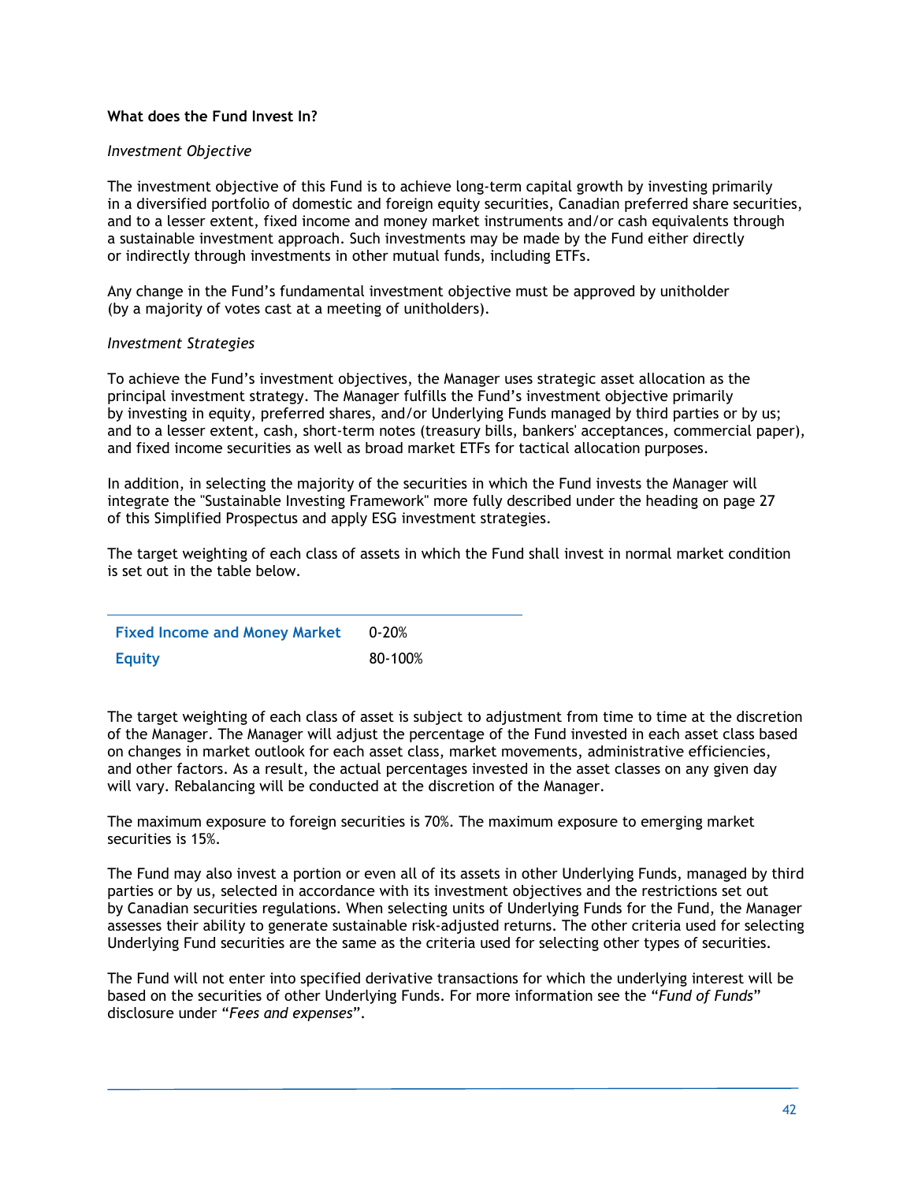### What does the Fund Invest In?

*Investment Objective*

The investment objective of this Fund is to achieve long-term capital growth by investing primarily in a diversified portfolio of domestic and foreign equity securities, Canadian preferred share securities, and to a lesser extent, fixed income and money market instruments and/or cash equivalents through a sustainable investment approach. Such investments may be made by the Fund either directly or indirectly through investments in other mutual funds, including ETFs.

Any change in the Fund's fundamental investment objective must be approved by unitholder (by a majority of votes cast at a meeting of unitholders).

*Investment Strategies*

To achieve the Fund's investment objectives, the Manager uses strategic asset allocation as the principal investment strategy. The Manager fulfills the Fund's investment objective primarily by investing in equity, preferred shares, and/or Underlying Funds managed by third parties or by us; and to a lesser extent, cash, short-term notes (treasury bills, bankers' acceptances, commercial paper), and fixed income securities as well as broad market ETFs for tactical allocation purposes.

In addition, in selecting the majority of the securities in which the Fund invests the Manager will integrate the "Sustainable Investing Framework" more fully described under the heading on page 27 of this Simplified Prospectus and apply ESG investment strategies.

The target weighting of each class of assets in which the Fund shall invest in normal market condition is set out in the table below.

| | |
|---|---|
| **Fixed Income and Money Market** | 0-20% |
| **Equity** | 80-100% |

The target weighting of each class of asset is subject to adjustment from time to time at the discretion of the Manager. The Manager will adjust the percentage of the Fund invested in each asset class based on changes in market outlook for each asset class, market movements, administrative efficiencies, and other factors. As a result, the actual percentages invested in the asset classes on any given day will vary. Rebalancing will be conducted at the discretion of the Manager.

The maximum exposure to foreign securities is 70%. The maximum exposure to emerging market securities is 15%.

The Fund may also invest a portion or even all of its assets in other Underlying Funds, managed by third parties or by us, selected in accordance with its investment objectives and the restrictions set out by Canadian securities regulations. When selecting units of Underlying Funds for the Fund, the Manager assesses their ability to generate sustainable risk-adjusted returns. The other criteria used for selecting Underlying Fund securities are the same as the criteria used for selecting other types of securities.

The Fund will not enter into specified derivative transactions for which the underlying interest will be based on the securities of other Underlying Funds. For more information see the "*Fund of Funds*" disclosure under "*Fees and expenses*".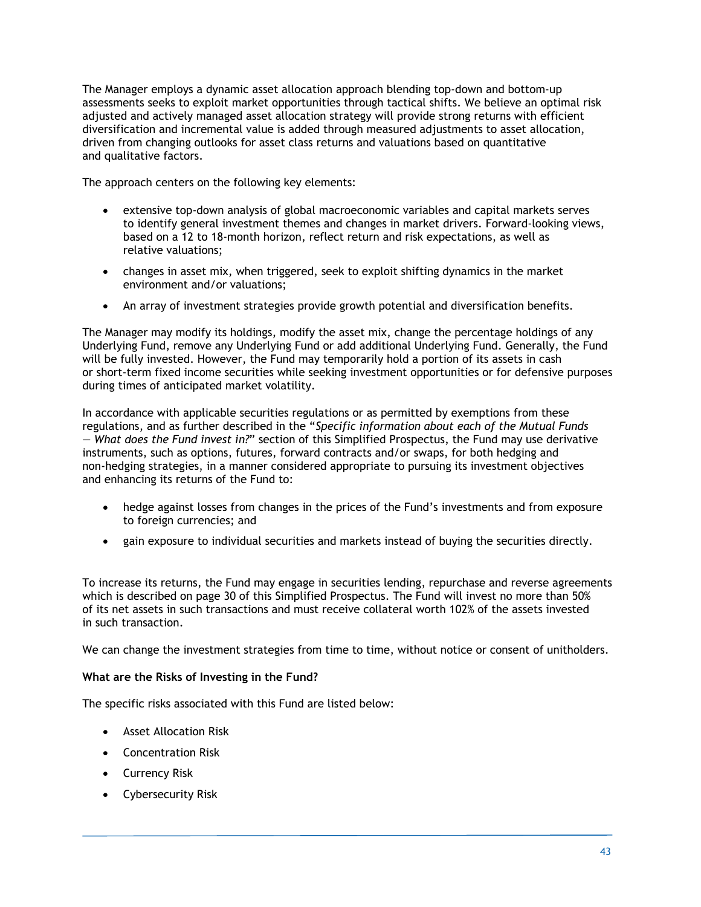The Manager employs a dynamic asset allocation approach blending top-down and bottom-up assessments seeks to exploit market opportunities through tactical shifts. We believe an optimal risk adjusted and actively managed asset allocation strategy will provide strong returns with efficient diversification and incremental value is added through measured adjustments to asset allocation, driven from changing outlooks for asset class returns and valuations based on quantitative and qualitative factors.

The approach centers on the following key elements:

- extensive top-down analysis of global macroeconomic variables and capital markets serves to identify general investment themes and changes in market drivers. Forward-looking views, based on a 12 to 18-month horizon, reflect return and risk expectations, as well as relative valuations;
- changes in asset mix, when triggered, seek to exploit shifting dynamics in the market environment and/or valuations;
- An array of investment strategies provide growth potential and diversification benefits.

The Manager may modify its holdings, modify the asset mix, change the percentage holdings of any Underlying Fund, remove any Underlying Fund or add additional Underlying Fund. Generally, the Fund will be fully invested. However, the Fund may temporarily hold a portion of its assets in cash or short-term fixed income securities while seeking investment opportunities or for defensive purposes during times of anticipated market volatility.

In accordance with applicable securities regulations or as permitted by exemptions from these regulations, and as further described in the "*Specific information about each of the Mutual Funds — What does the Fund invest in?*" section of this Simplified Prospectus, the Fund may use derivative instruments, such as options, futures, forward contracts and/or swaps, for both hedging and non-hedging strategies, in a manner considered appropriate to pursuing its investment objectives and enhancing its returns of the Fund to:

- hedge against losses from changes in the prices of the Fund's investments and from exposure to foreign currencies; and
- gain exposure to individual securities and markets instead of buying the securities directly.

To increase its returns, the Fund may engage in securities lending, repurchase and reverse agreements which is described on page 30 of this Simplified Prospectus. The Fund will invest no more than 50% of its net assets in such transactions and must receive collateral worth 102% of the assets invested in such transaction.

We can change the investment strategies from time to time, without notice or consent of unitholders.

**What are the Risks of Investing in the Fund?**

The specific risks associated with this Fund are listed below:

- Asset Allocation Risk
- Concentration Risk
- Currency Risk
- Cybersecurity Risk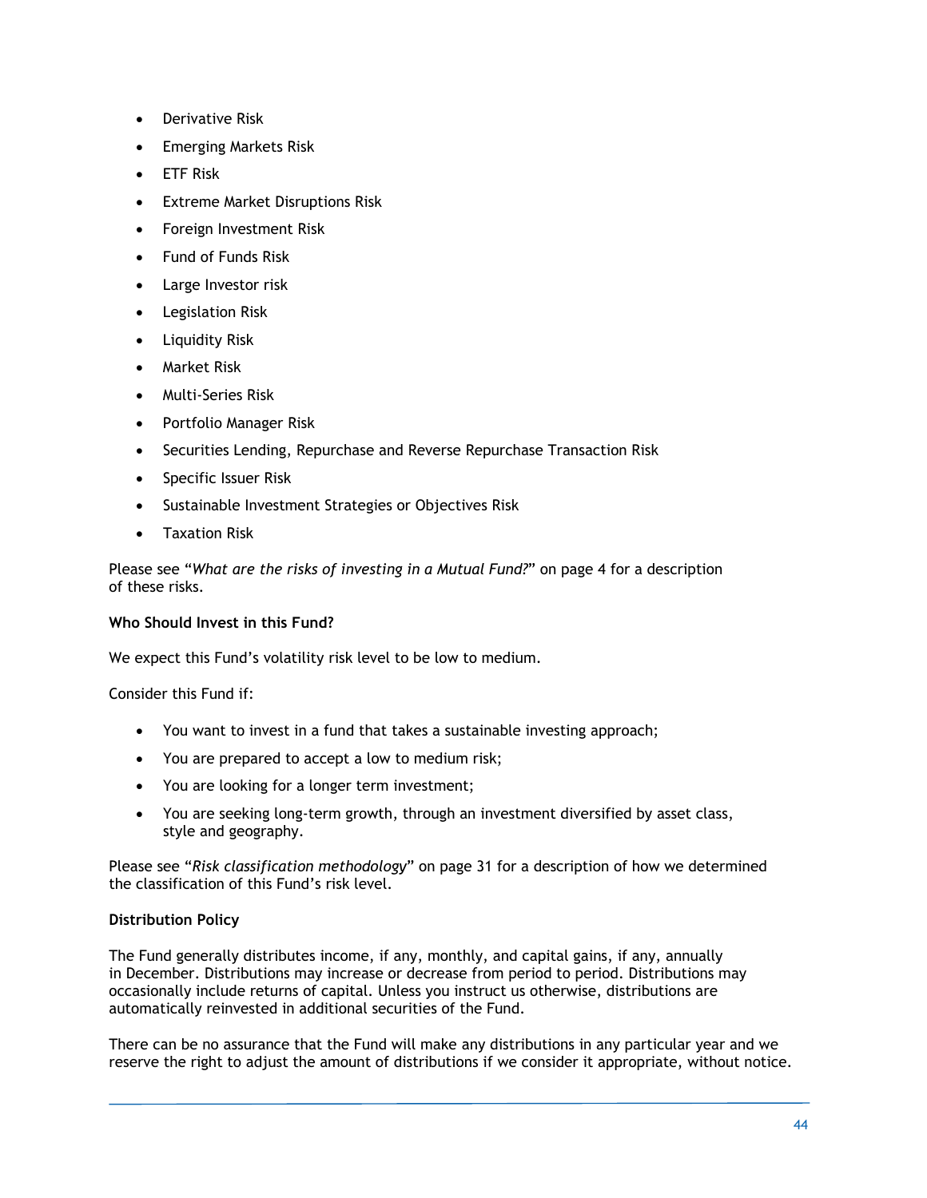- Derivative Risk
- Emerging Markets Risk
- ETF Risk
- Extreme Market Disruptions Risk
- Foreign Investment Risk
- Fund of Funds Risk
- Large Investor risk
- Legislation Risk
- Liquidity Risk
- Market Risk
- Multi-Series Risk
- Portfolio Manager Risk
- Securities Lending, Repurchase and Reverse Repurchase Transaction Risk
- Specific Issuer Risk
- Sustainable Investment Strategies or Objectives Risk
- Taxation Risk

Please see "*What are the risks of investing in a Mutual Fund?*" on page 4 for a description of these risks.

**Who Should Invest in this Fund?**

We expect this Fund's volatility risk level to be low to medium.

Consider this Fund if:

- You want to invest in a fund that takes a sustainable investing approach;
- You are prepared to accept a low to medium risk;
- You are looking for a longer term investment;
- You are seeking long-term growth, through an investment diversified by asset class, style and geography.

Please see "*Risk classification methodology*" on page 31 for a description of how we determined the classification of this Fund's risk level.

**Distribution Policy**

The Fund generally distributes income, if any, monthly, and capital gains, if any, annually in December. Distributions may increase or decrease from period to period. Distributions may occasionally include returns of capital. Unless you instruct us otherwise, distributions are automatically reinvested in additional securities of the Fund.

There can be no assurance that the Fund will make any distributions in any particular year and we reserve the right to adjust the amount of distributions if we consider it appropriate, without notice.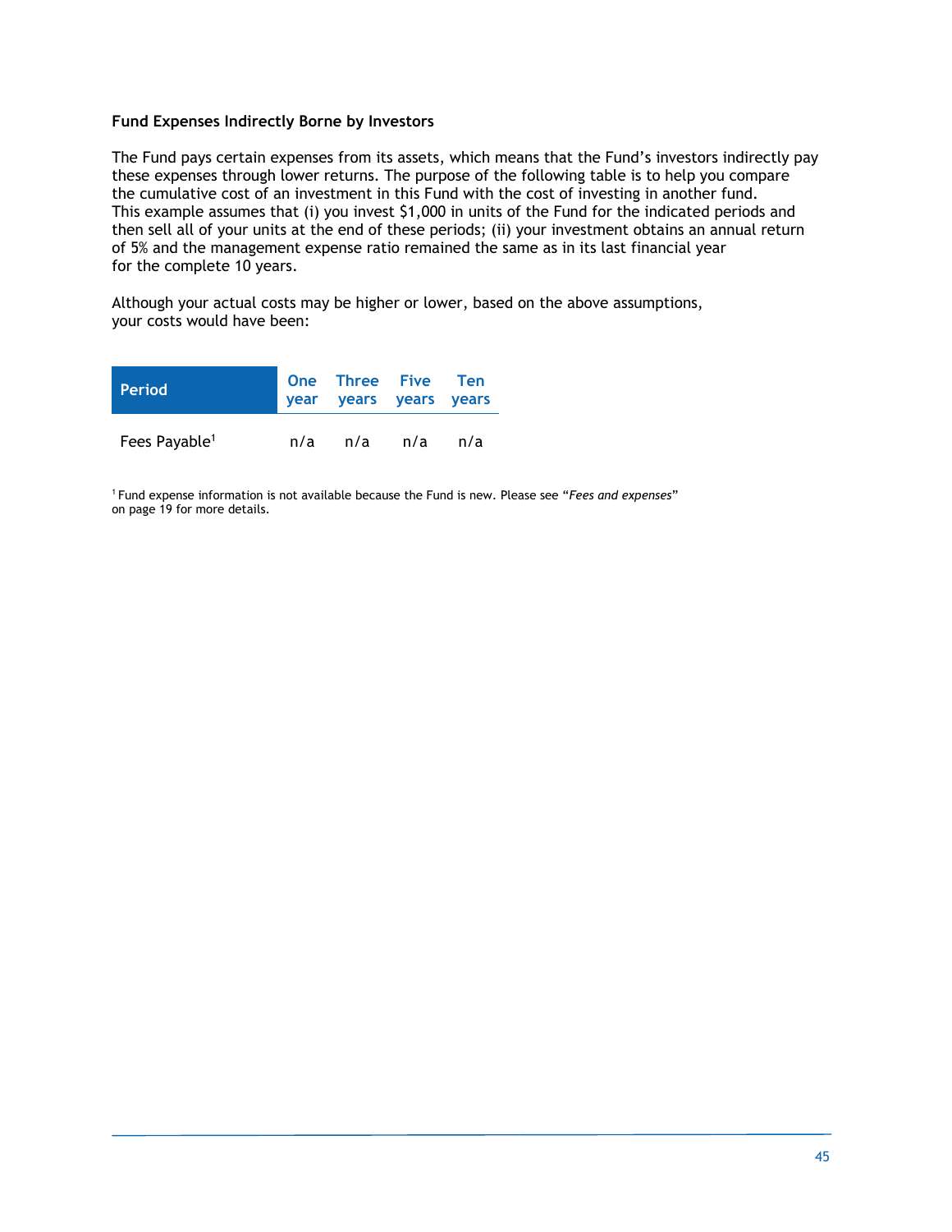### Fund Expenses Indirectly Borne by Investors

The Fund pays certain expenses from its assets, which means that the Fund's investors indirectly pay these expenses through lower returns. The purpose of the following table is to help you compare the cumulative cost of an investment in this Fund with the cost of investing in another fund. This example assumes that (i) you invest $1,000 in units of the Fund for the indicated periods and then sell all of your units at the end of these periods; (ii) your investment obtains an annual return of 5% and the management expense ratio remained the same as in its last financial year for the complete 10 years.

Although your actual costs may be higher or lower, based on the above assumptions, your costs would have been:

| Period | One year | Three years | Five years | Ten years |
|---|---|---|---|---|
| Fees Payable[1] | n/a | n/a | n/a | n/a |

[1] Fund expense information is not available because the Fund is new. Please see "*Fees and expenses*" on page 19 for more details.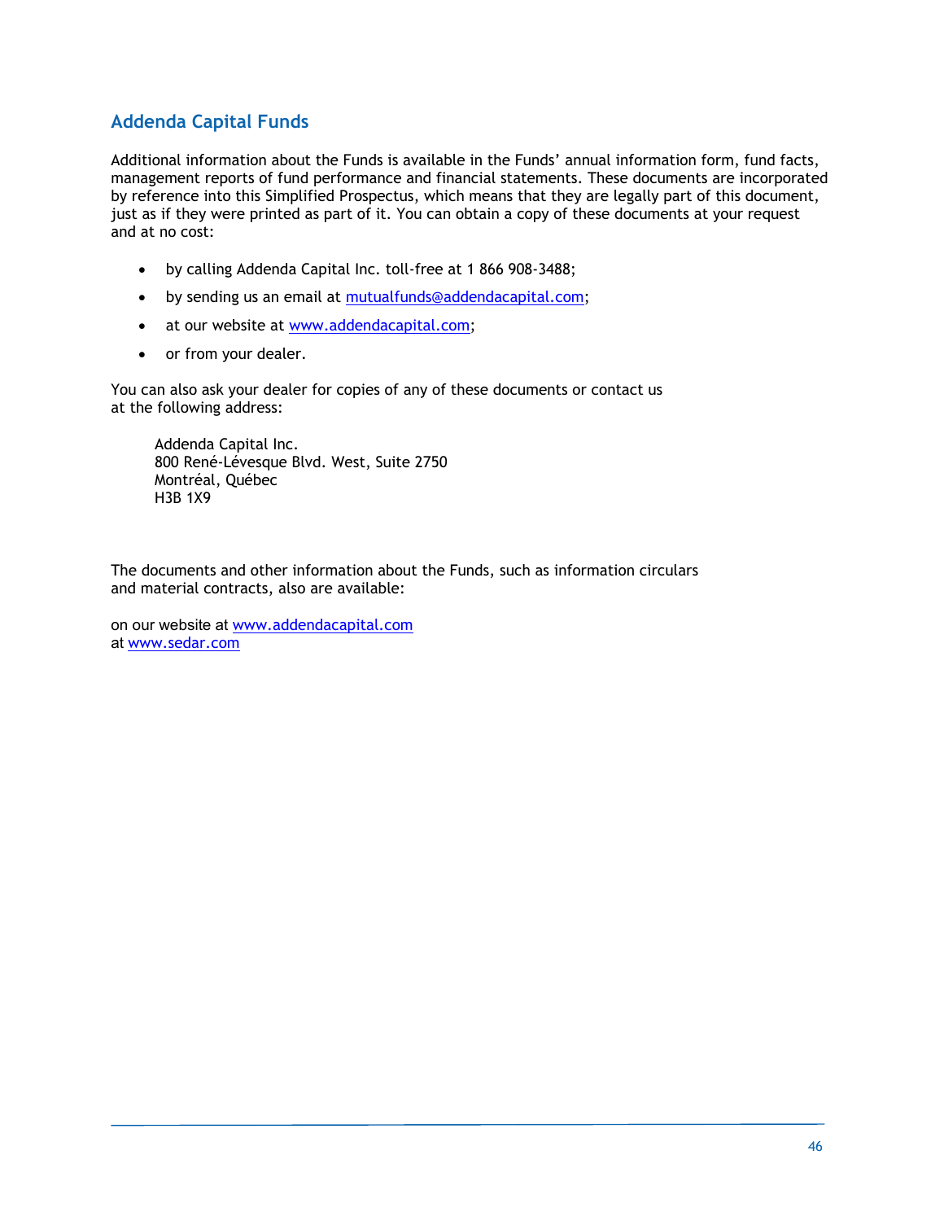## Addenda Capital Funds

Additional information about the Funds is available in the Funds' annual information form, fund facts, management reports of fund performance and financial statements. These documents are incorporated by reference into this Simplified Prospectus, which means that they are legally part of this document, just as if they were printed as part of it. You can obtain a copy of these documents at your request and at no cost:

- by calling Addenda Capital Inc. toll-free at 1 866 908-3488;
- by sending us an email at mutualfunds@addendacapital.com;
- at our website at www.addendacapital.com;
- or from your dealer.

You can also ask your dealer for copies of any of these documents or contact us at the following address:

Addenda Capital Inc.
800 René-Lévesque Blvd. West, Suite 2750
Montréal, Québec
H3B 1X9

The documents and other information about the Funds, such as information circulars and material contracts, also are available:

on our website at www.addendacapital.com
at www.sedar.com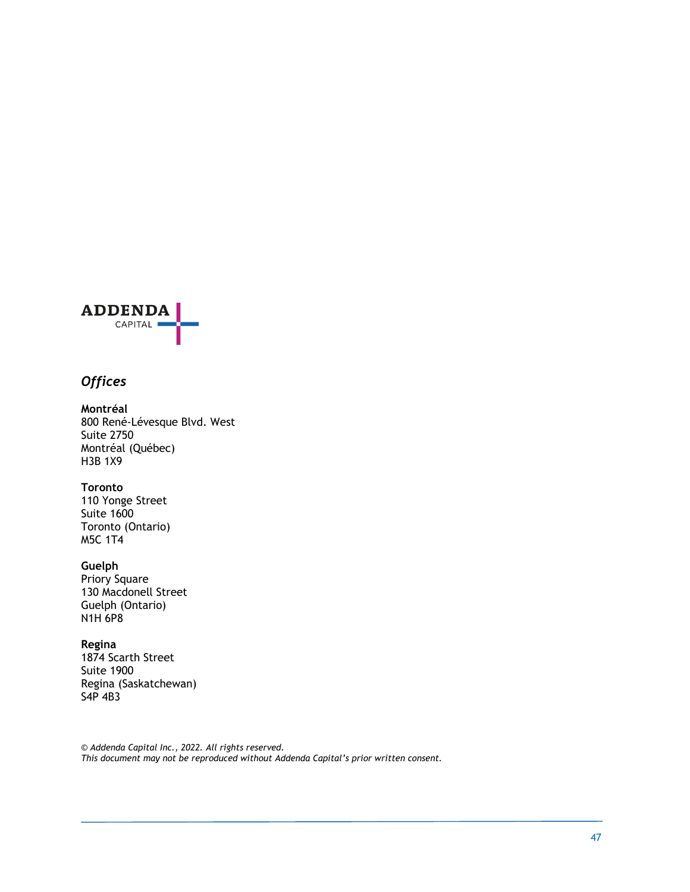ADDENDA CAPITAL

*Offices*

**Montréal**
800 René-Lévesque Blvd. West
Suite 2750
Montréal (Québec)
H3B 1X9

**Toronto**
110 Yonge Street
Suite 1600
Toronto (Ontario)
M5C 1T4

**Guelph**
Priory Square
130 Macdonell Street
Guelph (Ontario)
N1H 6P8

**Regina**
1874 Scarth Street
Suite 1900
Regina (Saskatchewan)
S4P 4B3

*© Addenda Capital Inc., 2022. All rights reserved.*
*This document may not be reproduced without Addenda Capital's prior written consent.*